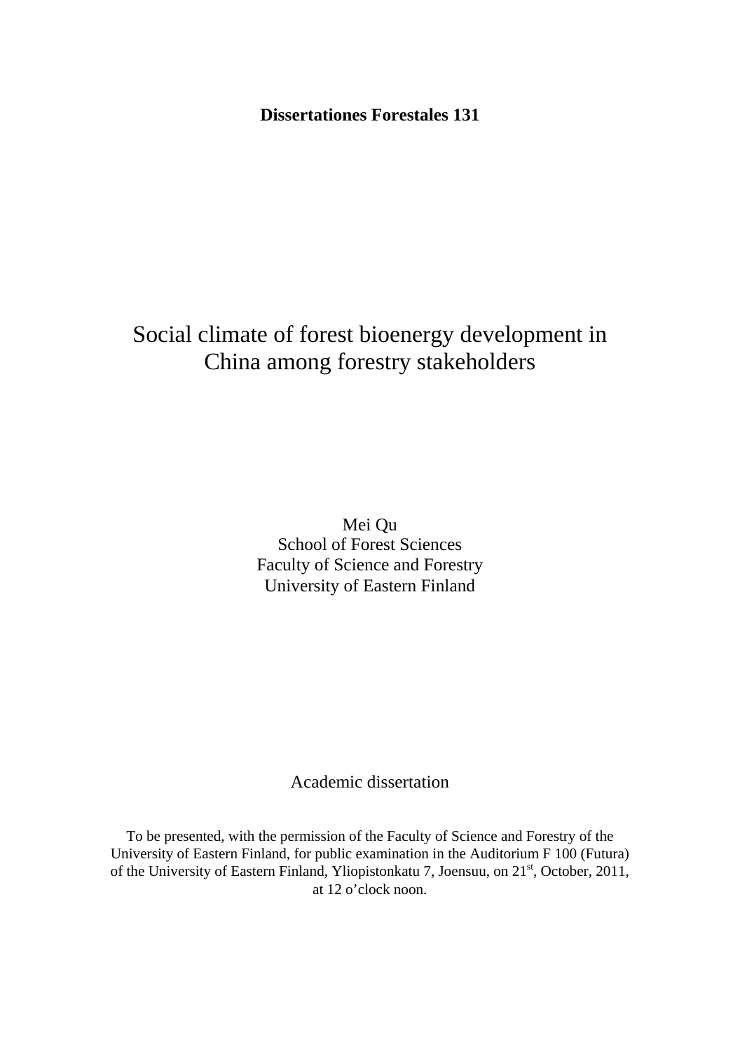**Dissertationes Forestales 131**

# Social climate of forest bioenergy development in China among forestry stakeholders

Mei Qu
School of Forest Sciences
Faculty of Science and Forestry
University of Eastern Finland

Academic dissertation

To be presented, with the permission of the Faculty of Science and Forestry of the University of Eastern Finland, for public examination in the Auditorium F 100 (Futura) of the University of Eastern Finland, Yliopistonkatu 7, Joensuu, on 21st, October, 2011, at 12 o'clock noon.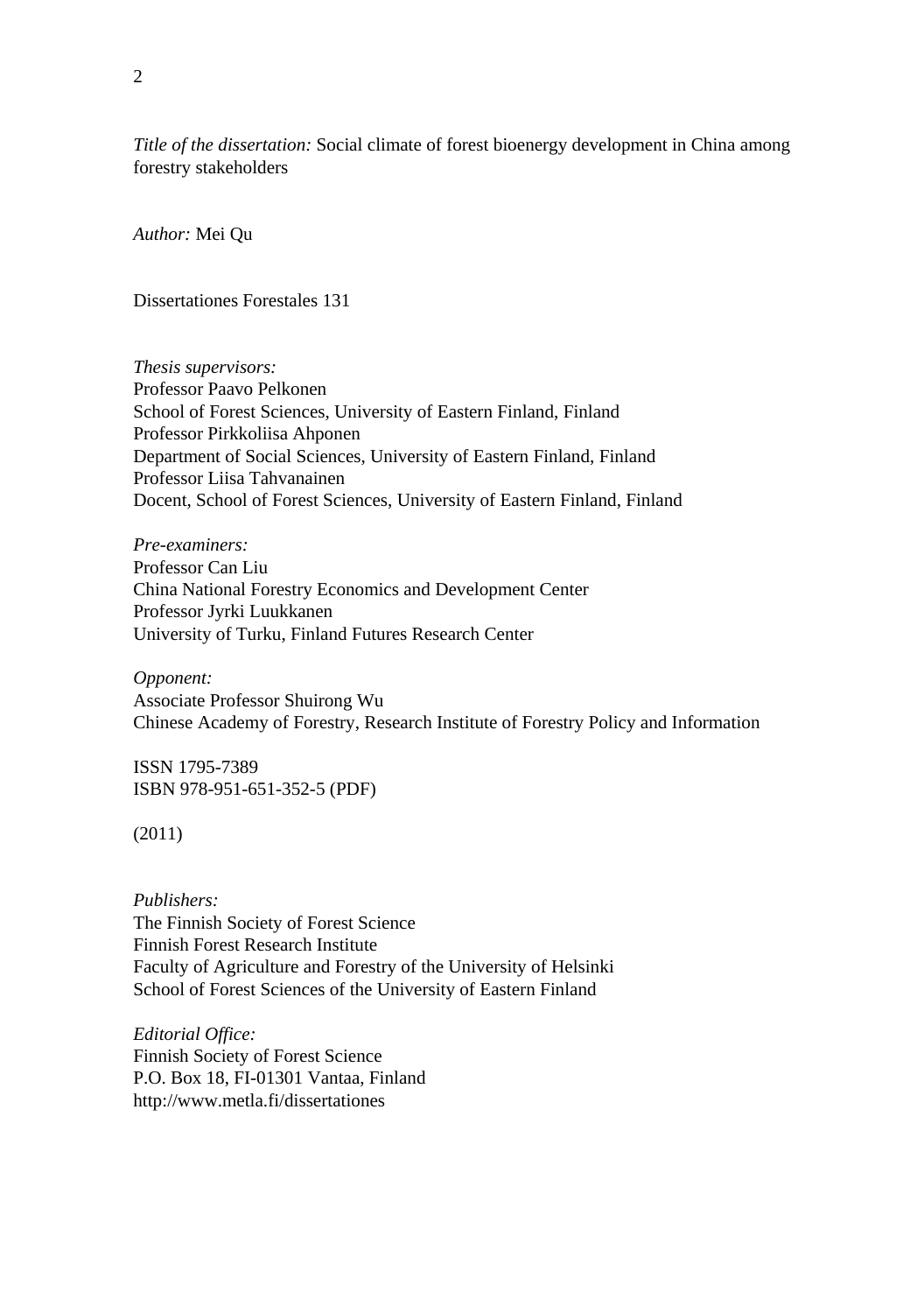*Title of the dissertation:* Social climate of forest bioenergy development in China among forestry stakeholders

*Author:* Mei Qu

Dissertationes Forestales 131

*Thesis supervisors:*
Professor Paavo Pelkonen
School of Forest Sciences, University of Eastern Finland, Finland
Professor Pirkkoliisa Ahponen
Department of Social Sciences, University of Eastern Finland, Finland
Professor Liisa Tahvanainen
Docent, School of Forest Sciences, University of Eastern Finland, Finland

*Pre-examiners:*
Professor Can Liu
China National Forestry Economics and Development Center
Professor Jyrki Luukkanen
University of Turku, Finland Futures Research Center

*Opponent:*
Associate Professor Shuirong Wu
Chinese Academy of Forestry, Research Institute of Forestry Policy and Information

ISSN 1795-7389
ISBN 978-951-651-352-5 (PDF)

(2011)

*Publishers:*
The Finnish Society of Forest Science
Finnish Forest Research Institute
Faculty of Agriculture and Forestry of the University of Helsinki
School of Forest Sciences of the University of Eastern Finland

*Editorial Office:*
Finnish Society of Forest Science
P.O. Box 18, FI-01301 Vantaa, Finland
http://www.metla.fi/dissertationes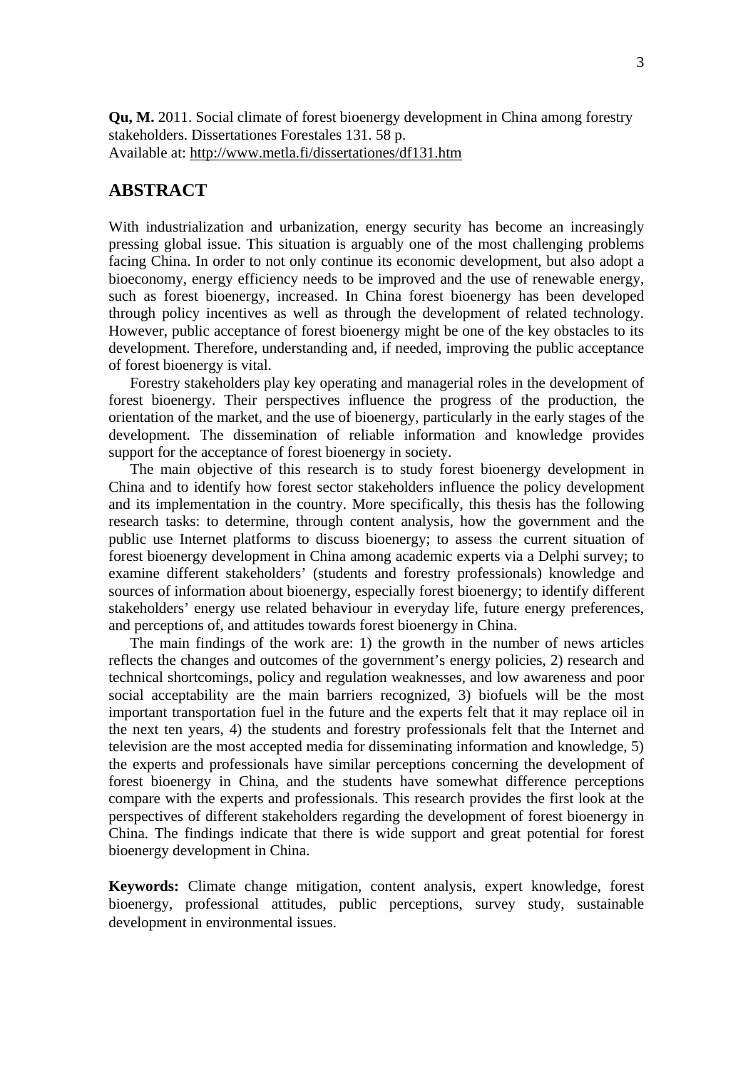**Qu, M.** 2011. Social climate of forest bioenergy development in China among forestry stakeholders. Dissertationes Forestales 131. 58 p.
Available at: http://www.metla.fi/dissertationes/df131.htm

## ABSTRACT

With industrialization and urbanization, energy security has become an increasingly pressing global issue. This situation is arguably one of the most challenging problems facing China. In order to not only continue its economic development, but also adopt a bioeconomy, energy efficiency needs to be improved and the use of renewable energy, such as forest bioenergy, increased. In China forest bioenergy has been developed through policy incentives as well as through the development of related technology. However, public acceptance of forest bioenergy might be one of the key obstacles to its development. Therefore, understanding and, if needed, improving the public acceptance of forest bioenergy is vital.

Forestry stakeholders play key operating and managerial roles in the development of forest bioenergy. Their perspectives influence the progress of the production, the orientation of the market, and the use of bioenergy, particularly in the early stages of the development. The dissemination of reliable information and knowledge provides support for the acceptance of forest bioenergy in society.

The main objective of this research is to study forest bioenergy development in China and to identify how forest sector stakeholders influence the policy development and its implementation in the country. More specifically, this thesis has the following research tasks: to determine, through content analysis, how the government and the public use Internet platforms to discuss bioenergy; to assess the current situation of forest bioenergy development in China among academic experts via a Delphi survey; to examine different stakeholders' (students and forestry professionals) knowledge and sources of information about bioenergy, especially forest bioenergy; to identify different stakeholders' energy use related behaviour in everyday life, future energy preferences, and perceptions of, and attitudes towards forest bioenergy in China.

The main findings of the work are: 1) the growth in the number of news articles reflects the changes and outcomes of the government's energy policies, 2) research and technical shortcomings, policy and regulation weaknesses, and low awareness and poor social acceptability are the main barriers recognized, 3) biofuels will be the most important transportation fuel in the future and the experts felt that it may replace oil in the next ten years, 4) the students and forestry professionals felt that the Internet and television are the most accepted media for disseminating information and knowledge, 5) the experts and professionals have similar perceptions concerning the development of forest bioenergy in China, and the students have somewhat difference perceptions compare with the experts and professionals. This research provides the first look at the perspectives of different stakeholders regarding the development of forest bioenergy in China. The findings indicate that there is wide support and great potential for forest bioenergy development in China.

**Keywords:** Climate change mitigation, content analysis, expert knowledge, forest bioenergy, professional attitudes, public perceptions, survey study, sustainable development in environmental issues.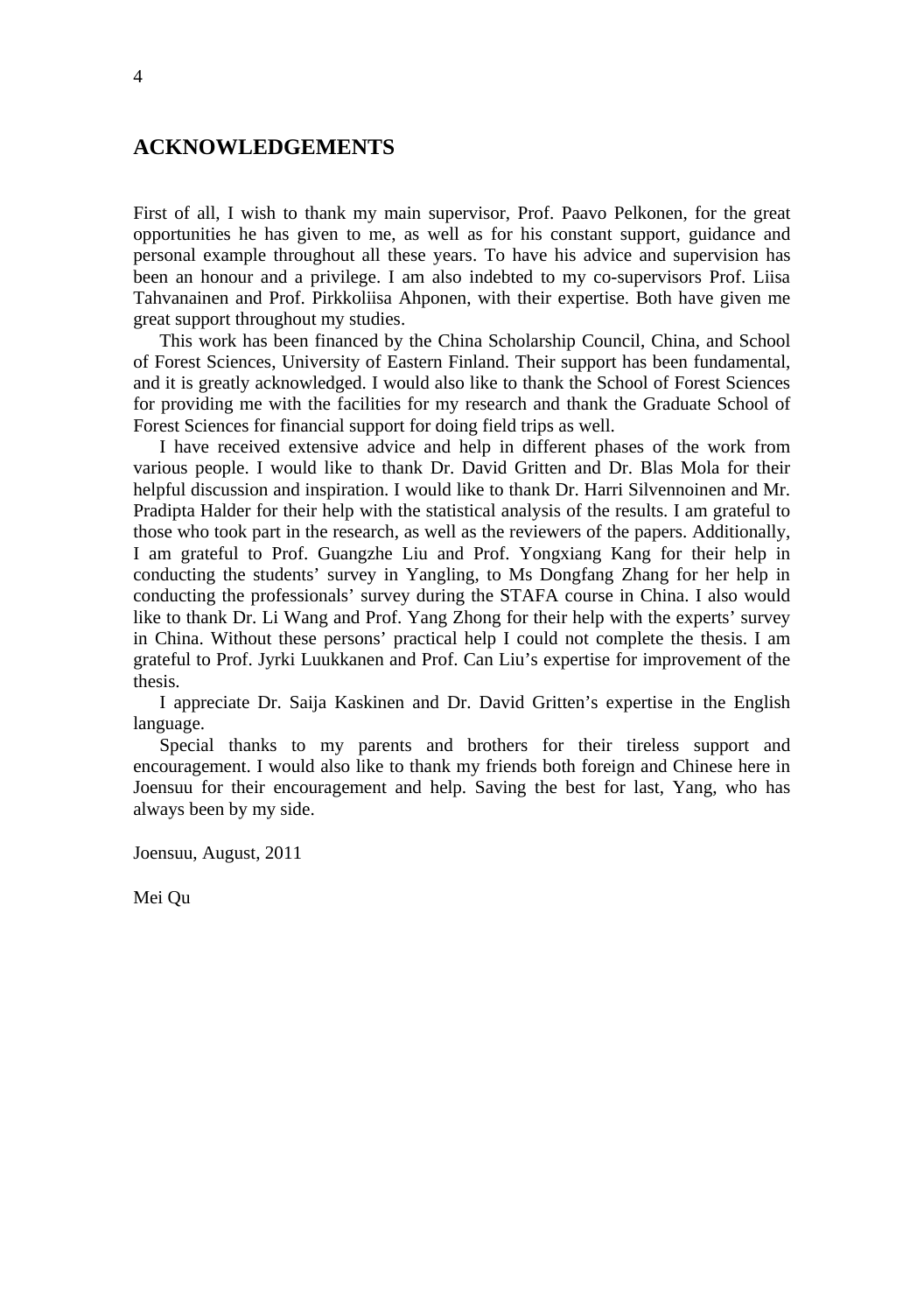# ACKNOWLEDGEMENTS

First of all, I wish to thank my main supervisor, Prof. Paavo Pelkonen, for the great opportunities he has given to me, as well as for his constant support, guidance and personal example throughout all these years. To have his advice and supervision has been an honour and a privilege. I am also indebted to my co-supervisors Prof. Liisa Tahvanainen and Prof. Pirkkoliisa Ahponen, with their expertise. Both have given me great support throughout my studies.

This work has been financed by the China Scholarship Council, China, and School of Forest Sciences, University of Eastern Finland. Their support has been fundamental, and it is greatly acknowledged. I would also like to thank the School of Forest Sciences for providing me with the facilities for my research and thank the Graduate School of Forest Sciences for financial support for doing field trips as well.

I have received extensive advice and help in different phases of the work from various people. I would like to thank Dr. David Gritten and Dr. Blas Mola for their helpful discussion and inspiration. I would like to thank Dr. Harri Silvennoinen and Mr. Pradipta Halder for their help with the statistical analysis of the results. I am grateful to those who took part in the research, as well as the reviewers of the papers. Additionally, I am grateful to Prof. Guangzhe Liu and Prof. Yongxiang Kang for their help in conducting the students' survey in Yangling, to Ms Dongfang Zhang for her help in conducting the professionals' survey during the STAFA course in China. I also would like to thank Dr. Li Wang and Prof. Yang Zhong for their help with the experts' survey in China. Without these persons' practical help I could not complete the thesis. I am grateful to Prof. Jyrki Luukkanen and Prof. Can Liu's expertise for improvement of the thesis.

I appreciate Dr. Saija Kaskinen and Dr. David Gritten's expertise in the English language.

Special thanks to my parents and brothers for their tireless support and encouragement. I would also like to thank my friends both foreign and Chinese here in Joensuu for their encouragement and help. Saving the best for last, Yang, who has always been by my side.

Joensuu, August, 2011

Mei Qu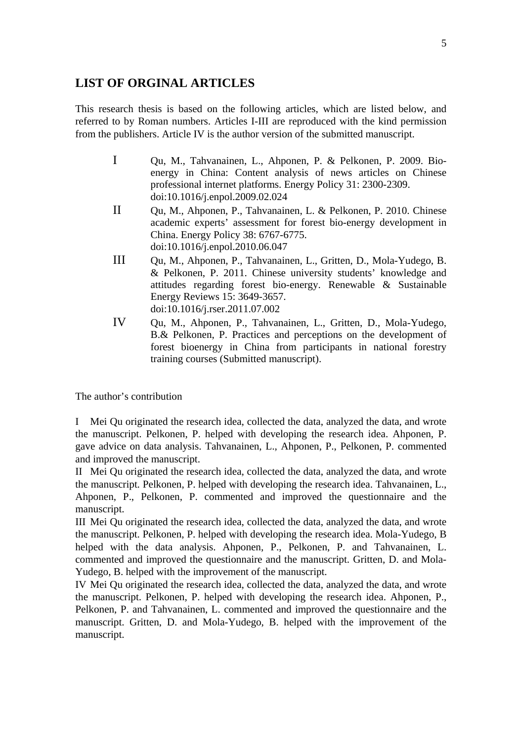## LIST OF ORGINAL ARTICLES

This research thesis is based on the following articles, which are listed below, and referred to by Roman numbers. Articles I-III are reproduced with the kind permission from the publishers. Article IV is the author version of the submitted manuscript.

I Qu, M., Tahvanainen, L., Ahponen, P. & Pelkonen, P. 2009. Bio-energy in China: Content analysis of news articles on Chinese professional internet platforms. Energy Policy 31: 2300-2309. doi:10.1016/j.enpol.2009.02.024

II Qu, M., Ahponen, P., Tahvanainen, L. & Pelkonen, P. 2010. Chinese academic experts' assessment for forest bio-energy development in China. Energy Policy 38: 6767-6775. doi:10.1016/j.enpol.2010.06.047

III Qu, M., Ahponen, P., Tahvanainen, L., Gritten, D., Mola-Yudego, B. & Pelkonen, P. 2011. Chinese university students' knowledge and attitudes regarding forest bio-energy. Renewable & Sustainable Energy Reviews 15: 3649-3657. doi:10.1016/j.rser.2011.07.002

IV Qu, M., Ahponen, P., Tahvanainen, L., Gritten, D., Mola-Yudego, B.& Pelkonen, P. Practices and perceptions on the development of forest bioenergy in China from participants in national forestry training courses (Submitted manuscript).

The author's contribution

I Mei Qu originated the research idea, collected the data, analyzed the data, and wrote the manuscript. Pelkonen, P. helped with developing the research idea. Ahponen, P. gave advice on data analysis. Tahvanainen, L., Ahponen, P., Pelkonen, P. commented and improved the manuscript.

II Mei Qu originated the research idea, collected the data, analyzed the data, and wrote the manuscript. Pelkonen, P. helped with developing the research idea. Tahvanainen, L., Ahponen, P., Pelkonen, P. commented and improved the questionnaire and the manuscript.

III Mei Qu originated the research idea, collected the data, analyzed the data, and wrote the manuscript. Pelkonen, P. helped with developing the research idea. Mola-Yudego, B helped with the data analysis. Ahponen, P., Pelkonen, P. and Tahvanainen, L. commented and improved the questionnaire and the manuscript. Gritten, D. and Mola-Yudego, B. helped with the improvement of the manuscript.

IV Mei Qu originated the research idea, collected the data, analyzed the data, and wrote the manuscript. Pelkonen, P. helped with developing the research idea. Ahponen, P., Pelkonen, P. and Tahvanainen, L. commented and improved the questionnaire and the manuscript. Gritten, D. and Mola-Yudego, B. helped with the improvement of the manuscript.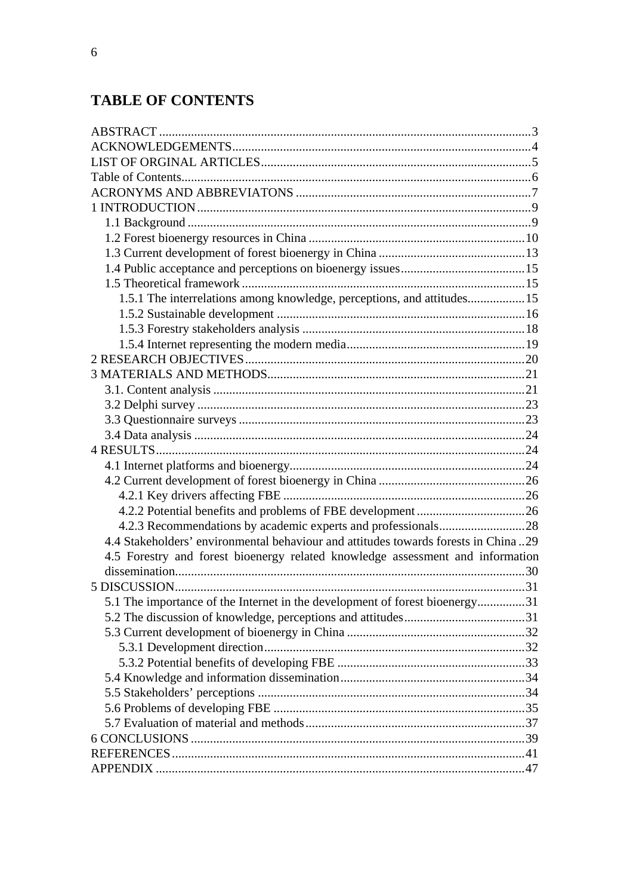# TABLE OF CONTENTS

ABSTRACT .......... 3
ACKNOWLEDGEMENTS .......... 4
LIST OF ORGINAL ARTICLES .......... 5
Table of Contents .......... 6
ACRONYMS AND ABBREVIATONS .......... 7
1 INTRODUCTION .......... 9
- 1.1 Background .......... 9
- 1.2 Forest bioenergy resources in China .......... 10
- 1.3 Current development of forest bioenergy in China .......... 13
- 1.4 Public acceptance and perceptions on bioenergy issues .......... 15
- 1.5 Theoretical framework .......... 15
  - 1.5.1 The interrelations among knowledge, perceptions, and attitudes .......... 15
  - 1.5.2 Sustainable development .......... 16
  - 1.5.3 Forestry stakeholders analysis .......... 18
  - 1.5.4 Internet representing the modern media .......... 19

2 RESEARCH OBJECTIVES .......... 20
3 MATERIALS AND METHODS .......... 21
- 3.1. Content analysis .......... 21
- 3.2 Delphi survey .......... 23
- 3.3 Questionnaire surveys .......... 23
- 3.4 Data analysis .......... 24

4 RESULTS .......... 24
- 4.1 Internet platforms and bioenergy .......... 24
- 4.2 Current development of forest bioenergy in China .......... 26
  - 4.2.1 Key drivers affecting FBE .......... 26
  - 4.2.2 Potential benefits and problems of FBE development .......... 26
  - 4.2.3 Recommendations by academic experts and professionals .......... 28
- 4.4 Stakeholders' environmental behaviour and attitudes towards forests in China .. 29
- 4.5 Forestry and forest bioenergy related knowledge assessment and information dissemination .......... 30

5 DISCUSSION .......... 31
- 5.1 The importance of the Internet in the development of forest bioenergy .......... 31
- 5.2 The discussion of knowledge, perceptions and attitudes .......... 31
- 5.3 Current development of bioenergy in China .......... 32
  - 5.3.1 Development direction .......... 32
  - 5.3.2 Potential benefits of developing FBE .......... 33
- 5.4 Knowledge and information dissemination .......... 34
- 5.5 Stakeholders' perceptions .......... 34
- 5.6 Problems of developing FBE .......... 35
- 5.7 Evaluation of material and methods .......... 37

6 CONCLUSIONS .......... 39
REFERENCES .......... 41
APPENDIX .......... 47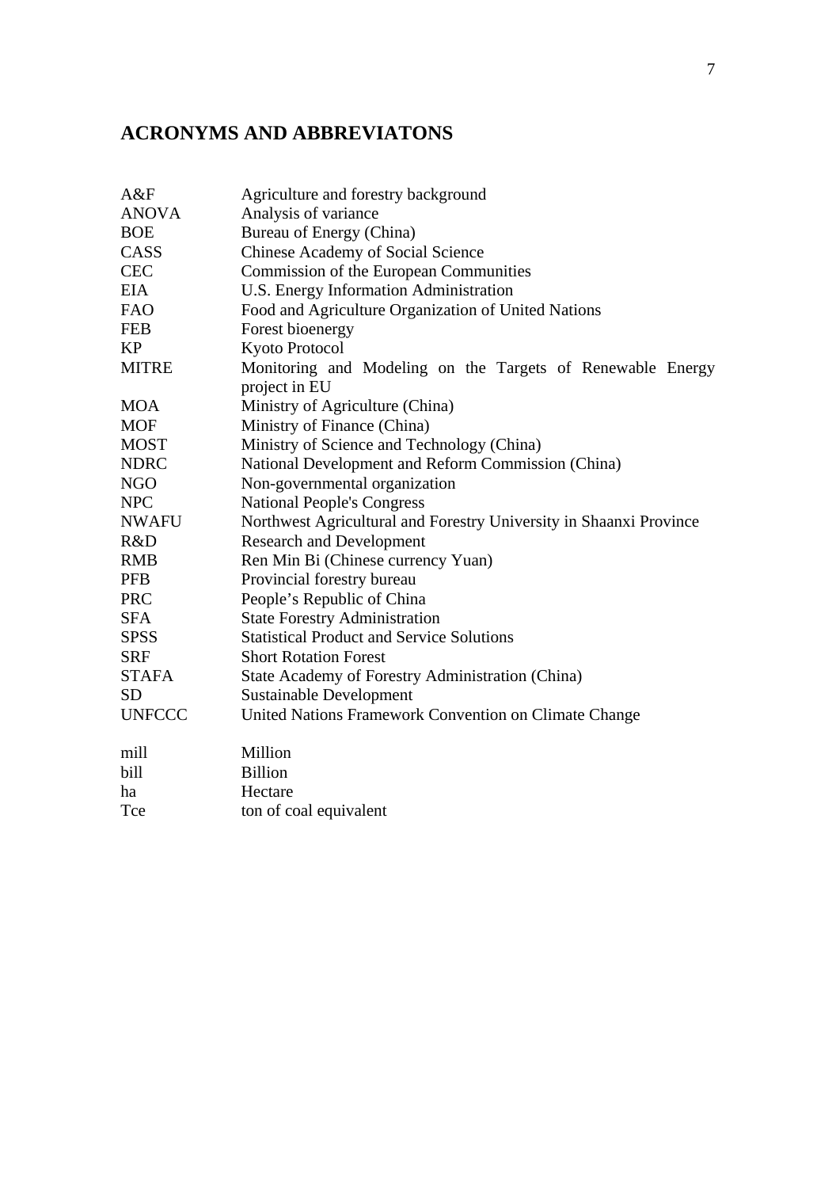# ACRONYMS AND ABBREVIATONS

| | |
|---|---|
| A&F | Agriculture and forestry background |
| ANOVA | Analysis of variance |
| BOE | Bureau of Energy (China) |
| CASS | Chinese Academy of Social Science |
| CEC | Commission of the European Communities |
| EIA | U.S. Energy Information Administration |
| FAO | Food and Agriculture Organization of United Nations |
| FEB | Forest bioenergy |
| KP | Kyoto Protocol |
| MITRE | Monitoring and Modeling on the Targets of Renewable Energy project in EU |
| MOA | Ministry of Agriculture (China) |
| MOF | Ministry of Finance (China) |
| MOST | Ministry of Science and Technology (China) |
| NDRC | National Development and Reform Commission (China) |
| NGO | Non-governmental organization |
| NPC | National People's Congress |
| NWAFU | Northwest Agricultural and Forestry University in Shaanxi Province |
| R&D | Research and Development |
| RMB | Ren Min Bi (Chinese currency Yuan) |
| PFB | Provincial forestry bureau |
| PRC | People's Republic of China |
| SFA | State Forestry Administration |
| SPSS | Statistical Product and Service Solutions |
| SRF | Short Rotation Forest |
| STAFA | State Academy of Forestry Administration (China) |
| SD | Sustainable Development |
| UNFCCC | United Nations Framework Convention on Climate Change |
| | |
| mill | Million |
| bill | Billion |
| ha | Hectare |
| Tce | ton of coal equivalent |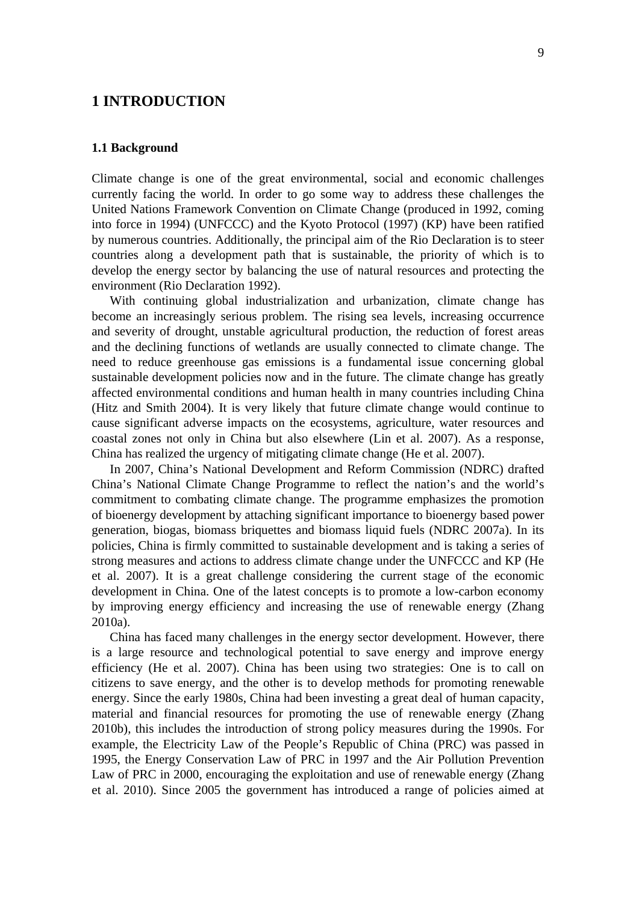# 1 INTRODUCTION

## 1.1 Background

Climate change is one of the great environmental, social and economic challenges currently facing the world. In order to go some way to address these challenges the United Nations Framework Convention on Climate Change (produced in 1992, coming into force in 1994) (UNFCCC) and the Kyoto Protocol (1997) (KP) have been ratified by numerous countries. Additionally, the principal aim of the Rio Declaration is to steer countries along a development path that is sustainable, the priority of which is to develop the energy sector by balancing the use of natural resources and protecting the environment (Rio Declaration 1992).

With continuing global industrialization and urbanization, climate change has become an increasingly serious problem. The rising sea levels, increasing occurrence and severity of drought, unstable agricultural production, the reduction of forest areas and the declining functions of wetlands are usually connected to climate change. The need to reduce greenhouse gas emissions is a fundamental issue concerning global sustainable development policies now and in the future. The climate change has greatly affected environmental conditions and human health in many countries including China (Hitz and Smith 2004). It is very likely that future climate change would continue to cause significant adverse impacts on the ecosystems, agriculture, water resources and coastal zones not only in China but also elsewhere (Lin et al. 2007). As a response, China has realized the urgency of mitigating climate change (He et al. 2007).

In 2007, China's National Development and Reform Commission (NDRC) drafted China's National Climate Change Programme to reflect the nation's and the world's commitment to combating climate change. The programme emphasizes the promotion of bioenergy development by attaching significant importance to bioenergy based power generation, biogas, biomass briquettes and biomass liquid fuels (NDRC 2007a). In its policies, China is firmly committed to sustainable development and is taking a series of strong measures and actions to address climate change under the UNFCCC and KP (He et al. 2007). It is a great challenge considering the current stage of the economic development in China. One of the latest concepts is to promote a low-carbon economy by improving energy efficiency and increasing the use of renewable energy (Zhang 2010a).

China has faced many challenges in the energy sector development. However, there is a large resource and technological potential to save energy and improve energy efficiency (He et al. 2007). China has been using two strategies: One is to call on citizens to save energy, and the other is to develop methods for promoting renewable energy. Since the early 1980s, China had been investing a great deal of human capacity, material and financial resources for promoting the use of renewable energy (Zhang 2010b), this includes the introduction of strong policy measures during the 1990s. For example, the Electricity Law of the People's Republic of China (PRC) was passed in 1995, the Energy Conservation Law of PRC in 1997 and the Air Pollution Prevention Law of PRC in 2000, encouraging the exploitation and use of renewable energy (Zhang et al. 2010). Since 2005 the government has introduced a range of policies aimed at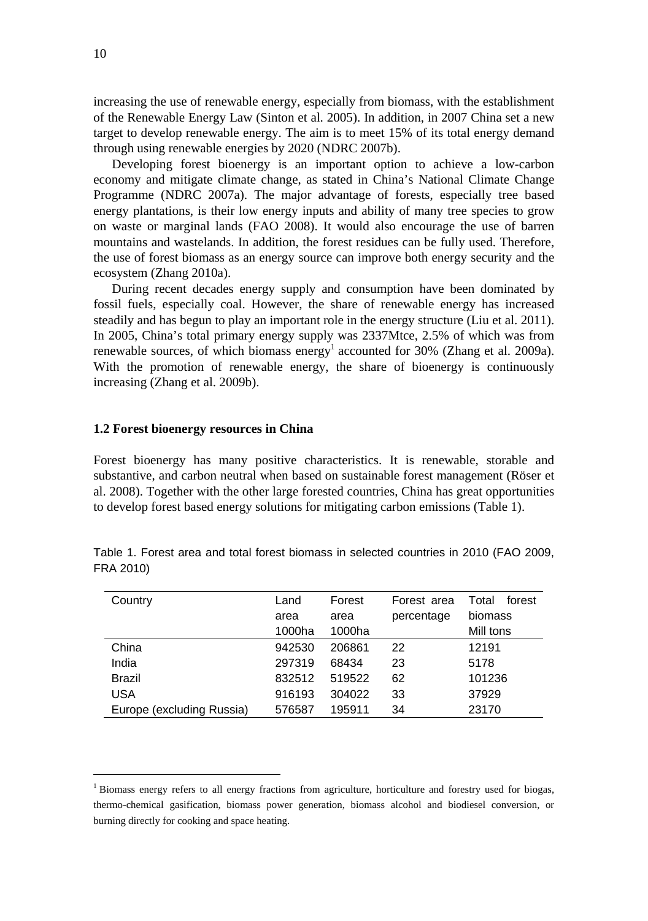increasing the use of renewable energy, especially from biomass, with the establishment of the Renewable Energy Law (Sinton et al. 2005). In addition, in 2007 China set a new target to develop renewable energy. The aim is to meet 15% of its total energy demand through using renewable energies by 2020 (NDRC 2007b).

Developing forest bioenergy is an important option to achieve a low-carbon economy and mitigate climate change, as stated in China's National Climate Change Programme (NDRC 2007a). The major advantage of forests, especially tree based energy plantations, is their low energy inputs and ability of many tree species to grow on waste or marginal lands (FAO 2008). It would also encourage the use of barren mountains and wastelands. In addition, the forest residues can be fully used. Therefore, the use of forest biomass as an energy source can improve both energy security and the ecosystem (Zhang 2010a).

During recent decades energy supply and consumption have been dominated by fossil fuels, especially coal. However, the share of renewable energy has increased steadily and has begun to play an important role in the energy structure (Liu et al. 2011). In 2005, China's total primary energy supply was 2337Mtce, 2.5% of which was from renewable sources, of which biomass energy[1] accounted for 30% (Zhang et al. 2009a). With the promotion of renewable energy, the share of bioenergy is continuously increasing (Zhang et al. 2009b).

### 1.2 Forest bioenergy resources in China

Forest bioenergy has many positive characteristics. It is renewable, storable and substantive, and carbon neutral when based on sustainable forest management (Röser et al. 2008). Together with the other large forested countries, China has great opportunities to develop forest based energy solutions for mitigating carbon emissions (Table 1).

Table 1. Forest area and total forest biomass in selected countries in 2010 (FAO 2009, FRA 2010)

| Country | Land area 1000ha | Forest area 1000ha | Forest area percentage | Total forest biomass Mill tons |
|---|---|---|---|---|
| China | 942530 | 206861 | 22 | 12191 |
| India | 297319 | 68434 | 23 | 5178 |
| Brazil | 832512 | 519522 | 62 | 101236 |
| USA | 916193 | 304022 | 33 | 37929 |
| Europe (excluding Russia) | 576587 | 195911 | 34 | 23170 |

[1] Biomass energy refers to all energy fractions from agriculture, horticulture and forestry used for biogas, thermo-chemical gasification, biomass power generation, biomass alcohol and biodiesel conversion, or burning directly for cooking and space heating.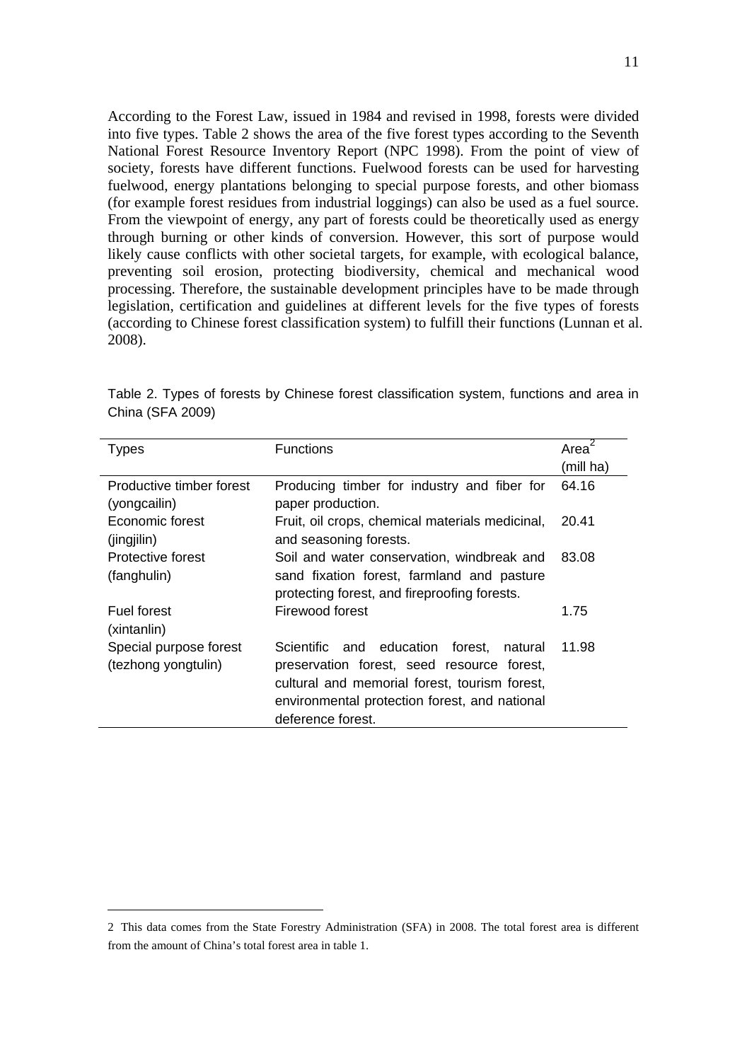According to the Forest Law, issued in 1984 and revised in 1998, forests were divided into five types. Table 2 shows the area of the five forest types according to the Seventh National Forest Resource Inventory Report (NPC 1998). From the point of view of society, forests have different functions. Fuelwood forests can be used for harvesting fuelwood, energy plantations belonging to special purpose forests, and other biomass (for example forest residues from industrial loggings) can also be used as a fuel source. From the viewpoint of energy, any part of forests could be theoretically used as energy through burning or other kinds of conversion. However, this sort of purpose would likely cause conflicts with other societal targets, for example, with ecological balance, preventing soil erosion, protecting biodiversity, chemical and mechanical wood processing. Therefore, the sustainable development principles have to be made through legislation, certification and guidelines at different levels for the five types of forests (according to Chinese forest classification system) to fulfill their functions (Lunnan et al. 2008).

Table 2. Types of forests by Chinese forest classification system, functions and area in China (SFA 2009)

| Types | Functions | Area[2] (mill ha) |
|---|---|---|
| Productive timber forest (yongcailin) | Producing timber for industry and fiber for paper production. | 64.16 |
| Economic forest (jingjilin) | Fruit, oil crops, chemical materials medicinal, and seasoning forests. | 20.41 |
| Protective forest (fanghulin) | Soil and water conservation, windbreak and sand fixation forest, farmland and pasture protecting forest, and fireproofing forests. | 83.08 |
| Fuel forest (xintanlin) | Firewood forest | 1.75 |
| Special purpose forest (tezhong yongtulin) | Scientific and education forest, natural preservation forest, seed resource forest, cultural and memorial forest, tourism forest, environmental protection forest, and national deference forest. | 11.98 |

---

2 This data comes from the State Forestry Administration (SFA) in 2008. The total forest area is different from the amount of China's total forest area in table 1.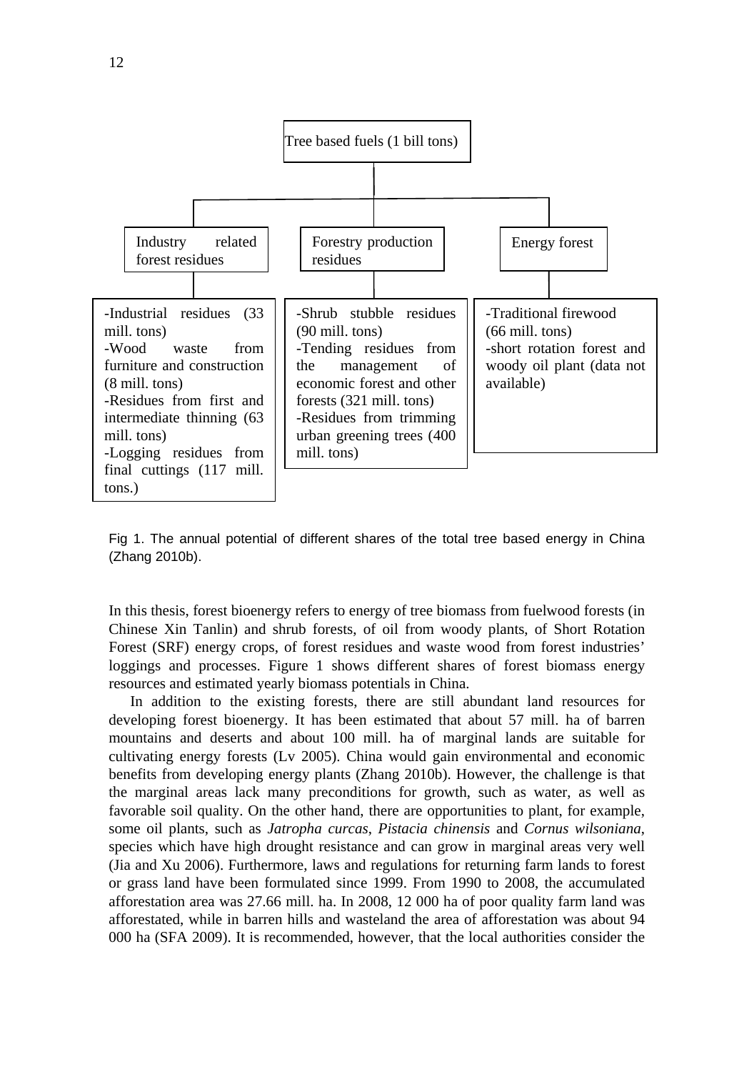Tree based fuels (1 bill tons)

- **Industry related forest residues**
  - -Industrial residues (33 mill. tons)
  - -Wood waste from furniture and construction (8 mill. tons)
  - -Residues from first and intermediate thinning (63 mill. tons)
  - -Logging residues from final cuttings (117 mill. tons.)
- **Forestry production residues**
  - -Shrub stubble residues (90 mill. tons)
  - -Tending residues from the management of economic forest and other forests (321 mill. tons)
  - -Residues from trimming urban greening trees (400 mill. tons)
- **Energy forest**
  - -Traditional firewood (66 mill. tons)
  - -short rotation forest and woody oil plant (data not available)

Fig 1. The annual potential of different shares of the total tree based energy in China (Zhang 2010b).

In this thesis, forest bioenergy refers to energy of tree biomass from fuelwood forests (in Chinese Xin Tanlin) and shrub forests, of oil from woody plants, of Short Rotation Forest (SRF) energy crops, of forest residues and waste wood from forest industries' loggings and processes. Figure 1 shows different shares of forest biomass energy resources and estimated yearly biomass potentials in China.

In addition to the existing forests, there are still abundant land resources for developing forest bioenergy. It has been estimated that about 57 mill. ha of barren mountains and deserts and about 100 mill. ha of marginal lands are suitable for cultivating energy forests (Lv 2005). China would gain environmental and economic benefits from developing energy plants (Zhang 2010b). However, the challenge is that the marginal areas lack many preconditions for growth, such as water, as well as favorable soil quality. On the other hand, there are opportunities to plant, for example, some oil plants, such as *Jatropha curcas*, *Pistacia chinensis* and *Cornus wilsoniana*, species which have high drought resistance and can grow in marginal areas very well (Jia and Xu 2006). Furthermore, laws and regulations for returning farm lands to forest or grass land have been formulated since 1999. From 1990 to 2008, the accumulated afforestation area was 27.66 mill. ha. In 2008, 12 000 ha of poor quality farm land was afforestated, while in barren hills and wasteland the area of afforestation was about 94 000 ha (SFA 2009). It is recommended, however, that the local authorities consider the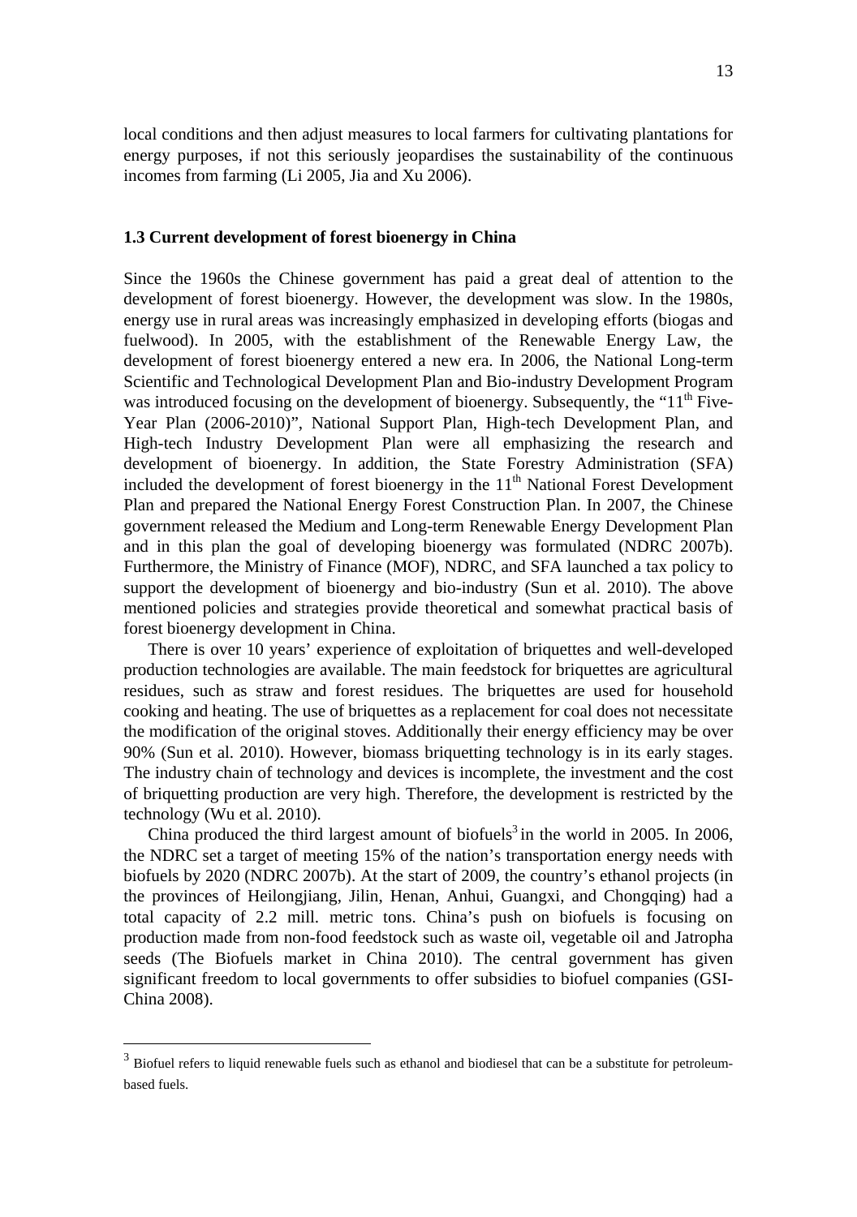local conditions and then adjust measures to local farmers for cultivating plantations for energy purposes, if not this seriously jeopardises the sustainability of the continuous incomes from farming (Li 2005, Jia and Xu 2006).

### 1.3 Current development of forest bioenergy in China

Since the 1960s the Chinese government has paid a great deal of attention to the development of forest bioenergy. However, the development was slow. In the 1980s, energy use in rural areas was increasingly emphasized in developing efforts (biogas and fuelwood). In 2005, with the establishment of the Renewable Energy Law, the development of forest bioenergy entered a new era. In 2006, the National Long-term Scientific and Technological Development Plan and Bio-industry Development Program was introduced focusing on the development of bioenergy. Subsequently, the "11th Five-Year Plan (2006-2010)", National Support Plan, High-tech Development Plan, and High-tech Industry Development Plan were all emphasizing the research and development of bioenergy. In addition, the State Forestry Administration (SFA) included the development of forest bioenergy in the 11th National Forest Development Plan and prepared the National Energy Forest Construction Plan. In 2007, the Chinese government released the Medium and Long-term Renewable Energy Development Plan and in this plan the goal of developing bioenergy was formulated (NDRC 2007b). Furthermore, the Ministry of Finance (MOF), NDRC, and SFA launched a tax policy to support the development of bioenergy and bio-industry (Sun et al. 2010). The above mentioned policies and strategies provide theoretical and somewhat practical basis of forest bioenergy development in China.

There is over 10 years' experience of exploitation of briquettes and well-developed production technologies are available. The main feedstock for briquettes are agricultural residues, such as straw and forest residues. The briquettes are used for household cooking and heating. The use of briquettes as a replacement for coal does not necessitate the modification of the original stoves. Additionally their energy efficiency may be over 90% (Sun et al. 2010). However, biomass briquetting technology is in its early stages. The industry chain of technology and devices is incomplete, the investment and the cost of briquetting production are very high. Therefore, the development is restricted by the technology (Wu et al. 2010).

China produced the third largest amount of biofuels[3] in the world in 2005. In 2006, the NDRC set a target of meeting 15% of the nation's transportation energy needs with biofuels by 2020 (NDRC 2007b). At the start of 2009, the country's ethanol projects (in the provinces of Heilongjiang, Jilin, Henan, Anhui, Guangxi, and Chongqing) had a total capacity of 2.2 mill. metric tons. China's push on biofuels is focusing on production made from non-food feedstock such as waste oil, vegetable oil and Jatropha seeds (The Biofuels market in China 2010). The central government has given significant freedom to local governments to offer subsidies to biofuel companies (GSI-China 2008).

[3] Biofuel refers to liquid renewable fuels such as ethanol and biodiesel that can be a substitute for petroleum-based fuels.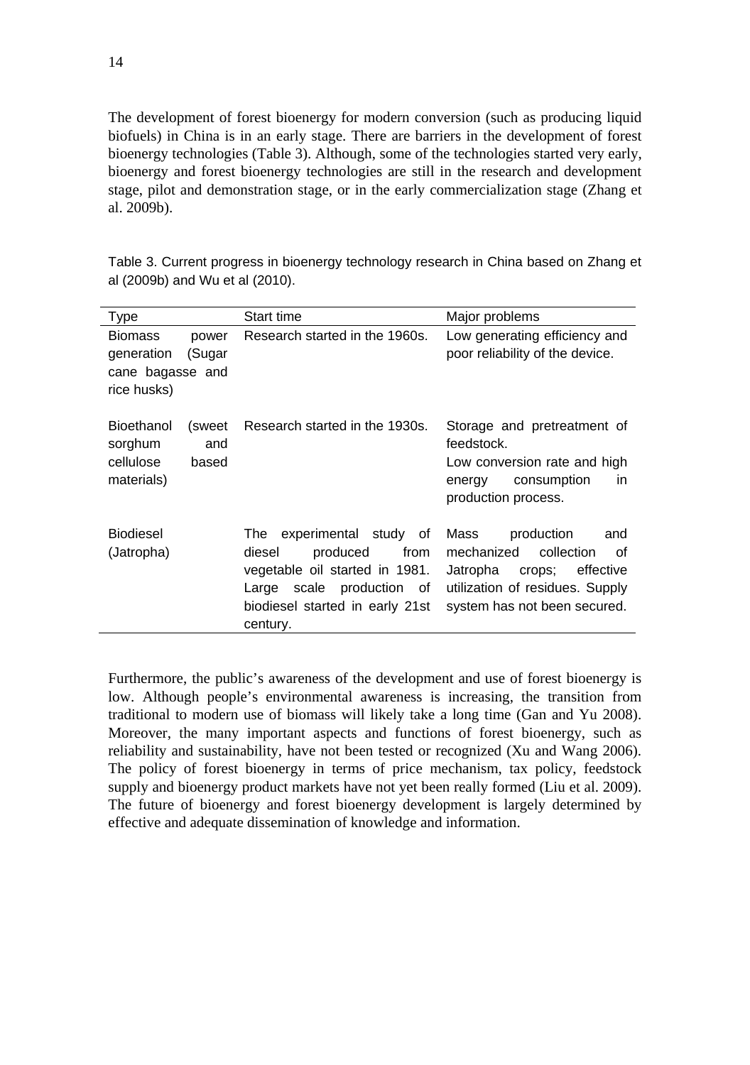The development of forest bioenergy for modern conversion (such as producing liquid biofuels) in China is in an early stage. There are barriers in the development of forest bioenergy technologies (Table 3). Although, some of the technologies started very early, bioenergy and forest bioenergy technologies are still in the research and development stage, pilot and demonstration stage, or in the early commercialization stage (Zhang et al. 2009b).

Table 3. Current progress in bioenergy technology research in China based on Zhang et al (2009b) and Wu et al (2010).

| Type | Start time | Major problems |
|---|---|---|
| Biomass power generation (Sugar cane bagasse and rice husks) | Research started in the 1960s. | Low generating efficiency and poor reliability of the device. |
| Bioethanol (sweet sorghum and cellulose based materials) | Research started in the 1930s. | Storage and pretreatment of feedstock. Low conversion rate and high energy consumption in production process. |
| Biodiesel (Jatropha) | The experimental study of diesel produced from vegetable oil started in 1981. Large scale production of biodiesel started in early 21st century. | Mass production and mechanized collection of Jatropha crops; effective utilization of residues. Supply system has not been secured. |

Furthermore, the public's awareness of the development and use of forest bioenergy is low. Although people's environmental awareness is increasing, the transition from traditional to modern use of biomass will likely take a long time (Gan and Yu 2008). Moreover, the many important aspects and functions of forest bioenergy, such as reliability and sustainability, have not been tested or recognized (Xu and Wang 2006). The policy of forest bioenergy in terms of price mechanism, tax policy, feedstock supply and bioenergy product markets have not yet been really formed (Liu et al. 2009). The future of bioenergy and forest bioenergy development is largely determined by effective and adequate dissemination of knowledge and information.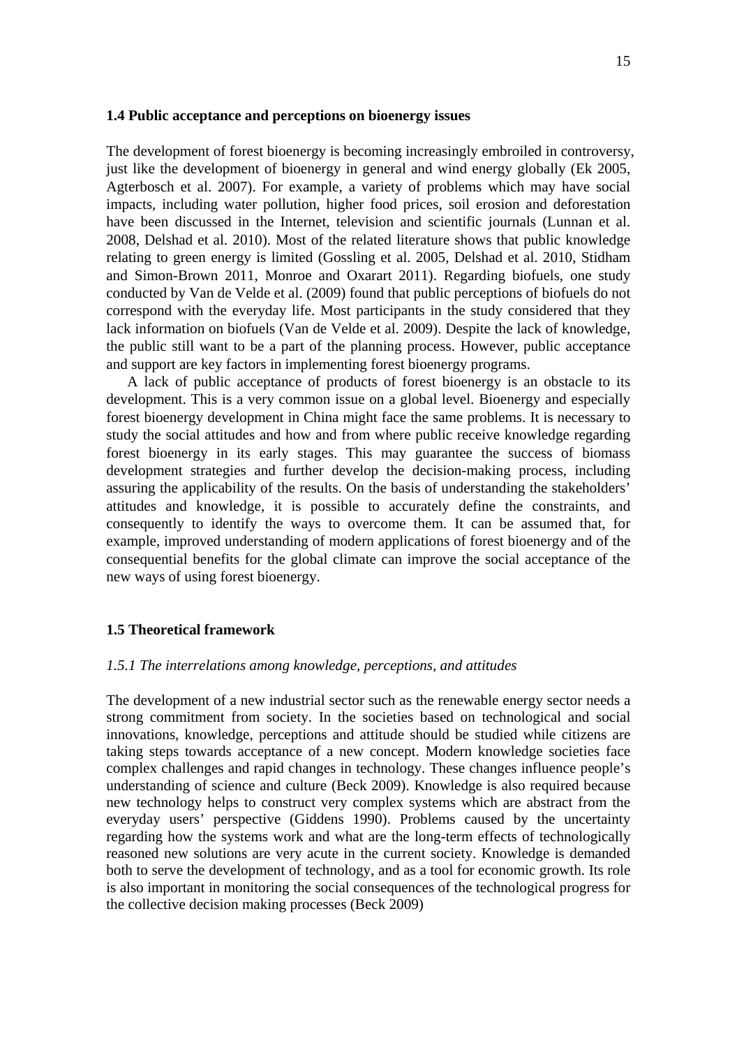### 1.4 Public acceptance and perceptions on bioenergy issues

The development of forest bioenergy is becoming increasingly embroiled in controversy, just like the development of bioenergy in general and wind energy globally (Ek 2005, Agterbosch et al. 2007). For example, a variety of problems which may have social impacts, including water pollution, higher food prices, soil erosion and deforestation have been discussed in the Internet, television and scientific journals (Lunnan et al. 2008, Delshad et al. 2010). Most of the related literature shows that public knowledge relating to green energy is limited (Gossling et al. 2005, Delshad et al. 2010, Stidham and Simon-Brown 2011, Monroe and Oxarart 2011). Regarding biofuels, one study conducted by Van de Velde et al. (2009) found that public perceptions of biofuels do not correspond with the everyday life. Most participants in the study considered that they lack information on biofuels (Van de Velde et al. 2009). Despite the lack of knowledge, the public still want to be a part of the planning process. However, public acceptance and support are key factors in implementing forest bioenergy programs.

A lack of public acceptance of products of forest bioenergy is an obstacle to its development. This is a very common issue on a global level. Bioenergy and especially forest bioenergy development in China might face the same problems. It is necessary to study the social attitudes and how and from where public receive knowledge regarding forest bioenergy in its early stages. This may guarantee the success of biomass development strategies and further develop the decision-making process, including assuring the applicability of the results. On the basis of understanding the stakeholders' attitudes and knowledge, it is possible to accurately define the constraints, and consequently to identify the ways to overcome them. It can be assumed that, for example, improved understanding of modern applications of forest bioenergy and of the consequential benefits for the global climate can improve the social acceptance of the new ways of using forest bioenergy.

### 1.5 Theoretical framework

#### *1.5.1 The interrelations among knowledge, perceptions, and attitudes*

The development of a new industrial sector such as the renewable energy sector needs a strong commitment from society. In the societies based on technological and social innovations, knowledge, perceptions and attitude should be studied while citizens are taking steps towards acceptance of a new concept. Modern knowledge societies face complex challenges and rapid changes in technology. These changes influence people's understanding of science and culture (Beck 2009). Knowledge is also required because new technology helps to construct very complex systems which are abstract from the everyday users' perspective (Giddens 1990). Problems caused by the uncertainty regarding how the systems work and what are the long-term effects of technologically reasoned new solutions are very acute in the current society. Knowledge is demanded both to serve the development of technology, and as a tool for economic growth. Its role is also important in monitoring the social consequences of the technological progress for the collective decision making processes (Beck 2009)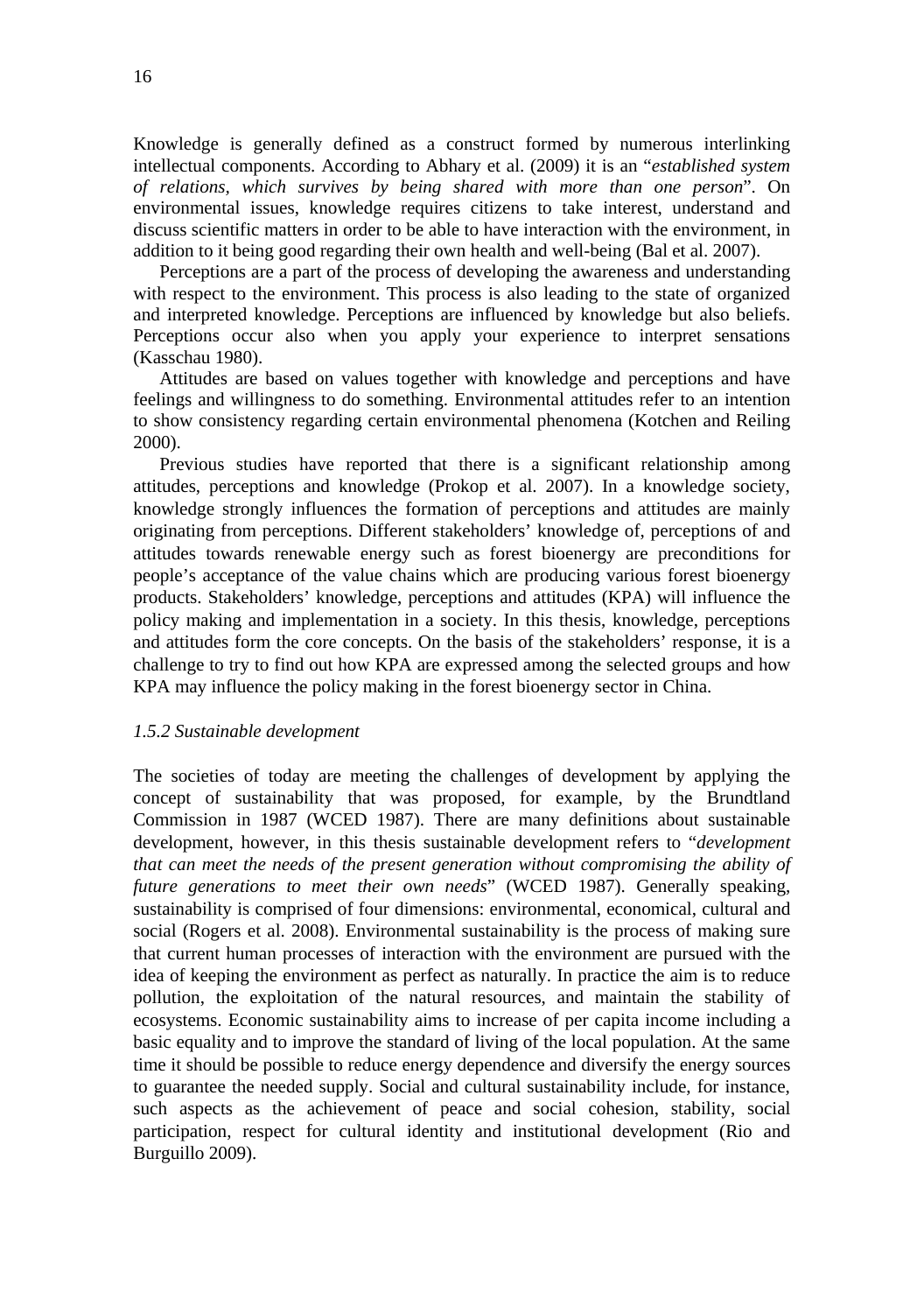Knowledge is generally defined as a construct formed by numerous interlinking intellectual components. According to Abhary et al. (2009) it is an "*established system of relations, which survives by being shared with more than one person*". On environmental issues, knowledge requires citizens to take interest, understand and discuss scientific matters in order to be able to have interaction with the environment, in addition to it being good regarding their own health and well-being (Bal et al. 2007).

Perceptions are a part of the process of developing the awareness and understanding with respect to the environment. This process is also leading to the state of organized and interpreted knowledge. Perceptions are influenced by knowledge but also beliefs. Perceptions occur also when you apply your experience to interpret sensations (Kasschau 1980).

Attitudes are based on values together with knowledge and perceptions and have feelings and willingness to do something. Environmental attitudes refer to an intention to show consistency regarding certain environmental phenomena (Kotchen and Reiling 2000).

Previous studies have reported that there is a significant relationship among attitudes, perceptions and knowledge (Prokop et al. 2007). In a knowledge society, knowledge strongly influences the formation of perceptions and attitudes are mainly originating from perceptions. Different stakeholders' knowledge of, perceptions of and attitudes towards renewable energy such as forest bioenergy are preconditions for people's acceptance of the value chains which are producing various forest bioenergy products. Stakeholders' knowledge, perceptions and attitudes (KPA) will influence the policy making and implementation in a society. In this thesis, knowledge, perceptions and attitudes form the core concepts. On the basis of the stakeholders' response, it is a challenge to try to find out how KPA are expressed among the selected groups and how KPA may influence the policy making in the forest bioenergy sector in China.

### *1.5.2 Sustainable development*

The societies of today are meeting the challenges of development by applying the concept of sustainability that was proposed, for example, by the Brundtland Commission in 1987 (WCED 1987). There are many definitions about sustainable development, however, in this thesis sustainable development refers to "*development that can meet the needs of the present generation without compromising the ability of future generations to meet their own needs*" (WCED 1987). Generally speaking, sustainability is comprised of four dimensions: environmental, economical, cultural and social (Rogers et al. 2008). Environmental sustainability is the process of making sure that current human processes of interaction with the environment are pursued with the idea of keeping the environment as perfect as naturally. In practice the aim is to reduce pollution, the exploitation of the natural resources, and maintain the stability of ecosystems. Economic sustainability aims to increase of per capita income including a basic equality and to improve the standard of living of the local population. At the same time it should be possible to reduce energy dependence and diversify the energy sources to guarantee the needed supply. Social and cultural sustainability include, for instance, such aspects as the achievement of peace and social cohesion, stability, social participation, respect for cultural identity and institutional development (Rio and Burguillo 2009).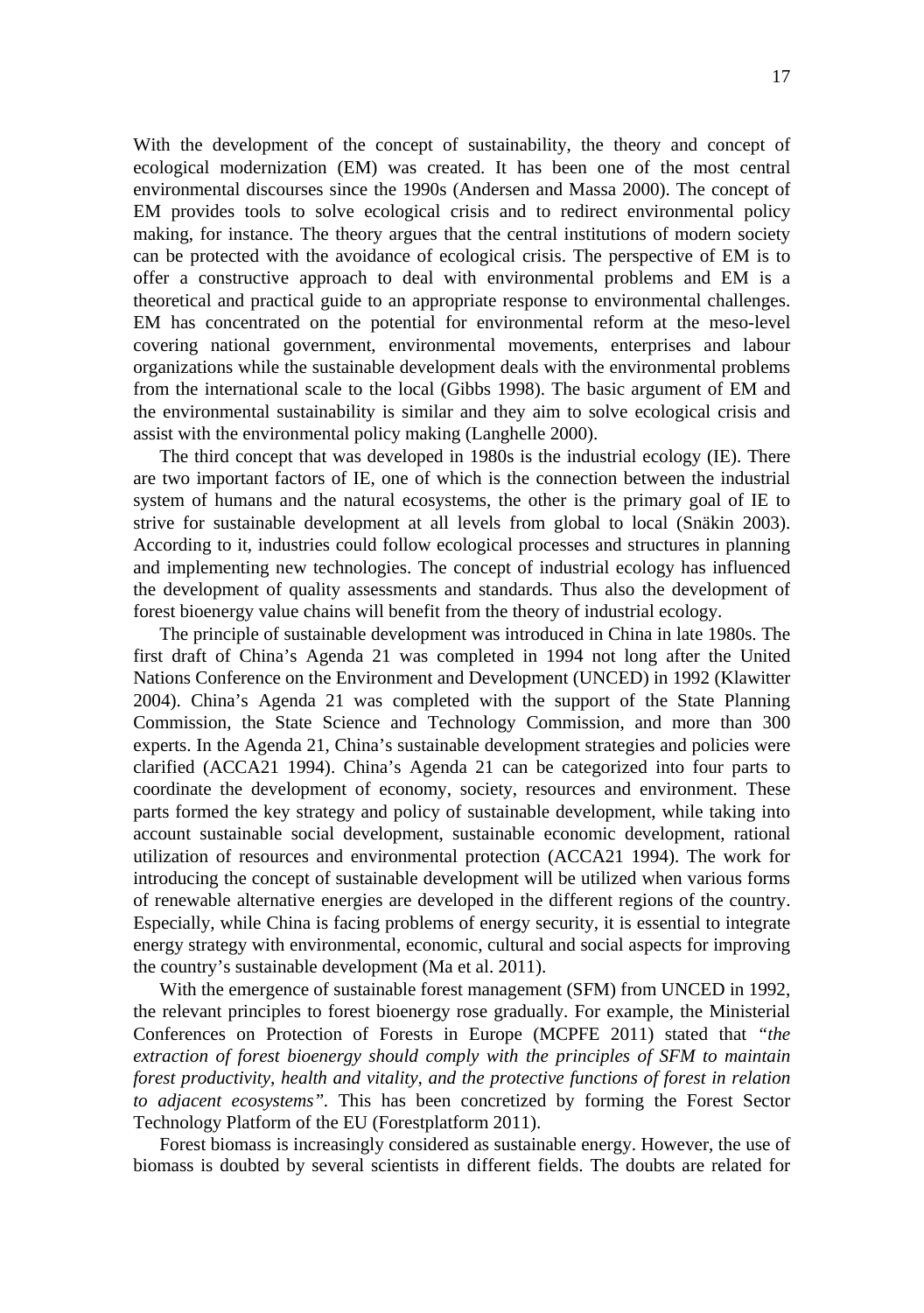With the development of the concept of sustainability, the theory and concept of ecological modernization (EM) was created. It has been one of the most central environmental discourses since the 1990s (Andersen and Massa 2000). The concept of EM provides tools to solve ecological crisis and to redirect environmental policy making, for instance. The theory argues that the central institutions of modern society can be protected with the avoidance of ecological crisis. The perspective of EM is to offer a constructive approach to deal with environmental problems and EM is a theoretical and practical guide to an appropriate response to environmental challenges. EM has concentrated on the potential for environmental reform at the meso-level covering national government, environmental movements, enterprises and labour organizations while the sustainable development deals with the environmental problems from the international scale to the local (Gibbs 1998). The basic argument of EM and the environmental sustainability is similar and they aim to solve ecological crisis and assist with the environmental policy making (Langhelle 2000).

The third concept that was developed in 1980s is the industrial ecology (IE). There are two important factors of IE, one of which is the connection between the industrial system of humans and the natural ecosystems, the other is the primary goal of IE to strive for sustainable development at all levels from global to local (Snäkin 2003). According to it, industries could follow ecological processes and structures in planning and implementing new technologies. The concept of industrial ecology has influenced the development of quality assessments and standards. Thus also the development of forest bioenergy value chains will benefit from the theory of industrial ecology.

The principle of sustainable development was introduced in China in late 1980s. The first draft of China's Agenda 21 was completed in 1994 not long after the United Nations Conference on the Environment and Development (UNCED) in 1992 (Klawitter 2004). China's Agenda 21 was completed with the support of the State Planning Commission, the State Science and Technology Commission, and more than 300 experts. In the Agenda 21, China's sustainable development strategies and policies were clarified (ACCA21 1994). China's Agenda 21 can be categorized into four parts to coordinate the development of economy, society, resources and environment. These parts formed the key strategy and policy of sustainable development, while taking into account sustainable social development, sustainable economic development, rational utilization of resources and environmental protection (ACCA21 1994). The work for introducing the concept of sustainable development will be utilized when various forms of renewable alternative energies are developed in the different regions of the country. Especially, while China is facing problems of energy security, it is essential to integrate energy strategy with environmental, economic, cultural and social aspects for improving the country's sustainable development (Ma et al. 2011).

With the emergence of sustainable forest management (SFM) from UNCED in 1992, the relevant principles to forest bioenergy rose gradually. For example, the Ministerial Conferences on Protection of Forests in Europe (MCPFE 2011) stated that *"the extraction of forest bioenergy should comply with the principles of SFM to maintain forest productivity, health and vitality, and the protective functions of forest in relation to adjacent ecosystems"*. This has been concretized by forming the Forest Sector Technology Platform of the EU (Forestplatform 2011).

Forest biomass is increasingly considered as sustainable energy. However, the use of biomass is doubted by several scientists in different fields. The doubts are related for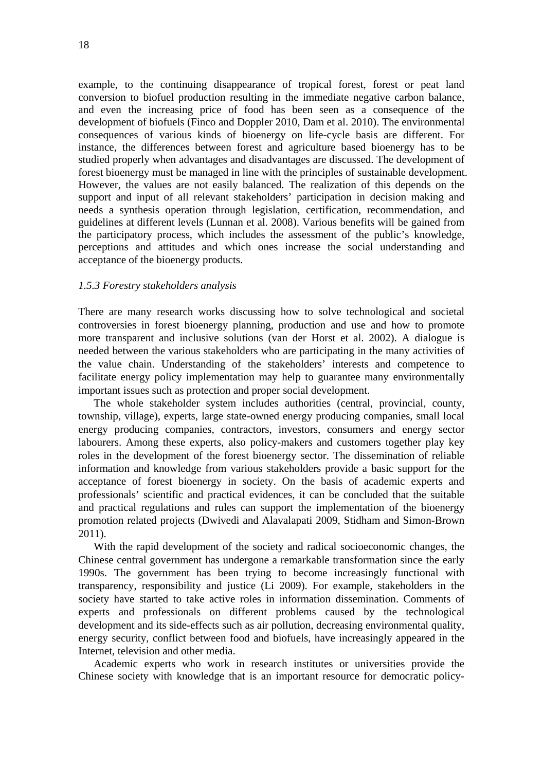example, to the continuing disappearance of tropical forest, forest or peat land conversion to biofuel production resulting in the immediate negative carbon balance, and even the increasing price of food has been seen as a consequence of the development of biofuels (Finco and Doppler 2010, Dam et al. 2010). The environmental consequences of various kinds of bioenergy on life-cycle basis are different. For instance, the differences between forest and agriculture based bioenergy has to be studied properly when advantages and disadvantages are discussed. The development of forest bioenergy must be managed in line with the principles of sustainable development. However, the values are not easily balanced. The realization of this depends on the support and input of all relevant stakeholders' participation in decision making and needs a synthesis operation through legislation, certification, recommendation, and guidelines at different levels (Lunnan et al. 2008). Various benefits will be gained from the participatory process, which includes the assessment of the public's knowledge, perceptions and attitudes and which ones increase the social understanding and acceptance of the bioenergy products.

### *1.5.3 Forestry stakeholders analysis*

There are many research works discussing how to solve technological and societal controversies in forest bioenergy planning, production and use and how to promote more transparent and inclusive solutions (van der Horst et al. 2002). A dialogue is needed between the various stakeholders who are participating in the many activities of the value chain. Understanding of the stakeholders' interests and competence to facilitate energy policy implementation may help to guarantee many environmentally important issues such as protection and proper social development.

The whole stakeholder system includes authorities (central, provincial, county, township, village), experts, large state-owned energy producing companies, small local energy producing companies, contractors, investors, consumers and energy sector labourers. Among these experts, also policy-makers and customers together play key roles in the development of the forest bioenergy sector. The dissemination of reliable information and knowledge from various stakeholders provide a basic support for the acceptance of forest bioenergy in society. On the basis of academic experts and professionals' scientific and practical evidences, it can be concluded that the suitable and practical regulations and rules can support the implementation of the bioenergy promotion related projects (Dwivedi and Alavalapati 2009, Stidham and Simon-Brown 2011).

With the rapid development of the society and radical socioeconomic changes, the Chinese central government has undergone a remarkable transformation since the early 1990s. The government has been trying to become increasingly functional with transparency, responsibility and justice (Li 2009). For example, stakeholders in the society have started to take active roles in information dissemination. Comments of experts and professionals on different problems caused by the technological development and its side-effects such as air pollution, decreasing environmental quality, energy security, conflict between food and biofuels, have increasingly appeared in the Internet, television and other media.

Academic experts who work in research institutes or universities provide the Chinese society with knowledge that is an important resource for democratic policy-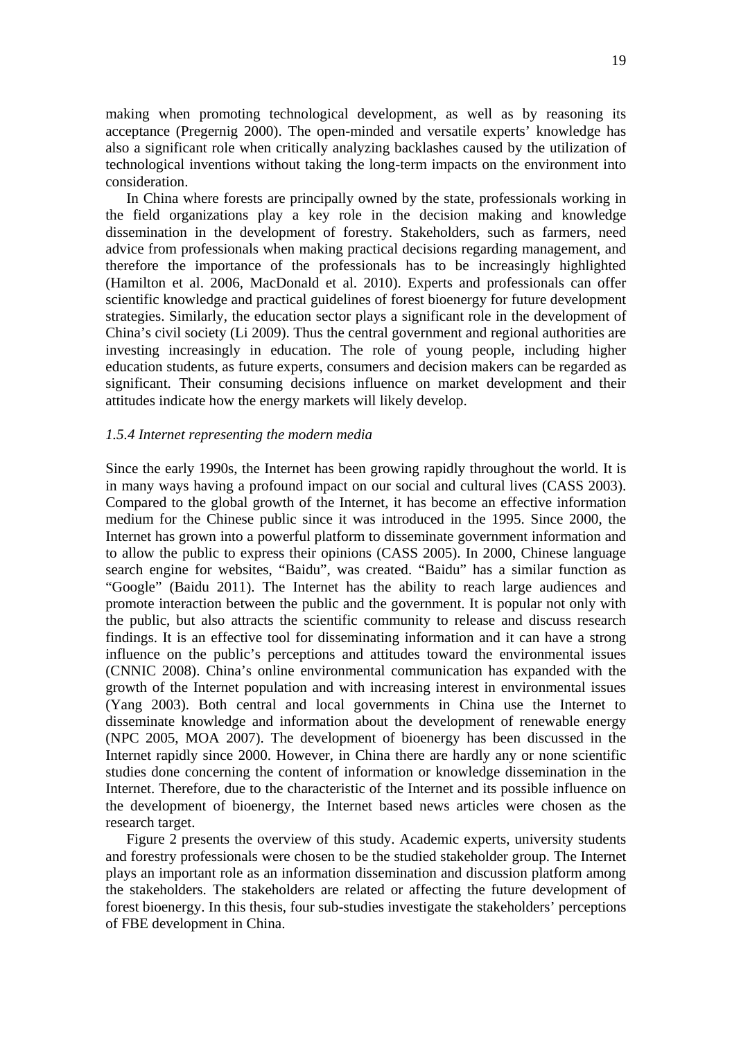making when promoting technological development, as well as by reasoning its acceptance (Pregernig 2000). The open-minded and versatile experts' knowledge has also a significant role when critically analyzing backlashes caused by the utilization of technological inventions without taking the long-term impacts on the environment into consideration.

In China where forests are principally owned by the state, professionals working in the field organizations play a key role in the decision making and knowledge dissemination in the development of forestry. Stakeholders, such as farmers, need advice from professionals when making practical decisions regarding management, and therefore the importance of the professionals has to be increasingly highlighted (Hamilton et al. 2006, MacDonald et al. 2010). Experts and professionals can offer scientific knowledge and practical guidelines of forest bioenergy for future development strategies. Similarly, the education sector plays a significant role in the development of China's civil society (Li 2009). Thus the central government and regional authorities are investing increasingly in education. The role of young people, including higher education students, as future experts, consumers and decision makers can be regarded as significant. Their consuming decisions influence on market development and their attitudes indicate how the energy markets will likely develop.

### *1.5.4 Internet representing the modern media*

Since the early 1990s, the Internet has been growing rapidly throughout the world. It is in many ways having a profound impact on our social and cultural lives (CASS 2003). Compared to the global growth of the Internet, it has become an effective information medium for the Chinese public since it was introduced in the 1995. Since 2000, the Internet has grown into a powerful platform to disseminate government information and to allow the public to express their opinions (CASS 2005). In 2000, Chinese language search engine for websites, "Baidu", was created. "Baidu" has a similar function as "Google" (Baidu 2011). The Internet has the ability to reach large audiences and promote interaction between the public and the government. It is popular not only with the public, but also attracts the scientific community to release and discuss research findings. It is an effective tool for disseminating information and it can have a strong influence on the public's perceptions and attitudes toward the environmental issues (CNNIC 2008). China's online environmental communication has expanded with the growth of the Internet population and with increasing interest in environmental issues (Yang 2003). Both central and local governments in China use the Internet to disseminate knowledge and information about the development of renewable energy (NPC 2005, MOA 2007). The development of bioenergy has been discussed in the Internet rapidly since 2000. However, in China there are hardly any or none scientific studies done concerning the content of information or knowledge dissemination in the Internet. Therefore, due to the characteristic of the Internet and its possible influence on the development of bioenergy, the Internet based news articles were chosen as the research target.

Figure 2 presents the overview of this study. Academic experts, university students and forestry professionals were chosen to be the studied stakeholder group. The Internet plays an important role as an information dissemination and discussion platform among the stakeholders. The stakeholders are related or affecting the future development of forest bioenergy. In this thesis, four sub-studies investigate the stakeholders' perceptions of FBE development in China.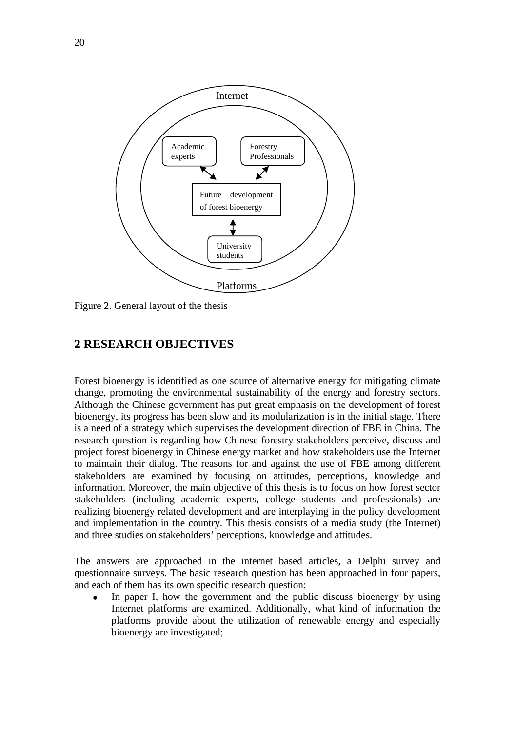Internet

Academic experts

Forestry Professionals

Future development of forest bioenergy

University students

Platforms

Figure 2. General layout of the thesis

## 2 RESEARCH OBJECTIVES

Forest bioenergy is identified as one source of alternative energy for mitigating climate change, promoting the environmental sustainability of the energy and forestry sectors. Although the Chinese government has put great emphasis on the development of forest bioenergy, its progress has been slow and its modularization is in the initial stage. There is a need of a strategy which supervises the development direction of FBE in China. The research question is regarding how Chinese forestry stakeholders perceive, discuss and project forest bioenergy in Chinese energy market and how stakeholders use the Internet to maintain their dialog. The reasons for and against the use of FBE among different stakeholders are examined by focusing on attitudes, perceptions, knowledge and information. Moreover, the main objective of this thesis is to focus on how forest sector stakeholders (including academic experts, college students and professionals) are realizing bioenergy related development and are interplaying in the policy development and implementation in the country. This thesis consists of a media study (the Internet) and three studies on stakeholders' perceptions, knowledge and attitudes.

The answers are approached in the internet based articles, a Delphi survey and questionnaire surveys. The basic research question has been approached in four papers, and each of them has its own specific research question:

- In paper I, how the government and the public discuss bioenergy by using Internet platforms are examined. Additionally, what kind of information the platforms provide about the utilization of renewable energy and especially bioenergy are investigated;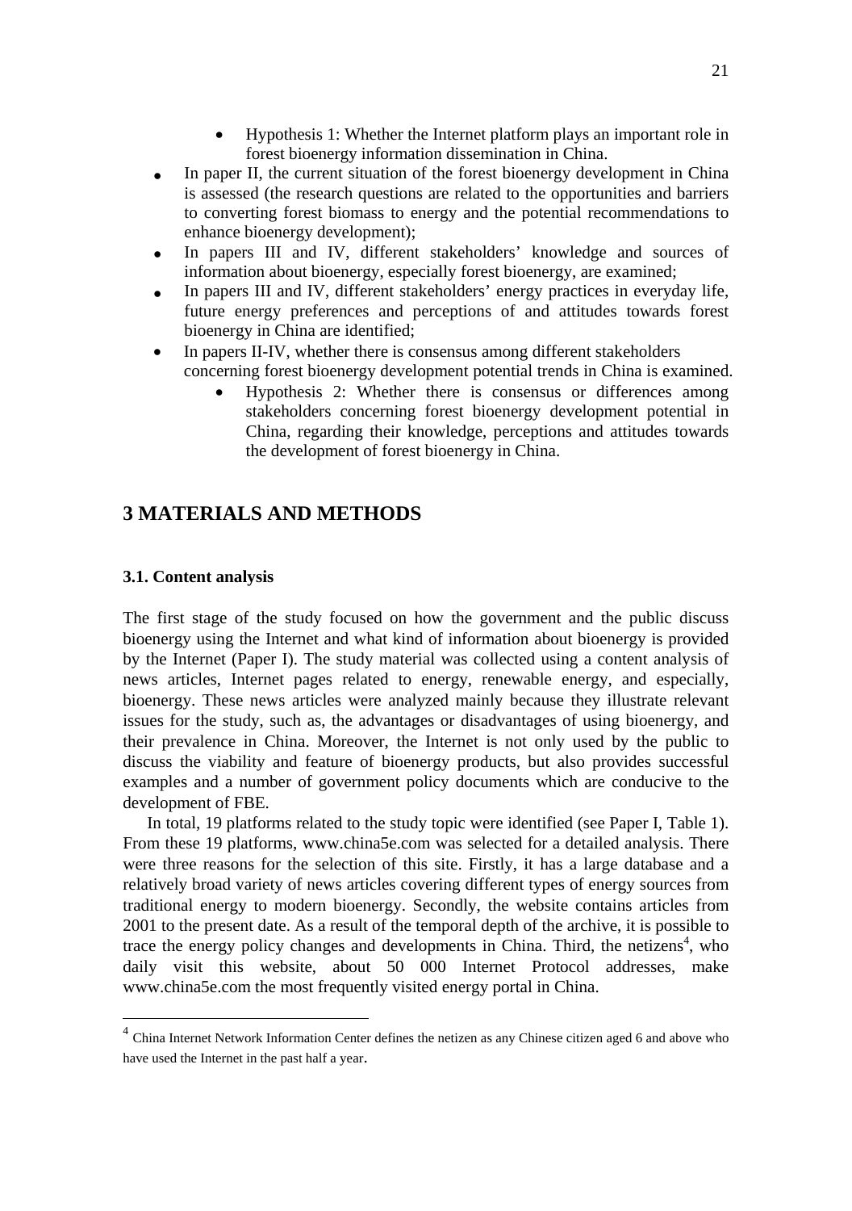- Hypothesis 1: Whether the Internet platform plays an important role in forest bioenergy information dissemination in China.
- In paper II, the current situation of the forest bioenergy development in China is assessed (the research questions are related to the opportunities and barriers to converting forest biomass to energy and the potential recommendations to enhance bioenergy development);
- In papers III and IV, different stakeholders' knowledge and sources of information about bioenergy, especially forest bioenergy, are examined;
- In papers III and IV, different stakeholders' energy practices in everyday life, future energy preferences and perceptions of and attitudes towards forest bioenergy in China are identified;
- In papers II-IV, whether there is consensus among different stakeholders concerning forest bioenergy development potential trends in China is examined.
  - Hypothesis 2: Whether there is consensus or differences among stakeholders concerning forest bioenergy development potential in China, regarding their knowledge, perceptions and attitudes towards the development of forest bioenergy in China.

# 3 MATERIALS AND METHODS

### 3.1. Content analysis

The first stage of the study focused on how the government and the public discuss bioenergy using the Internet and what kind of information about bioenergy is provided by the Internet (Paper I). The study material was collected using a content analysis of news articles, Internet pages related to energy, renewable energy, and especially, bioenergy. These news articles were analyzed mainly because they illustrate relevant issues for the study, such as, the advantages or disadvantages of using bioenergy, and their prevalence in China. Moreover, the Internet is not only used by the public to discuss the viability and feature of bioenergy products, but also provides successful examples and a number of government policy documents which are conducive to the development of FBE.

In total, 19 platforms related to the study topic were identified (see Paper I, Table 1). From these 19 platforms, www.china5e.com was selected for a detailed analysis. There were three reasons for the selection of this site. Firstly, it has a large database and a relatively broad variety of news articles covering different types of energy sources from traditional energy to modern bioenergy. Secondly, the website contains articles from 2001 to the present date. As a result of the temporal depth of the archive, it is possible to trace the energy policy changes and developments in China. Third, the netizens[4], who daily visit this website, about 50 000 Internet Protocol addresses, make www.china5e.com the most frequently visited energy portal in China.

[4] China Internet Network Information Center defines the netizen as any Chinese citizen aged 6 and above who have used the Internet in the past half a year.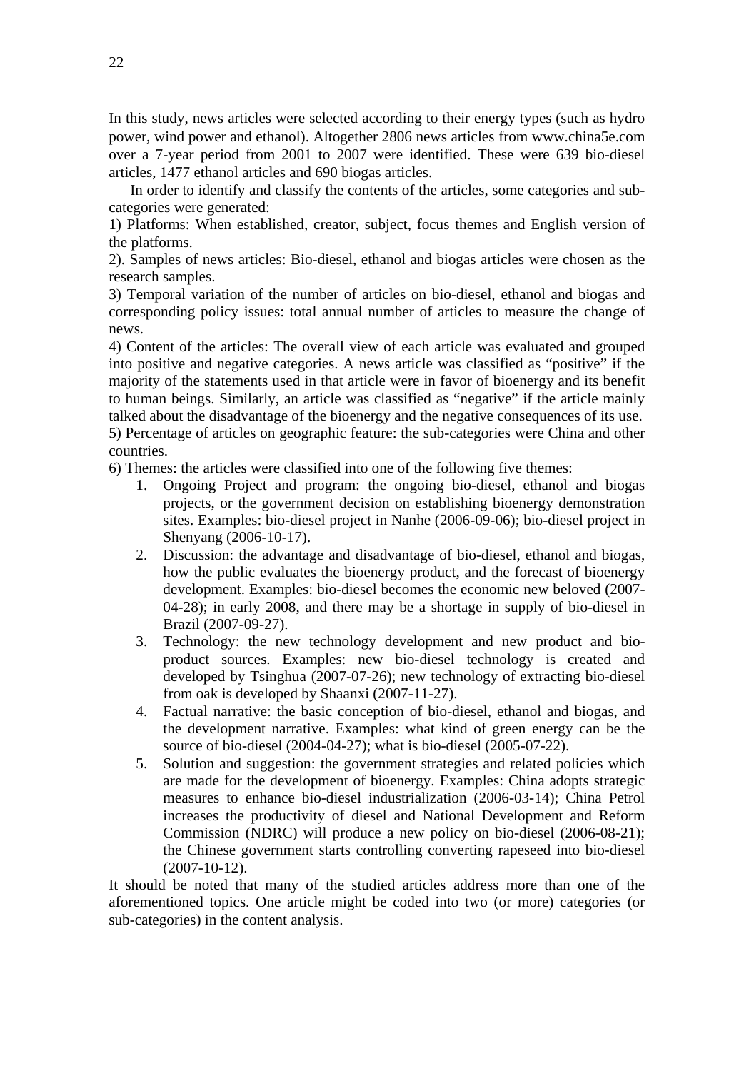In this study, news articles were selected according to their energy types (such as hydro power, wind power and ethanol). Altogether 2806 news articles from www.china5e.com over a 7-year period from 2001 to 2007 were identified. These were 639 bio-diesel articles, 1477 ethanol articles and 690 biogas articles.

In order to identify and classify the contents of the articles, some categories and sub-categories were generated:

1) Platforms: When established, creator, subject, focus themes and English version of the platforms.

2). Samples of news articles: Bio-diesel, ethanol and biogas articles were chosen as the research samples.

3) Temporal variation of the number of articles on bio-diesel, ethanol and biogas and corresponding policy issues: total annual number of articles to measure the change of news.

4) Content of the articles: The overall view of each article was evaluated and grouped into positive and negative categories. A news article was classified as "positive" if the majority of the statements used in that article were in favor of bioenergy and its benefit to human beings. Similarly, an article was classified as "negative" if the article mainly talked about the disadvantage of the bioenergy and the negative consequences of its use.

5) Percentage of articles on geographic feature: the sub-categories were China and other countries.

6) Themes: the articles were classified into one of the following five themes:

1. Ongoing Project and program: the ongoing bio-diesel, ethanol and biogas projects, or the government decision on establishing bioenergy demonstration sites. Examples: bio-diesel project in Nanhe (2006-09-06); bio-diesel project in Shenyang (2006-10-17).
2. Discussion: the advantage and disadvantage of bio-diesel, ethanol and biogas, how the public evaluates the bioenergy product, and the forecast of bioenergy development. Examples: bio-diesel becomes the economic new beloved (2007-04-28); in early 2008, and there may be a shortage in supply of bio-diesel in Brazil (2007-09-27).
3. Technology: the new technology development and new product and bio-product sources. Examples: new bio-diesel technology is created and developed by Tsinghua (2007-07-26); new technology of extracting bio-diesel from oak is developed by Shaanxi (2007-11-27).
4. Factual narrative: the basic conception of bio-diesel, ethanol and biogas, and the development narrative. Examples: what kind of green energy can be the source of bio-diesel (2004-04-27); what is bio-diesel (2005-07-22).
5. Solution and suggestion: the government strategies and related policies which are made for the development of bioenergy. Examples: China adopts strategic measures to enhance bio-diesel industrialization (2006-03-14); China Petrol increases the productivity of diesel and National Development and Reform Commission (NDRC) will produce a new policy on bio-diesel (2006-08-21); the Chinese government starts controlling converting rapeseed into bio-diesel (2007-10-12).

It should be noted that many of the studied articles address more than one of the aforementioned topics. One article might be coded into two (or more) categories (or sub-categories) in the content analysis.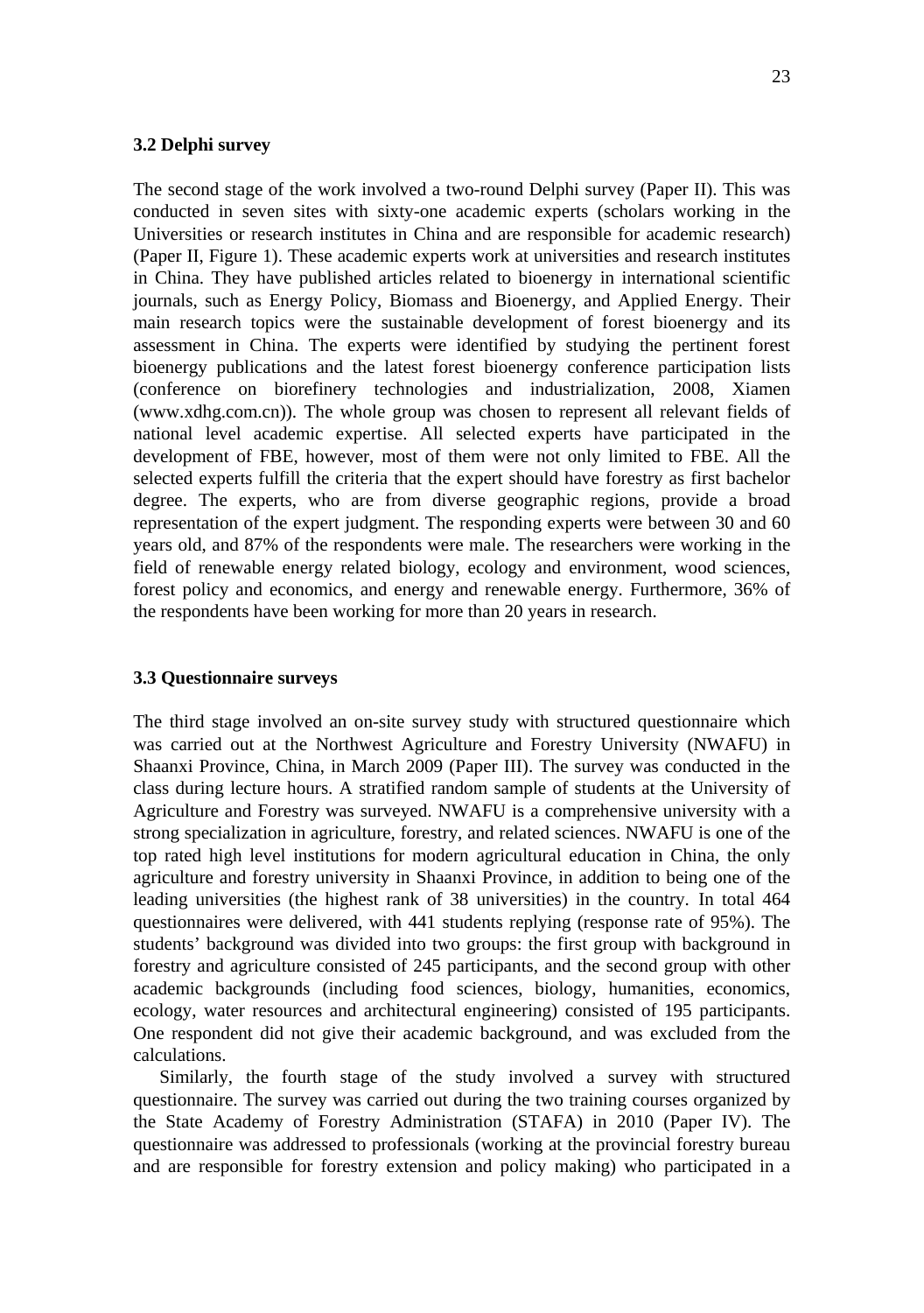### 3.2 Delphi survey

The second stage of the work involved a two-round Delphi survey (Paper II). This was conducted in seven sites with sixty-one academic experts (scholars working in the Universities or research institutes in China and are responsible for academic research) (Paper II, Figure 1). These academic experts work at universities and research institutes in China. They have published articles related to bioenergy in international scientific journals, such as Energy Policy, Biomass and Bioenergy, and Applied Energy. Their main research topics were the sustainable development of forest bioenergy and its assessment in China. The experts were identified by studying the pertinent forest bioenergy publications and the latest forest bioenergy conference participation lists (conference on biorefinery technologies and industrialization, 2008, Xiamen (www.xdhg.com.cn)). The whole group was chosen to represent all relevant fields of national level academic expertise. All selected experts have participated in the development of FBE, however, most of them were not only limited to FBE. All the selected experts fulfill the criteria that the expert should have forestry as first bachelor degree. The experts, who are from diverse geographic regions, provide a broad representation of the expert judgment. The responding experts were between 30 and 60 years old, and 87% of the respondents were male. The researchers were working in the field of renewable energy related biology, ecology and environment, wood sciences, forest policy and economics, and energy and renewable energy. Furthermore, 36% of the respondents have been working for more than 20 years in research.

### 3.3 Questionnaire surveys

The third stage involved an on-site survey study with structured questionnaire which was carried out at the Northwest Agriculture and Forestry University (NWAFU) in Shaanxi Province, China, in March 2009 (Paper III). The survey was conducted in the class during lecture hours. A stratified random sample of students at the University of Agriculture and Forestry was surveyed. NWAFU is a comprehensive university with a strong specialization in agriculture, forestry, and related sciences. NWAFU is one of the top rated high level institutions for modern agricultural education in China, the only agriculture and forestry university in Shaanxi Province, in addition to being one of the leading universities (the highest rank of 38 universities) in the country. In total 464 questionnaires were delivered, with 441 students replying (response rate of 95%). The students' background was divided into two groups: the first group with background in forestry and agriculture consisted of 245 participants, and the second group with other academic backgrounds (including food sciences, biology, humanities, economics, ecology, water resources and architectural engineering) consisted of 195 participants. One respondent did not give their academic background, and was excluded from the calculations.

Similarly, the fourth stage of the study involved a survey with structured questionnaire. The survey was carried out during the two training courses organized by the State Academy of Forestry Administration (STAFA) in 2010 (Paper IV). The questionnaire was addressed to professionals (working at the provincial forestry bureau and are responsible for forestry extension and policy making) who participated in a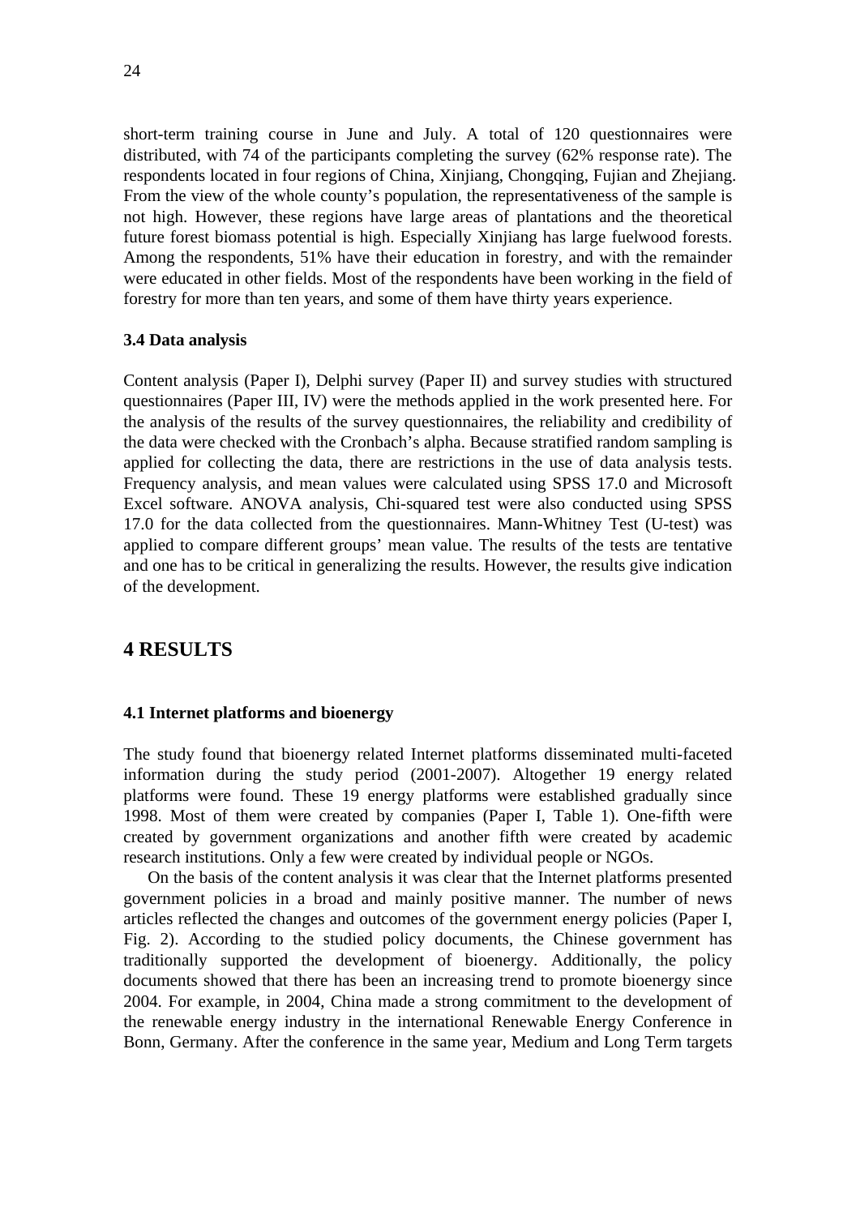short-term training course in June and July. A total of 120 questionnaires were distributed, with 74 of the participants completing the survey (62% response rate). The respondents located in four regions of China, Xinjiang, Chongqing, Fujian and Zhejiang. From the view of the whole county's population, the representativeness of the sample is not high. However, these regions have large areas of plantations and the theoretical future forest biomass potential is high. Especially Xinjiang has large fuelwood forests. Among the respondents, 51% have their education in forestry, and with the remainder were educated in other fields. Most of the respondents have been working in the field of forestry for more than ten years, and some of them have thirty years experience.

### 3.4 Data analysis

Content analysis (Paper I), Delphi survey (Paper II) and survey studies with structured questionnaires (Paper III, IV) were the methods applied in the work presented here. For the analysis of the results of the survey questionnaires, the reliability and credibility of the data were checked with the Cronbach's alpha. Because stratified random sampling is applied for collecting the data, there are restrictions in the use of data analysis tests. Frequency analysis, and mean values were calculated using SPSS 17.0 and Microsoft Excel software. ANOVA analysis, Chi-squared test were also conducted using SPSS 17.0 for the data collected from the questionnaires. Mann-Whitney Test (U-test) was applied to compare different groups' mean value. The results of the tests are tentative and one has to be critical in generalizing the results. However, the results give indication of the development.

## 4 RESULTS

### 4.1 Internet platforms and bioenergy

The study found that bioenergy related Internet platforms disseminated multi-faceted information during the study period (2001-2007). Altogether 19 energy related platforms were found. These 19 energy platforms were established gradually since 1998. Most of them were created by companies (Paper I, Table 1). One-fifth were created by government organizations and another fifth were created by academic research institutions. Only a few were created by individual people or NGOs.

On the basis of the content analysis it was clear that the Internet platforms presented government policies in a broad and mainly positive manner. The number of news articles reflected the changes and outcomes of the government energy policies (Paper I, Fig. 2). According to the studied policy documents, the Chinese government has traditionally supported the development of bioenergy. Additionally, the policy documents showed that there has been an increasing trend to promote bioenergy since 2004. For example, in 2004, China made a strong commitment to the development of the renewable energy industry in the international Renewable Energy Conference in Bonn, Germany. After the conference in the same year, Medium and Long Term targets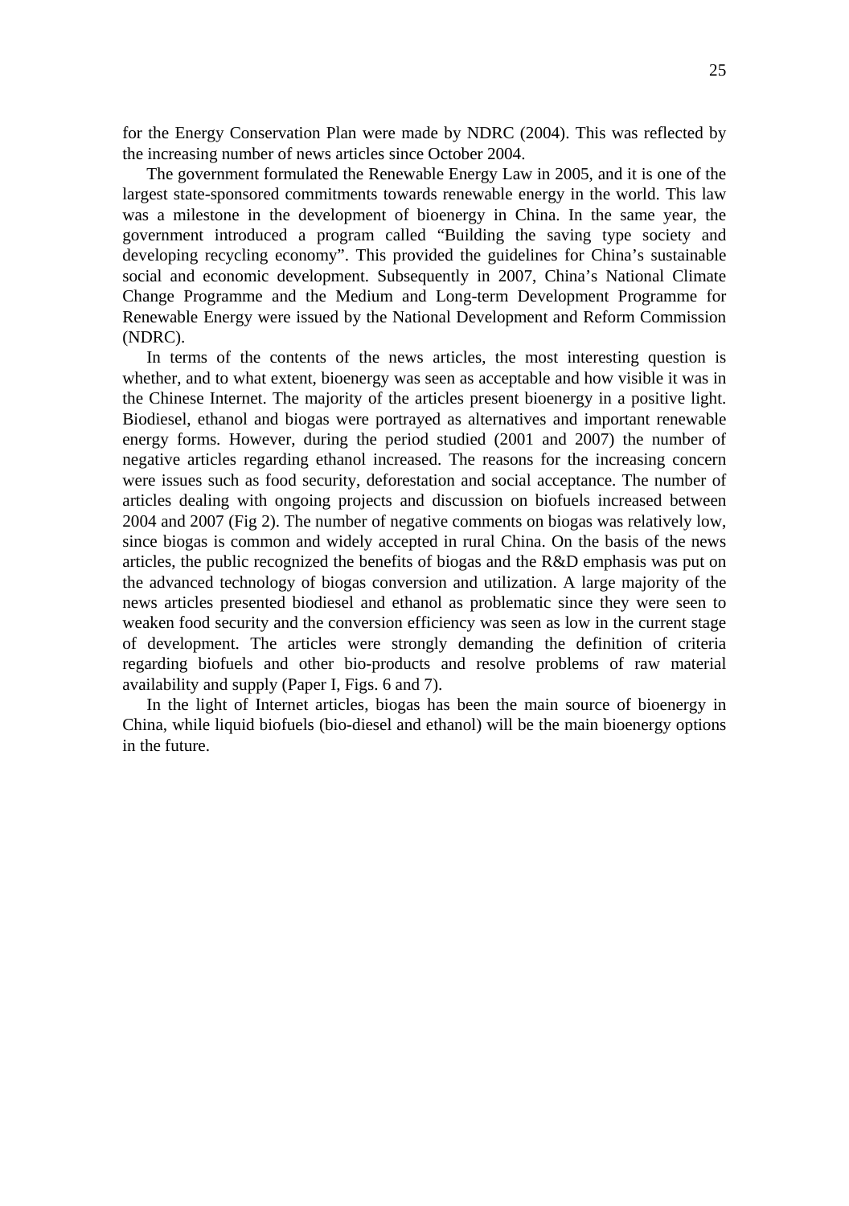for the Energy Conservation Plan were made by NDRC (2004). This was reflected by the increasing number of news articles since October 2004.

The government formulated the Renewable Energy Law in 2005, and it is one of the largest state-sponsored commitments towards renewable energy in the world. This law was a milestone in the development of bioenergy in China. In the same year, the government introduced a program called "Building the saving type society and developing recycling economy". This provided the guidelines for China's sustainable social and economic development. Subsequently in 2007, China's National Climate Change Programme and the Medium and Long-term Development Programme for Renewable Energy were issued by the National Development and Reform Commission (NDRC).

In terms of the contents of the news articles, the most interesting question is whether, and to what extent, bioenergy was seen as acceptable and how visible it was in the Chinese Internet. The majority of the articles present bioenergy in a positive light. Biodiesel, ethanol and biogas were portrayed as alternatives and important renewable energy forms. However, during the period studied (2001 and 2007) the number of negative articles regarding ethanol increased. The reasons for the increasing concern were issues such as food security, deforestation and social acceptance. The number of articles dealing with ongoing projects and discussion on biofuels increased between 2004 and 2007 (Fig 2). The number of negative comments on biogas was relatively low, since biogas is common and widely accepted in rural China. On the basis of the news articles, the public recognized the benefits of biogas and the R&D emphasis was put on the advanced technology of biogas conversion and utilization. A large majority of the news articles presented biodiesel and ethanol as problematic since they were seen to weaken food security and the conversion efficiency was seen as low in the current stage of development. The articles were strongly demanding the definition of criteria regarding biofuels and other bio-products and resolve problems of raw material availability and supply (Paper I, Figs. 6 and 7).

In the light of Internet articles, biogas has been the main source of bioenergy in China, while liquid biofuels (bio-diesel and ethanol) will be the main bioenergy options in the future.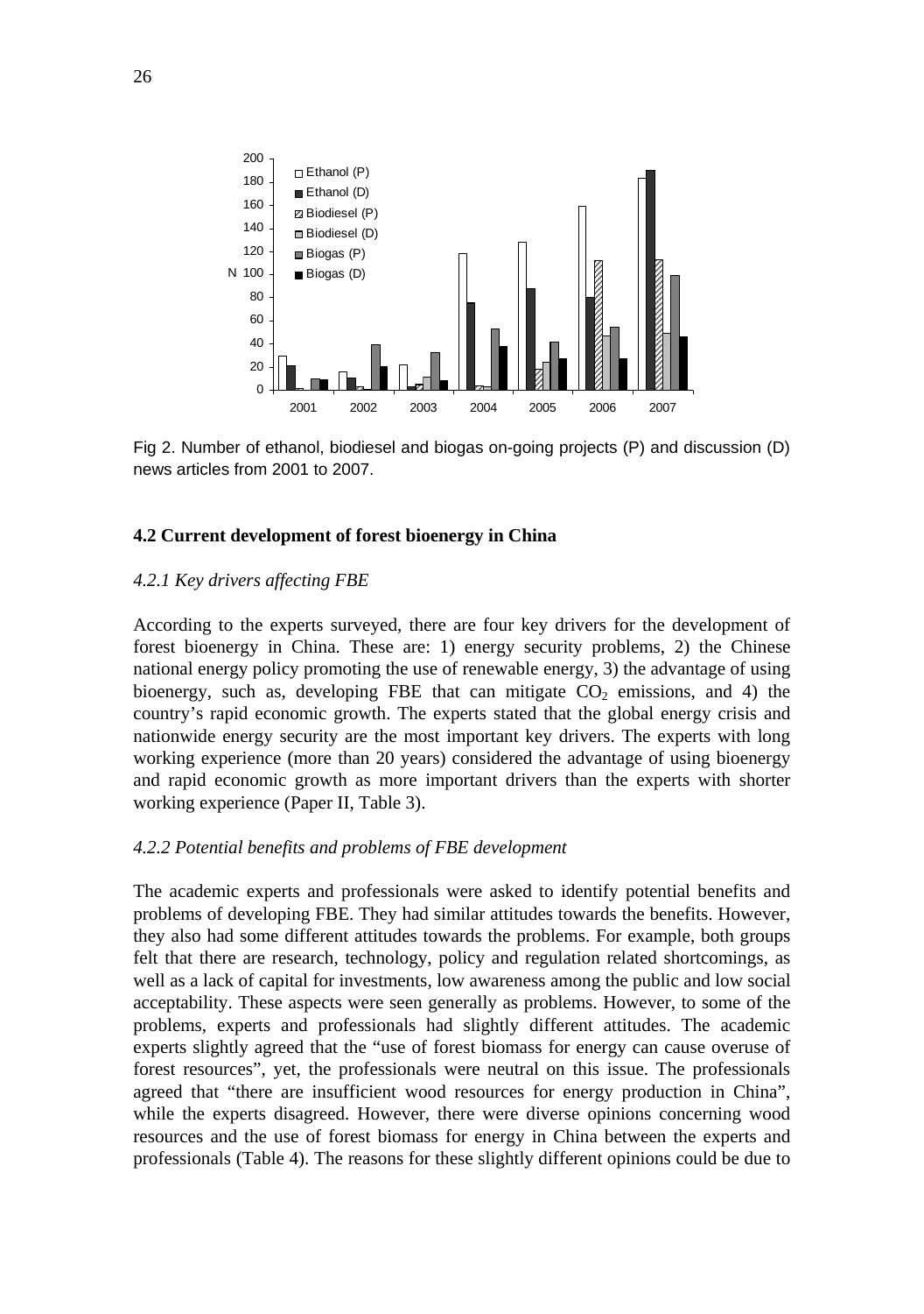Fig 2. Number of ethanol, biodiesel and biogas on-going projects (P) and discussion (D) news articles from 2001 to 2007.

### 4.2 Current development of forest bioenergy in China

#### *4.2.1 Key drivers affecting FBE*

According to the experts surveyed, there are four key drivers for the development of forest bioenergy in China. These are: 1) energy security problems, 2) the Chinese national energy policy promoting the use of renewable energy, 3) the advantage of using bioenergy, such as, developing FBE that can mitigate $CO_2$ emissions, and 4) the country's rapid economic growth. The experts stated that the global energy crisis and nationwide energy security are the most important key drivers. The experts with long working experience (more than 20 years) considered the advantage of using bioenergy and rapid economic growth as more important drivers than the experts with shorter working experience (Paper II, Table 3).

#### *4.2.2 Potential benefits and problems of FBE development*

The academic experts and professionals were asked to identify potential benefits and problems of developing FBE. They had similar attitudes towards the benefits. However, they also had some different attitudes towards the problems. For example, both groups felt that there are research, technology, policy and regulation related shortcomings, as well as a lack of capital for investments, low awareness among the public and low social acceptability. These aspects were seen generally as problems. However, to some of the problems, experts and professionals had slightly different attitudes. The academic experts slightly agreed that the "use of forest biomass for energy can cause overuse of forest resources", yet, the professionals were neutral on this issue. The professionals agreed that "there are insufficient wood resources for energy production in China", while the experts disagreed. However, there were diverse opinions concerning wood resources and the use of forest biomass for energy in China between the experts and professionals (Table 4). The reasons for these slightly different opinions could be due to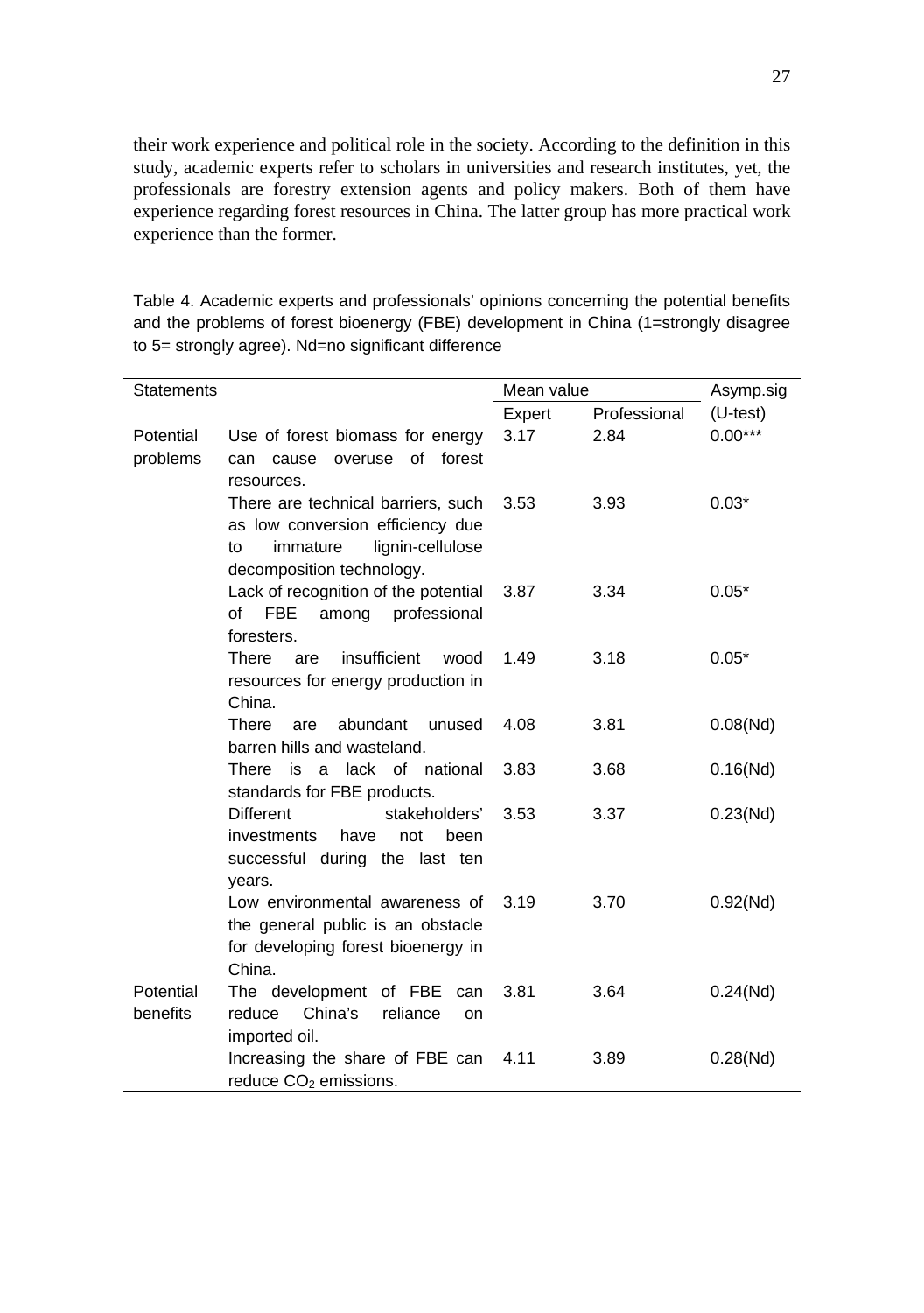their work experience and political role in the society. According to the definition in this study, academic experts refer to scholars in universities and research institutes, yet, the professionals are forestry extension agents and policy makers. Both of them have experience regarding forest resources in China. The latter group has more practical work experience than the former.

Table 4. Academic experts and professionals' opinions concerning the potential benefits and the problems of forest bioenergy (FBE) development in China (1=strongly disagree to 5= strongly agree). Nd=no significant difference

| Statements | | Mean value | | Asymp.sig |
|---|---|---|---|---|
| | | Expert | Professional | (U-test) |
| Potential problems | Use of forest biomass for energy can cause overuse of forest resources. | 3.17 | 2.84 | 0.00*** |
| | There are technical barriers, such as low conversion efficiency due to immature lignin-cellulose decomposition technology. | 3.53 | 3.93 | 0.03* |
| | Lack of recognition of the potential of FBE among professional foresters. | 3.87 | 3.34 | 0.05* |
| | There are insufficient wood resources for energy production in China. | 1.49 | 3.18 | 0.05* |
| | There are abundant unused barren hills and wasteland. | 4.08 | 3.81 | 0.08(Nd) |
| | There is a lack of national standards for FBE products. | 3.83 | 3.68 | 0.16(Nd) |
| | Different stakeholders' investments have not been successful during the last ten years. | 3.53 | 3.37 | 0.23(Nd) |
| | Low environmental awareness of the general public is an obstacle for developing forest bioenergy in China. | 3.19 | 3.70 | 0.92(Nd) |
| Potential benefits | The development of FBE can reduce China's reliance on imported oil. | 3.81 | 3.64 | 0.24(Nd) |
| | Increasing the share of FBE can reduce $CO_2$ emissions. | 4.11 | 3.89 | 0.28(Nd) |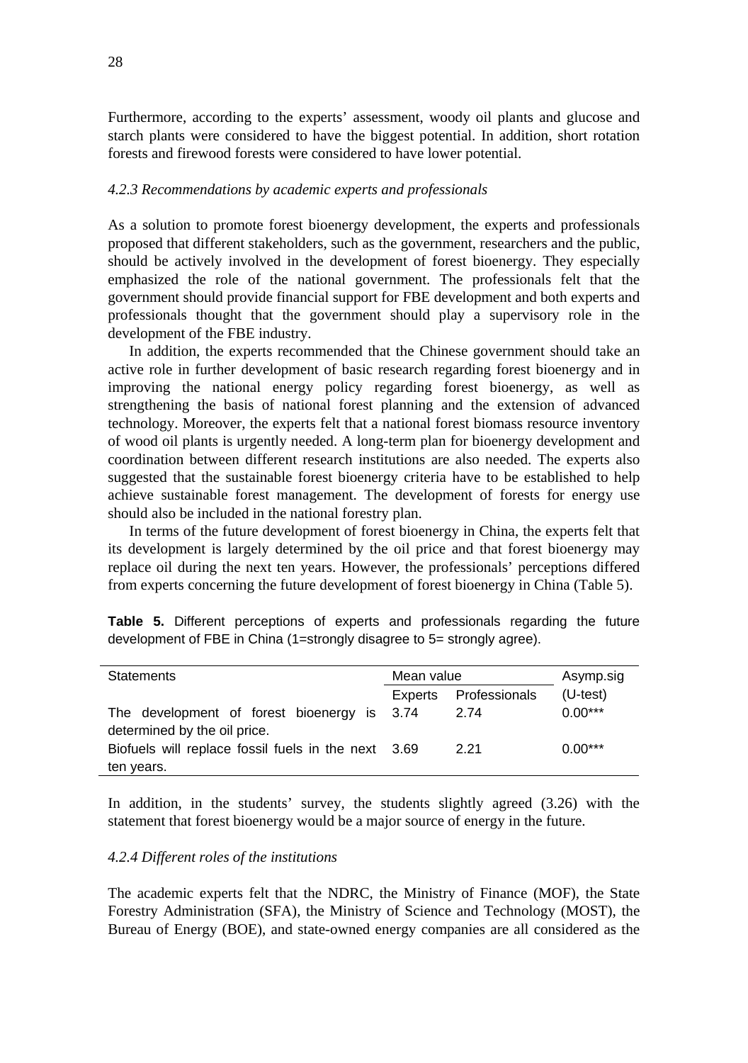Furthermore, according to the experts' assessment, woody oil plants and glucose and starch plants were considered to have the biggest potential. In addition, short rotation forests and firewood forests were considered to have lower potential.

### *4.2.3 Recommendations by academic experts and professionals*

As a solution to promote forest bioenergy development, the experts and professionals proposed that different stakeholders, such as the government, researchers and the public, should be actively involved in the development of forest bioenergy. They especially emphasized the role of the national government. The professionals felt that the government should provide financial support for FBE development and both experts and professionals thought that the government should play a supervisory role in the development of the FBE industry.

In addition, the experts recommended that the Chinese government should take an active role in further development of basic research regarding forest bioenergy and in improving the national energy policy regarding forest bioenergy, as well as strengthening the basis of national forest planning and the extension of advanced technology. Moreover, the experts felt that a national forest biomass resource inventory of wood oil plants is urgently needed. A long-term plan for bioenergy development and coordination between different research institutions are also needed. The experts also suggested that the sustainable forest bioenergy criteria have to be established to help achieve sustainable forest management. The development of forests for energy use should also be included in the national forestry plan.

In terms of the future development of forest bioenergy in China, the experts felt that its development is largely determined by the oil price and that forest bioenergy may replace oil during the next ten years. However, the professionals' perceptions differed from experts concerning the future development of forest bioenergy in China (Table 5).

**Table 5.** Different perceptions of experts and professionals regarding the future development of FBE in China (1=strongly disagree to 5= strongly agree).

| Statements | Mean value | | Asymp.sig |
|---|---|---|---|
| | Experts | Professionals | (U-test) |
| The development of forest bioenergy is determined by the oil price. | 3.74 | 2.74 | 0.00*** |
| Biofuels will replace fossil fuels in the next ten years. | 3.69 | 2.21 | 0.00*** |

In addition, in the students' survey, the students slightly agreed (3.26) with the statement that forest bioenergy would be a major source of energy in the future.

### *4.2.4 Different roles of the institutions*

The academic experts felt that the NDRC, the Ministry of Finance (MOF), the State Forestry Administration (SFA), the Ministry of Science and Technology (MOST), the Bureau of Energy (BOE), and state-owned energy companies are all considered as the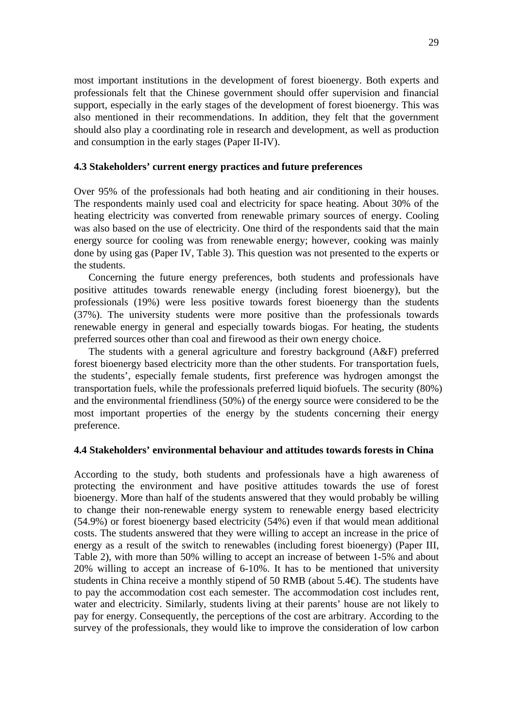most important institutions in the development of forest bioenergy. Both experts and professionals felt that the Chinese government should offer supervision and financial support, especially in the early stages of the development of forest bioenergy. This was also mentioned in their recommendations. In addition, they felt that the government should also play a coordinating role in research and development, as well as production and consumption in the early stages (Paper II-IV).

### 4.3 Stakeholders' current energy practices and future preferences

Over 95% of the professionals had both heating and air conditioning in their houses. The respondents mainly used coal and electricity for space heating. About 30% of the heating electricity was converted from renewable primary sources of energy. Cooling was also based on the use of electricity. One third of the respondents said that the main energy source for cooling was from renewable energy; however, cooking was mainly done by using gas (Paper IV, Table 3). This question was not presented to the experts or the students.

Concerning the future energy preferences, both students and professionals have positive attitudes towards renewable energy (including forest bioenergy), but the professionals (19%) were less positive towards forest bioenergy than the students (37%). The university students were more positive than the professionals towards renewable energy in general and especially towards biogas. For heating, the students preferred sources other than coal and firewood as their own energy choice.

The students with a general agriculture and forestry background (A&F) preferred forest bioenergy based electricity more than the other students. For transportation fuels, the students', especially female students, first preference was hydrogen amongst the transportation fuels, while the professionals preferred liquid biofuels. The security (80%) and the environmental friendliness (50%) of the energy source were considered to be the most important properties of the energy by the students concerning their energy preference.

### 4.4 Stakeholders' environmental behaviour and attitudes towards forests in China

According to the study, both students and professionals have a high awareness of protecting the environment and have positive attitudes towards the use of forest bioenergy. More than half of the students answered that they would probably be willing to change their non-renewable energy system to renewable energy based electricity (54.9%) or forest bioenergy based electricity (54%) even if that would mean additional costs. The students answered that they were willing to accept an increase in the price of energy as a result of the switch to renewables (including forest bioenergy) (Paper III, Table 2), with more than 50% willing to accept an increase of between 1-5% and about 20% willing to accept an increase of 6-10%. It has to be mentioned that university students in China receive a monthly stipend of 50 RMB (about 5.4€). The students have to pay the accommodation cost each semester. The accommodation cost includes rent, water and electricity. Similarly, students living at their parents' house are not likely to pay for energy. Consequently, the perceptions of the cost are arbitrary. According to the survey of the professionals, they would like to improve the consideration of low carbon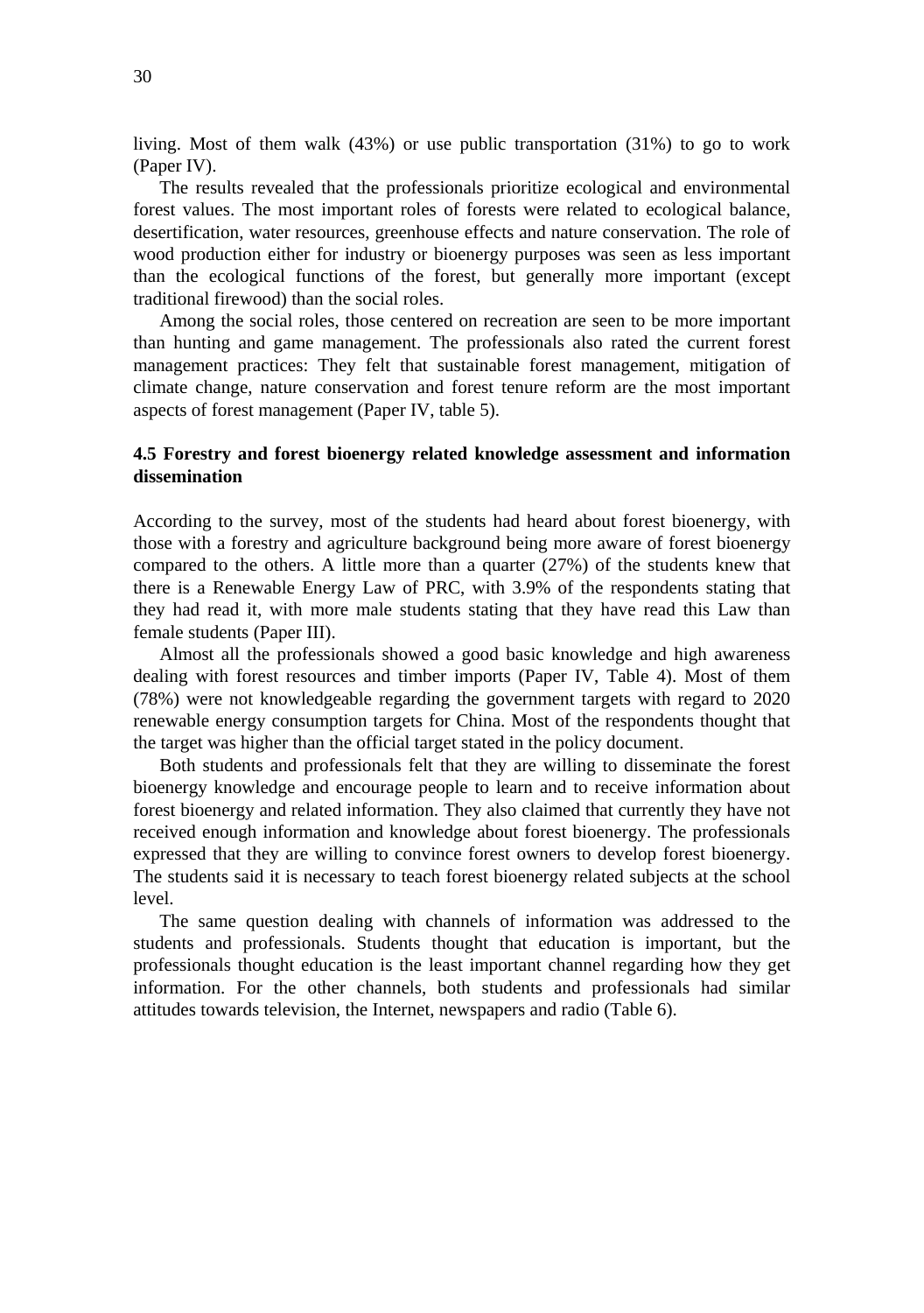living. Most of them walk (43%) or use public transportation (31%) to go to work (Paper IV).

The results revealed that the professionals prioritize ecological and environmental forest values. The most important roles of forests were related to ecological balance, desertification, water resources, greenhouse effects and nature conservation. The role of wood production either for industry or bioenergy purposes was seen as less important than the ecological functions of the forest, but generally more important (except traditional firewood) than the social roles.

Among the social roles, those centered on recreation are seen to be more important than hunting and game management. The professionals also rated the current forest management practices: They felt that sustainable forest management, mitigation of climate change, nature conservation and forest tenure reform are the most important aspects of forest management (Paper IV, table 5).

### 4.5 Forestry and forest bioenergy related knowledge assessment and information dissemination

According to the survey, most of the students had heard about forest bioenergy, with those with a forestry and agriculture background being more aware of forest bioenergy compared to the others. A little more than a quarter (27%) of the students knew that there is a Renewable Energy Law of PRC, with 3.9% of the respondents stating that they had read it, with more male students stating that they have read this Law than female students (Paper III).

Almost all the professionals showed a good basic knowledge and high awareness dealing with forest resources and timber imports (Paper IV, Table 4). Most of them (78%) were not knowledgeable regarding the government targets with regard to 2020 renewable energy consumption targets for China. Most of the respondents thought that the target was higher than the official target stated in the policy document.

Both students and professionals felt that they are willing to disseminate the forest bioenergy knowledge and encourage people to learn and to receive information about forest bioenergy and related information. They also claimed that currently they have not received enough information and knowledge about forest bioenergy. The professionals expressed that they are willing to convince forest owners to develop forest bioenergy. The students said it is necessary to teach forest bioenergy related subjects at the school level.

The same question dealing with channels of information was addressed to the students and professionals. Students thought that education is important, but the professionals thought education is the least important channel regarding how they get information. For the other channels, both students and professionals had similar attitudes towards television, the Internet, newspapers and radio (Table 6).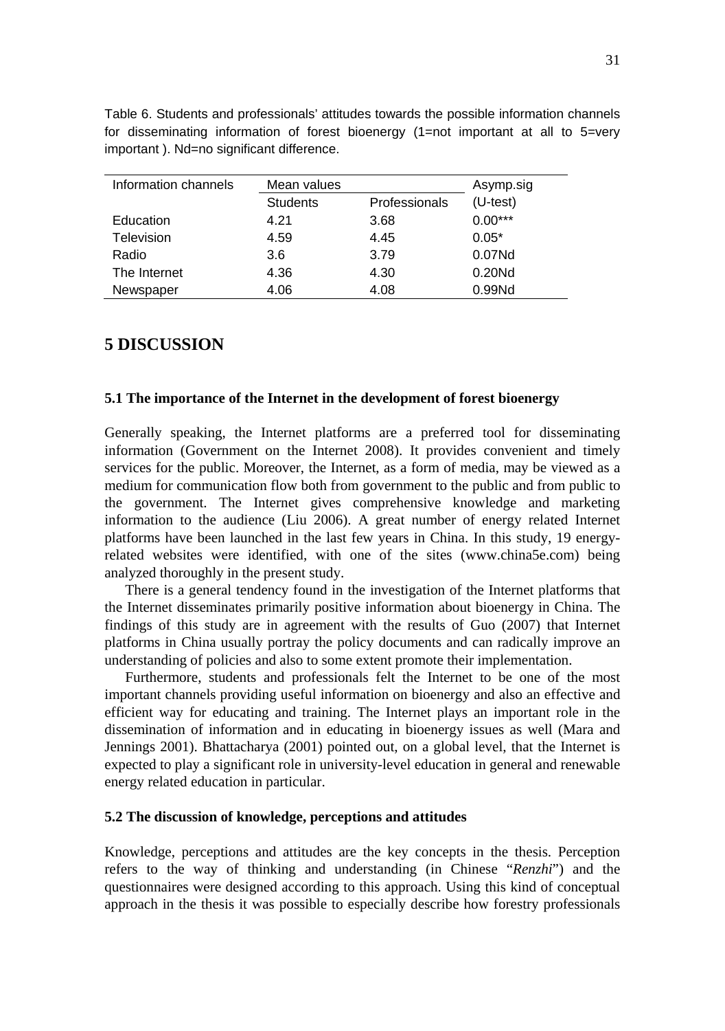Table 6. Students and professionals' attitudes towards the possible information channels for disseminating information of forest bioenergy (1=not important at all to 5=very important ). Nd=no significant difference.

| Information channels | Mean values | | Asymp.sig |
|---|---|---|---|
| | Students | Professionals | (U-test) |
| Education | 4.21 | 3.68 | 0.00*** |
| Television | 4.59 | 4.45 | 0.05* |
| Radio | 3.6 | 3.79 | 0.07Nd |
| The Internet | 4.36 | 4.30 | 0.20Nd |
| Newspaper | 4.06 | 4.08 | 0.99Nd |

# 5 DISCUSSION

## 5.1 The importance of the Internet in the development of forest bioenergy

Generally speaking, the Internet platforms are a preferred tool for disseminating information (Government on the Internet 2008). It provides convenient and timely services for the public. Moreover, the Internet, as a form of media, may be viewed as a medium for communication flow both from government to the public and from public to the government. The Internet gives comprehensive knowledge and marketing information to the audience (Liu 2006). A great number of energy related Internet platforms have been launched in the last few years in China. In this study, 19 energy-related websites were identified, with one of the sites (www.china5e.com) being analyzed thoroughly in the present study.

There is a general tendency found in the investigation of the Internet platforms that the Internet disseminates primarily positive information about bioenergy in China. The findings of this study are in agreement with the results of Guo (2007) that Internet platforms in China usually portray the policy documents and can radically improve an understanding of policies and also to some extent promote their implementation.

Furthermore, students and professionals felt the Internet to be one of the most important channels providing useful information on bioenergy and also an effective and efficient way for educating and training. The Internet plays an important role in the dissemination of information and in educating in bioenergy issues as well (Mara and Jennings 2001). Bhattacharya (2001) pointed out, on a global level, that the Internet is expected to play a significant role in university-level education in general and renewable energy related education in particular.

## 5.2 The discussion of knowledge, perceptions and attitudes

Knowledge, perceptions and attitudes are the key concepts in the thesis. Perception refers to the way of thinking and understanding (in Chinese "*Renzhi*") and the questionnaires were designed according to this approach. Using this kind of conceptual approach in the thesis it was possible to especially describe how forestry professionals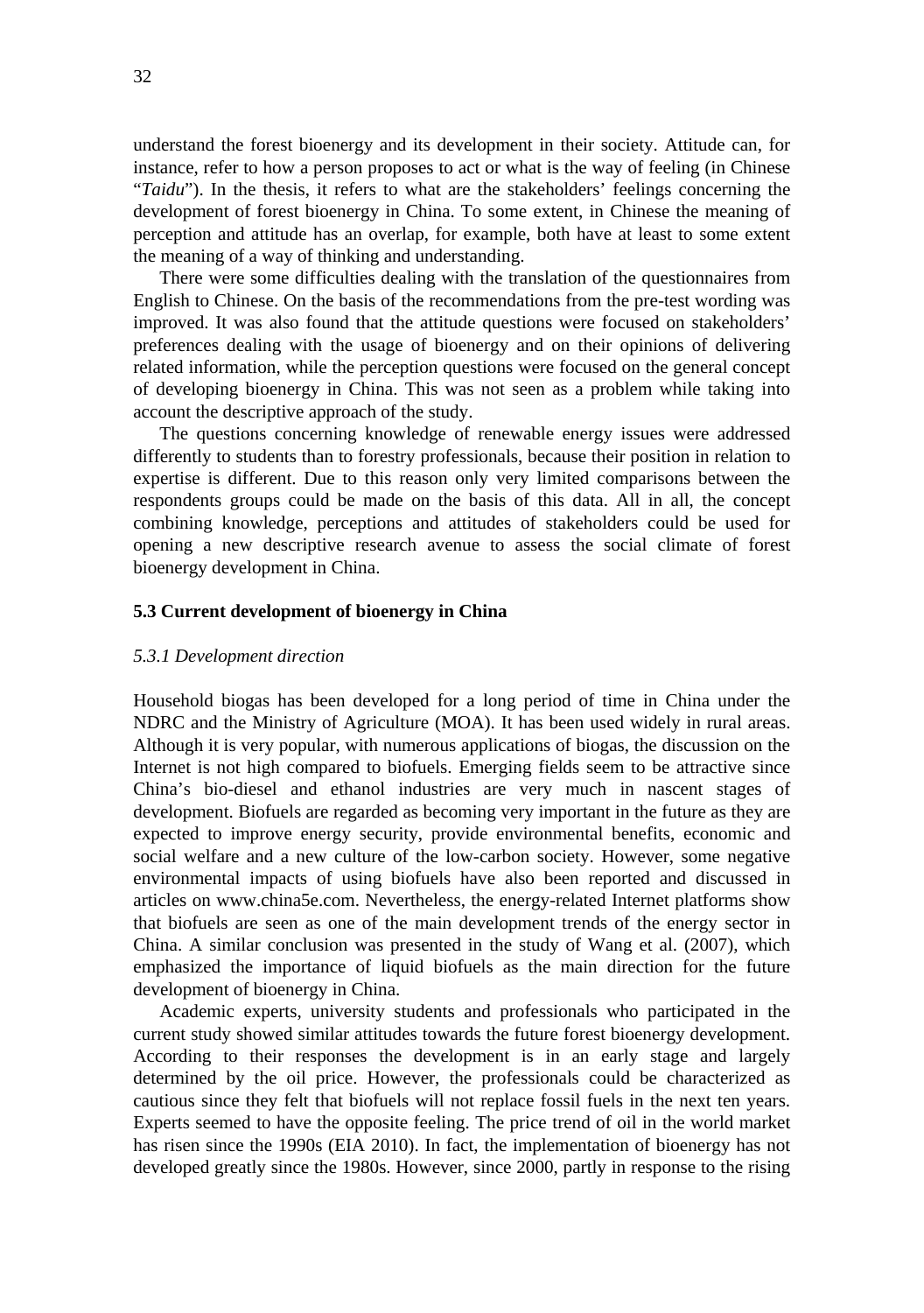understand the forest bioenergy and its development in their society. Attitude can, for instance, refer to how a person proposes to act or what is the way of feeling (in Chinese "*Taidu*"). In the thesis, it refers to what are the stakeholders' feelings concerning the development of forest bioenergy in China. To some extent, in Chinese the meaning of perception and attitude has an overlap, for example, both have at least to some extent the meaning of a way of thinking and understanding.

There were some difficulties dealing with the translation of the questionnaires from English to Chinese. On the basis of the recommendations from the pre-test wording was improved. It was also found that the attitude questions were focused on stakeholders' preferences dealing with the usage of bioenergy and on their opinions of delivering related information, while the perception questions were focused on the general concept of developing bioenergy in China. This was not seen as a problem while taking into account the descriptive approach of the study.

The questions concerning knowledge of renewable energy issues were addressed differently to students than to forestry professionals, because their position in relation to expertise is different. Due to this reason only very limited comparisons between the respondents groups could be made on the basis of this data. All in all, the concept combining knowledge, perceptions and attitudes of stakeholders could be used for opening a new descriptive research avenue to assess the social climate of forest bioenergy development in China.

### 5.3 Current development of bioenergy in China

#### *5.3.1 Development direction*

Household biogas has been developed for a long period of time in China under the NDRC and the Ministry of Agriculture (MOA). It has been used widely in rural areas. Although it is very popular, with numerous applications of biogas, the discussion on the Internet is not high compared to biofuels. Emerging fields seem to be attractive since China's bio-diesel and ethanol industries are very much in nascent stages of development. Biofuels are regarded as becoming very important in the future as they are expected to improve energy security, provide environmental benefits, economic and social welfare and a new culture of the low-carbon society. However, some negative environmental impacts of using biofuels have also been reported and discussed in articles on www.china5e.com. Nevertheless, the energy-related Internet platforms show that biofuels are seen as one of the main development trends of the energy sector in China. A similar conclusion was presented in the study of Wang et al. (2007), which emphasized the importance of liquid biofuels as the main direction for the future development of bioenergy in China.

Academic experts, university students and professionals who participated in the current study showed similar attitudes towards the future forest bioenergy development. According to their responses the development is in an early stage and largely determined by the oil price. However, the professionals could be characterized as cautious since they felt that biofuels will not replace fossil fuels in the next ten years. Experts seemed to have the opposite feeling. The price trend of oil in the world market has risen since the 1990s (EIA 2010). In fact, the implementation of bioenergy has not developed greatly since the 1980s. However, since 2000, partly in response to the rising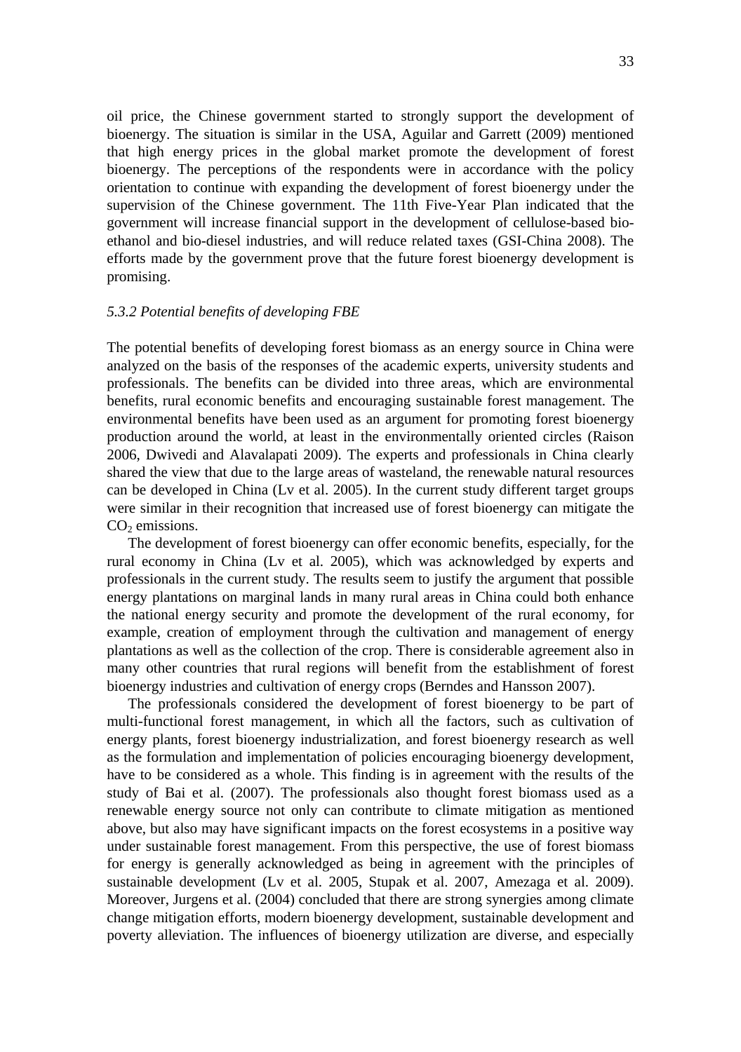oil price, the Chinese government started to strongly support the development of bioenergy. The situation is similar in the USA, Aguilar and Garrett (2009) mentioned that high energy prices in the global market promote the development of forest bioenergy. The perceptions of the respondents were in accordance with the policy orientation to continue with expanding the development of forest bioenergy under the supervision of the Chinese government. The 11th Five-Year Plan indicated that the government will increase financial support in the development of cellulose-based bio-ethanol and bio-diesel industries, and will reduce related taxes (GSI-China 2008). The efforts made by the government prove that the future forest bioenergy development is promising.

### *5.3.2 Potential benefits of developing FBE*

The potential benefits of developing forest biomass as an energy source in China were analyzed on the basis of the responses of the academic experts, university students and professionals. The benefits can be divided into three areas, which are environmental benefits, rural economic benefits and encouraging sustainable forest management. The environmental benefits have been used as an argument for promoting forest bioenergy production around the world, at least in the environmentally oriented circles (Raison 2006, Dwivedi and Alavalapati 2009). The experts and professionals in China clearly shared the view that due to the large areas of wasteland, the renewable natural resources can be developed in China (Lv et al. 2005). In the current study different target groups were similar in their recognition that increased use of forest bioenergy can mitigate the $CO_2$ emissions.

The development of forest bioenergy can offer economic benefits, especially, for the rural economy in China (Lv et al. 2005), which was acknowledged by experts and professionals in the current study. The results seem to justify the argument that possible energy plantations on marginal lands in many rural areas in China could both enhance the national energy security and promote the development of the rural economy, for example, creation of employment through the cultivation and management of energy plantations as well as the collection of the crop. There is considerable agreement also in many other countries that rural regions will benefit from the establishment of forest bioenergy industries and cultivation of energy crops (Berndes and Hansson 2007).

The professionals considered the development of forest bioenergy to be part of multi-functional forest management, in which all the factors, such as cultivation of energy plants, forest bioenergy industrialization, and forest bioenergy research as well as the formulation and implementation of policies encouraging bioenergy development, have to be considered as a whole. This finding is in agreement with the results of the study of Bai et al. (2007). The professionals also thought forest biomass used as a renewable energy source not only can contribute to climate mitigation as mentioned above, but also may have significant impacts on the forest ecosystems in a positive way under sustainable forest management. From this perspective, the use of forest biomass for energy is generally acknowledged as being in agreement with the principles of sustainable development (Lv et al. 2005, Stupak et al. 2007, Amezaga et al. 2009). Moreover, Jurgens et al. (2004) concluded that there are strong synergies among climate change mitigation efforts, modern bioenergy development, sustainable development and poverty alleviation. The influences of bioenergy utilization are diverse, and especially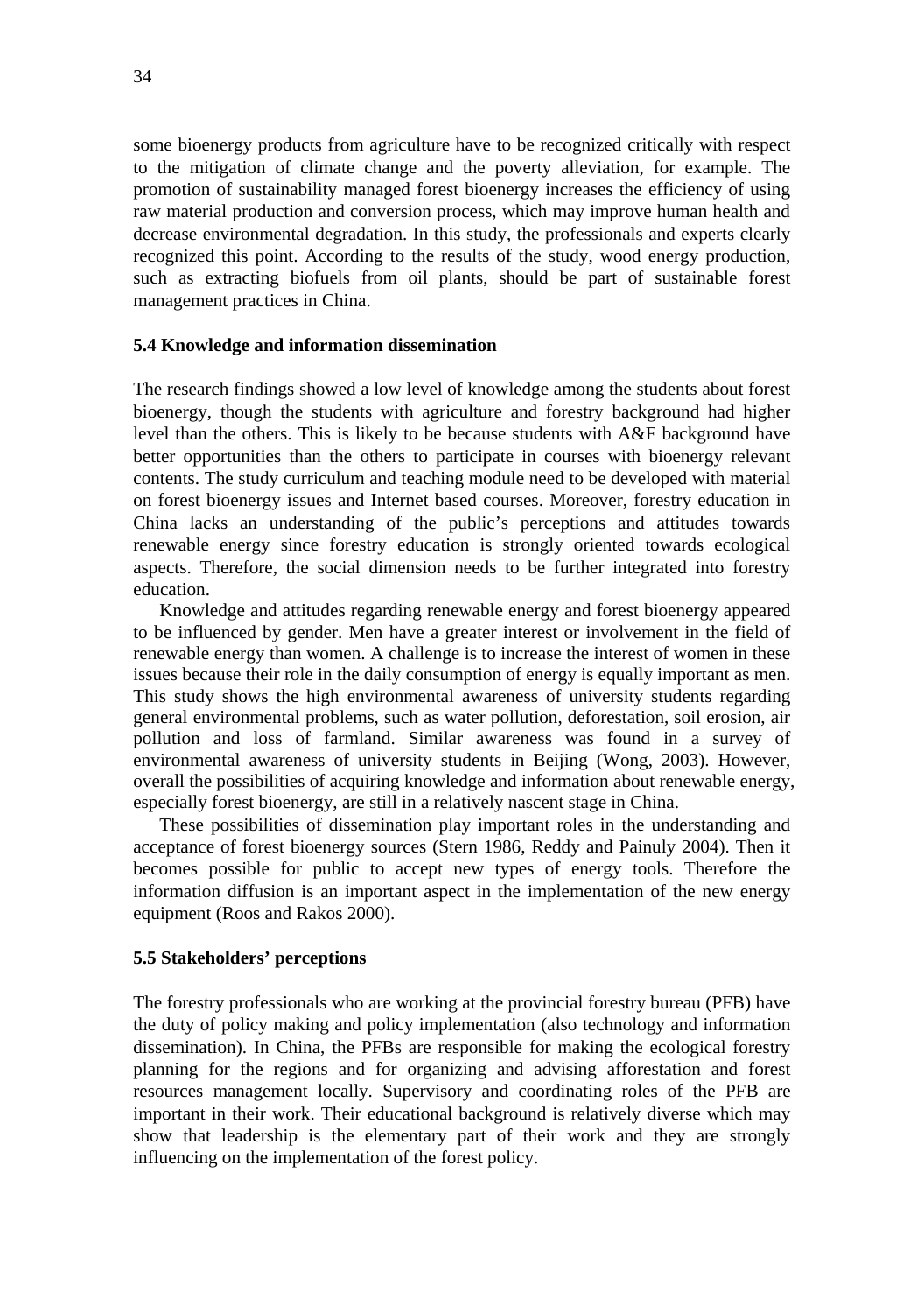some bioenergy products from agriculture have to be recognized critically with respect to the mitigation of climate change and the poverty alleviation, for example. The promotion of sustainability managed forest bioenergy increases the efficiency of using raw material production and conversion process, which may improve human health and decrease environmental degradation. In this study, the professionals and experts clearly recognized this point. According to the results of the study, wood energy production, such as extracting biofuels from oil plants, should be part of sustainable forest management practices in China.

### 5.4 Knowledge and information dissemination

The research findings showed a low level of knowledge among the students about forest bioenergy, though the students with agriculture and forestry background had higher level than the others. This is likely to be because students with A&F background have better opportunities than the others to participate in courses with bioenergy relevant contents. The study curriculum and teaching module need to be developed with material on forest bioenergy issues and Internet based courses. Moreover, forestry education in China lacks an understanding of the public's perceptions and attitudes towards renewable energy since forestry education is strongly oriented towards ecological aspects. Therefore, the social dimension needs to be further integrated into forestry education.

Knowledge and attitudes regarding renewable energy and forest bioenergy appeared to be influenced by gender. Men have a greater interest or involvement in the field of renewable energy than women. A challenge is to increase the interest of women in these issues because their role in the daily consumption of energy is equally important as men. This study shows the high environmental awareness of university students regarding general environmental problems, such as water pollution, deforestation, soil erosion, air pollution and loss of farmland. Similar awareness was found in a survey of environmental awareness of university students in Beijing (Wong, 2003). However, overall the possibilities of acquiring knowledge and information about renewable energy, especially forest bioenergy, are still in a relatively nascent stage in China.

These possibilities of dissemination play important roles in the understanding and acceptance of forest bioenergy sources (Stern 1986, Reddy and Painuly 2004). Then it becomes possible for public to accept new types of energy tools. Therefore the information diffusion is an important aspect in the implementation of the new energy equipment (Roos and Rakos 2000).

### 5.5 Stakeholders' perceptions

The forestry professionals who are working at the provincial forestry bureau (PFB) have the duty of policy making and policy implementation (also technology and information dissemination). In China, the PFBs are responsible for making the ecological forestry planning for the regions and for organizing and advising afforestation and forest resources management locally. Supervisory and coordinating roles of the PFB are important in their work. Their educational background is relatively diverse which may show that leadership is the elementary part of their work and they are strongly influencing on the implementation of the forest policy.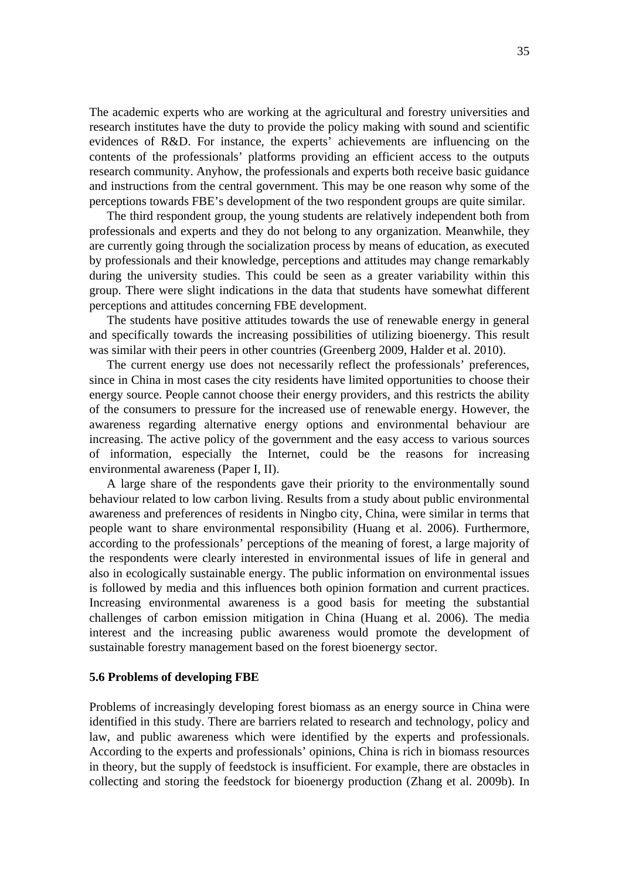The academic experts who are working at the agricultural and forestry universities and research institutes have the duty to provide the policy making with sound and scientific evidences of R&D. For instance, the experts' achievements are influencing on the contents of the professionals' platforms providing an efficient access to the outputs research community. Anyhow, the professionals and experts both receive basic guidance and instructions from the central government. This may be one reason why some of the perceptions towards FBE's development of the two respondent groups are quite similar.

The third respondent group, the young students are relatively independent both from professionals and experts and they do not belong to any organization. Meanwhile, they are currently going through the socialization process by means of education, as executed by professionals and their knowledge, perceptions and attitudes may change remarkably during the university studies. This could be seen as a greater variability within this group. There were slight indications in the data that students have somewhat different perceptions and attitudes concerning FBE development.

The students have positive attitudes towards the use of renewable energy in general and specifically towards the increasing possibilities of utilizing bioenergy. This result was similar with their peers in other countries (Greenberg 2009, Halder et al. 2010).

The current energy use does not necessarily reflect the professionals' preferences, since in China in most cases the city residents have limited opportunities to choose their energy source. People cannot choose their energy providers, and this restricts the ability of the consumers to pressure for the increased use of renewable energy. However, the awareness regarding alternative energy options and environmental behaviour are increasing. The active policy of the government and the easy access to various sources of information, especially the Internet, could be the reasons for increasing environmental awareness (Paper I, II).

A large share of the respondents gave their priority to the environmentally sound behaviour related to low carbon living. Results from a study about public environmental awareness and preferences of residents in Ningbo city, China, were similar in terms that people want to share environmental responsibility (Huang et al. 2006). Furthermore, according to the professionals' perceptions of the meaning of forest, a large majority of the respondents were clearly interested in environmental issues of life in general and also in ecologically sustainable energy. The public information on environmental issues is followed by media and this influences both opinion formation and current practices. Increasing environmental awareness is a good basis for meeting the substantial challenges of carbon emission mitigation in China (Huang et al. 2006). The media interest and the increasing public awareness would promote the development of sustainable forestry management based on the forest bioenergy sector.

### 5.6 Problems of developing FBE

Problems of increasingly developing forest biomass as an energy source in China were identified in this study. There are barriers related to research and technology, policy and law, and public awareness which were identified by the experts and professionals. According to the experts and professionals' opinions, China is rich in biomass resources in theory, but the supply of feedstock is insufficient. For example, there are obstacles in collecting and storing the feedstock for bioenergy production (Zhang et al. 2009b). In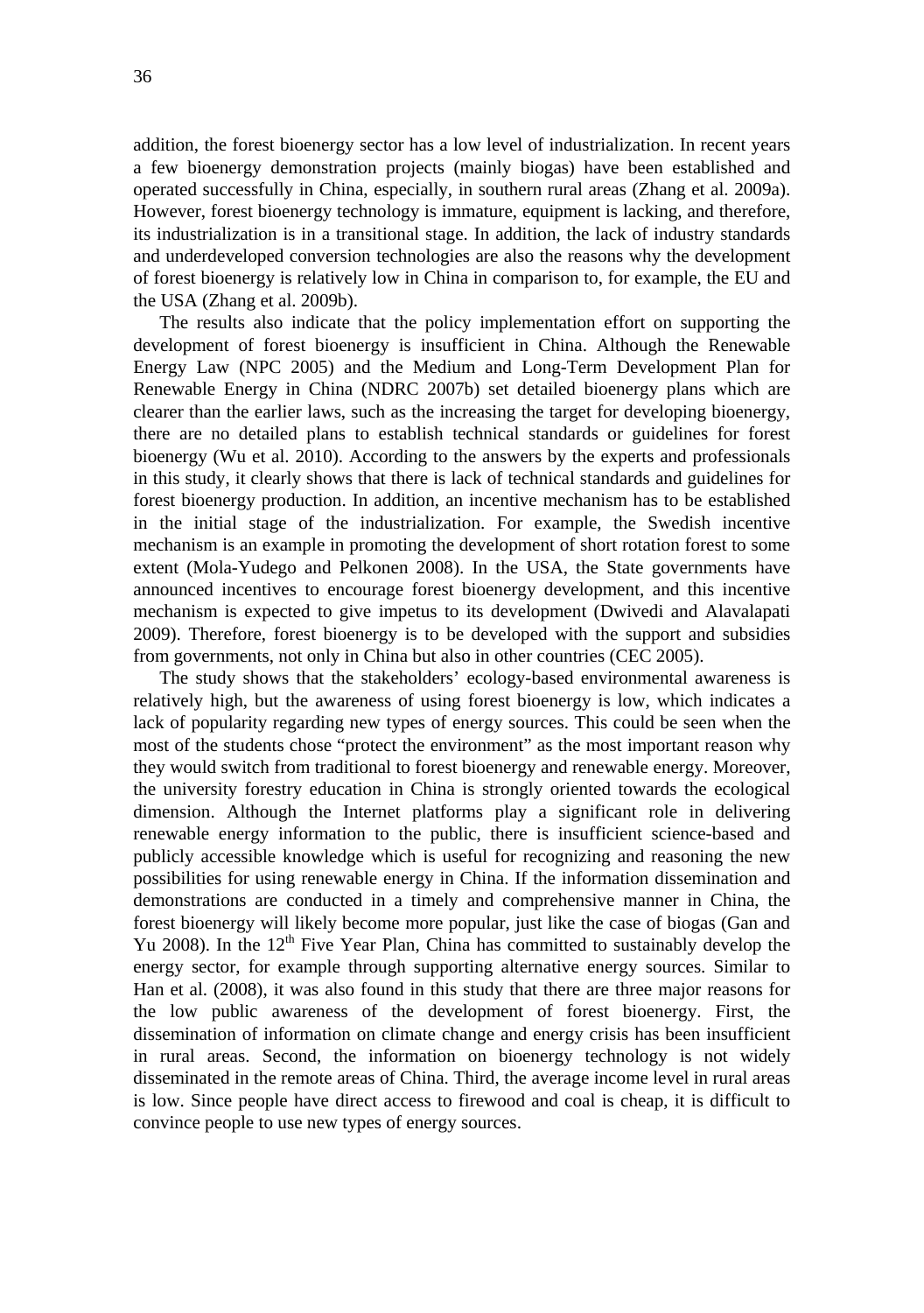addition, the forest bioenergy sector has a low level of industrialization. In recent years a few bioenergy demonstration projects (mainly biogas) have been established and operated successfully in China, especially, in southern rural areas (Zhang et al. 2009a). However, forest bioenergy technology is immature, equipment is lacking, and therefore, its industrialization is in a transitional stage. In addition, the lack of industry standards and underdeveloped conversion technologies are also the reasons why the development of forest bioenergy is relatively low in China in comparison to, for example, the EU and the USA (Zhang et al. 2009b).

The results also indicate that the policy implementation effort on supporting the development of forest bioenergy is insufficient in China. Although the Renewable Energy Law (NPC 2005) and the Medium and Long-Term Development Plan for Renewable Energy in China (NDRC 2007b) set detailed bioenergy plans which are clearer than the earlier laws, such as the increasing the target for developing bioenergy, there are no detailed plans to establish technical standards or guidelines for forest bioenergy (Wu et al. 2010). According to the answers by the experts and professionals in this study, it clearly shows that there is lack of technical standards and guidelines for forest bioenergy production. In addition, an incentive mechanism has to be established in the initial stage of the industrialization. For example, the Swedish incentive mechanism is an example in promoting the development of short rotation forest to some extent (Mola-Yudego and Pelkonen 2008). In the USA, the State governments have announced incentives to encourage forest bioenergy development, and this incentive mechanism is expected to give impetus to its development (Dwivedi and Alavalapati 2009). Therefore, forest bioenergy is to be developed with the support and subsidies from governments, not only in China but also in other countries (CEC 2005).

The study shows that the stakeholders' ecology-based environmental awareness is relatively high, but the awareness of using forest bioenergy is low, which indicates a lack of popularity regarding new types of energy sources. This could be seen when the most of the students chose "protect the environment" as the most important reason why they would switch from traditional to forest bioenergy and renewable energy. Moreover, the university forestry education in China is strongly oriented towards the ecological dimension. Although the Internet platforms play a significant role in delivering renewable energy information to the public, there is insufficient science-based and publicly accessible knowledge which is useful for recognizing and reasoning the new possibilities for using renewable energy in China. If the information dissemination and demonstrations are conducted in a timely and comprehensive manner in China, the forest bioenergy will likely become more popular, just like the case of biogas (Gan and Yu 2008). In the 12th Five Year Plan, China has committed to sustainably develop the energy sector, for example through supporting alternative energy sources. Similar to Han et al. (2008), it was also found in this study that there are three major reasons for the low public awareness of the development of forest bioenergy. First, the dissemination of information on climate change and energy crisis has been insufficient in rural areas. Second, the information on bioenergy technology is not widely disseminated in the remote areas of China. Third, the average income level in rural areas is low. Since people have direct access to firewood and coal is cheap, it is difficult to convince people to use new types of energy sources.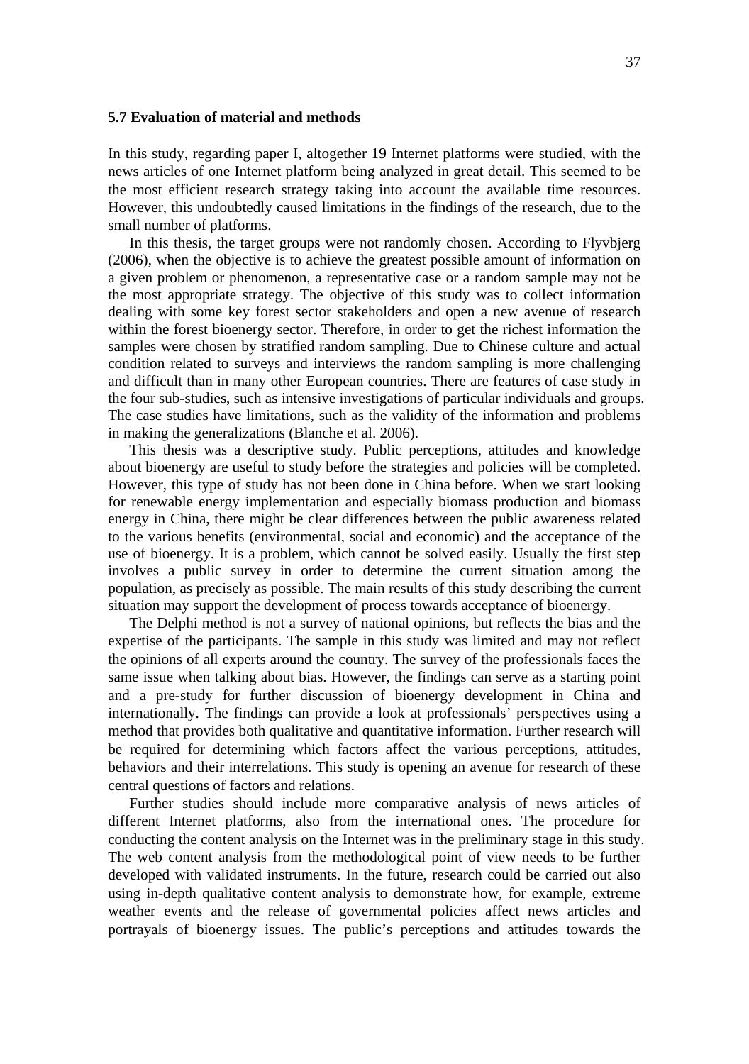### 5.7 Evaluation of material and methods

In this study, regarding paper I, altogether 19 Internet platforms were studied, with the news articles of one Internet platform being analyzed in great detail. This seemed to be the most efficient research strategy taking into account the available time resources. However, this undoubtedly caused limitations in the findings of the research, due to the small number of platforms.

In this thesis, the target groups were not randomly chosen. According to Flyvbjerg (2006), when the objective is to achieve the greatest possible amount of information on a given problem or phenomenon, a representative case or a random sample may not be the most appropriate strategy. The objective of this study was to collect information dealing with some key forest sector stakeholders and open a new avenue of research within the forest bioenergy sector. Therefore, in order to get the richest information the samples were chosen by stratified random sampling. Due to Chinese culture and actual condition related to surveys and interviews the random sampling is more challenging and difficult than in many other European countries. There are features of case study in the four sub-studies, such as intensive investigations of particular individuals and groups. The case studies have limitations, such as the validity of the information and problems in making the generalizations (Blanche et al. 2006).

This thesis was a descriptive study. Public perceptions, attitudes and knowledge about bioenergy are useful to study before the strategies and policies will be completed. However, this type of study has not been done in China before. When we start looking for renewable energy implementation and especially biomass production and biomass energy in China, there might be clear differences between the public awareness related to the various benefits (environmental, social and economic) and the acceptance of the use of bioenergy. It is a problem, which cannot be solved easily. Usually the first step involves a public survey in order to determine the current situation among the population, as precisely as possible. The main results of this study describing the current situation may support the development of process towards acceptance of bioenergy.

The Delphi method is not a survey of national opinions, but reflects the bias and the expertise of the participants. The sample in this study was limited and may not reflect the opinions of all experts around the country. The survey of the professionals faces the same issue when talking about bias. However, the findings can serve as a starting point and a pre-study for further discussion of bioenergy development in China and internationally. The findings can provide a look at professionals' perspectives using a method that provides both qualitative and quantitative information. Further research will be required for determining which factors affect the various perceptions, attitudes, behaviors and their interrelations. This study is opening an avenue for research of these central questions of factors and relations.

Further studies should include more comparative analysis of news articles of different Internet platforms, also from the international ones. The procedure for conducting the content analysis on the Internet was in the preliminary stage in this study. The web content analysis from the methodological point of view needs to be further developed with validated instruments. In the future, research could be carried out also using in-depth qualitative content analysis to demonstrate how, for example, extreme weather events and the release of governmental policies affect news articles and portrayals of bioenergy issues. The public's perceptions and attitudes towards the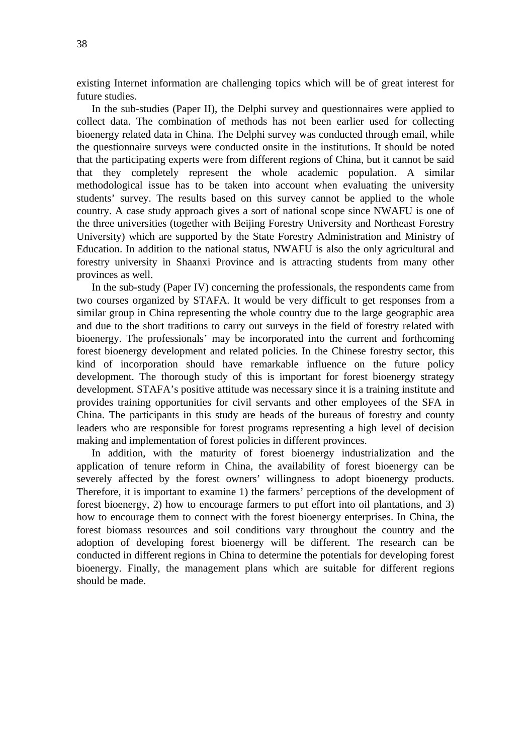existing Internet information are challenging topics which will be of great interest for future studies.

In the sub-studies (Paper II), the Delphi survey and questionnaires were applied to collect data. The combination of methods has not been earlier used for collecting bioenergy related data in China. The Delphi survey was conducted through email, while the questionnaire surveys were conducted onsite in the institutions. It should be noted that the participating experts were from different regions of China, but it cannot be said that they completely represent the whole academic population. A similar methodological issue has to be taken into account when evaluating the university students' survey. The results based on this survey cannot be applied to the whole country. A case study approach gives a sort of national scope since NWAFU is one of the three universities (together with Beijing Forestry University and Northeast Forestry University) which are supported by the State Forestry Administration and Ministry of Education. In addition to the national status, NWAFU is also the only agricultural and forestry university in Shaanxi Province and is attracting students from many other provinces as well.

In the sub-study (Paper IV) concerning the professionals, the respondents came from two courses organized by STAFA. It would be very difficult to get responses from a similar group in China representing the whole country due to the large geographic area and due to the short traditions to carry out surveys in the field of forestry related with bioenergy. The professionals' may be incorporated into the current and forthcoming forest bioenergy development and related policies. In the Chinese forestry sector, this kind of incorporation should have remarkable influence on the future policy development. The thorough study of this is important for forest bioenergy strategy development. STAFA's positive attitude was necessary since it is a training institute and provides training opportunities for civil servants and other employees of the SFA in China. The participants in this study are heads of the bureaus of forestry and county leaders who are responsible for forest programs representing a high level of decision making and implementation of forest policies in different provinces.

In addition, with the maturity of forest bioenergy industrialization and the application of tenure reform in China, the availability of forest bioenergy can be severely affected by the forest owners' willingness to adopt bioenergy products. Therefore, it is important to examine 1) the farmers' perceptions of the development of forest bioenergy, 2) how to encourage farmers to put effort into oil plantations, and 3) how to encourage them to connect with the forest bioenergy enterprises. In China, the forest biomass resources and soil conditions vary throughout the country and the adoption of developing forest bioenergy will be different. The research can be conducted in different regions in China to determine the potentials for developing forest bioenergy. Finally, the management plans which are suitable for different regions should be made.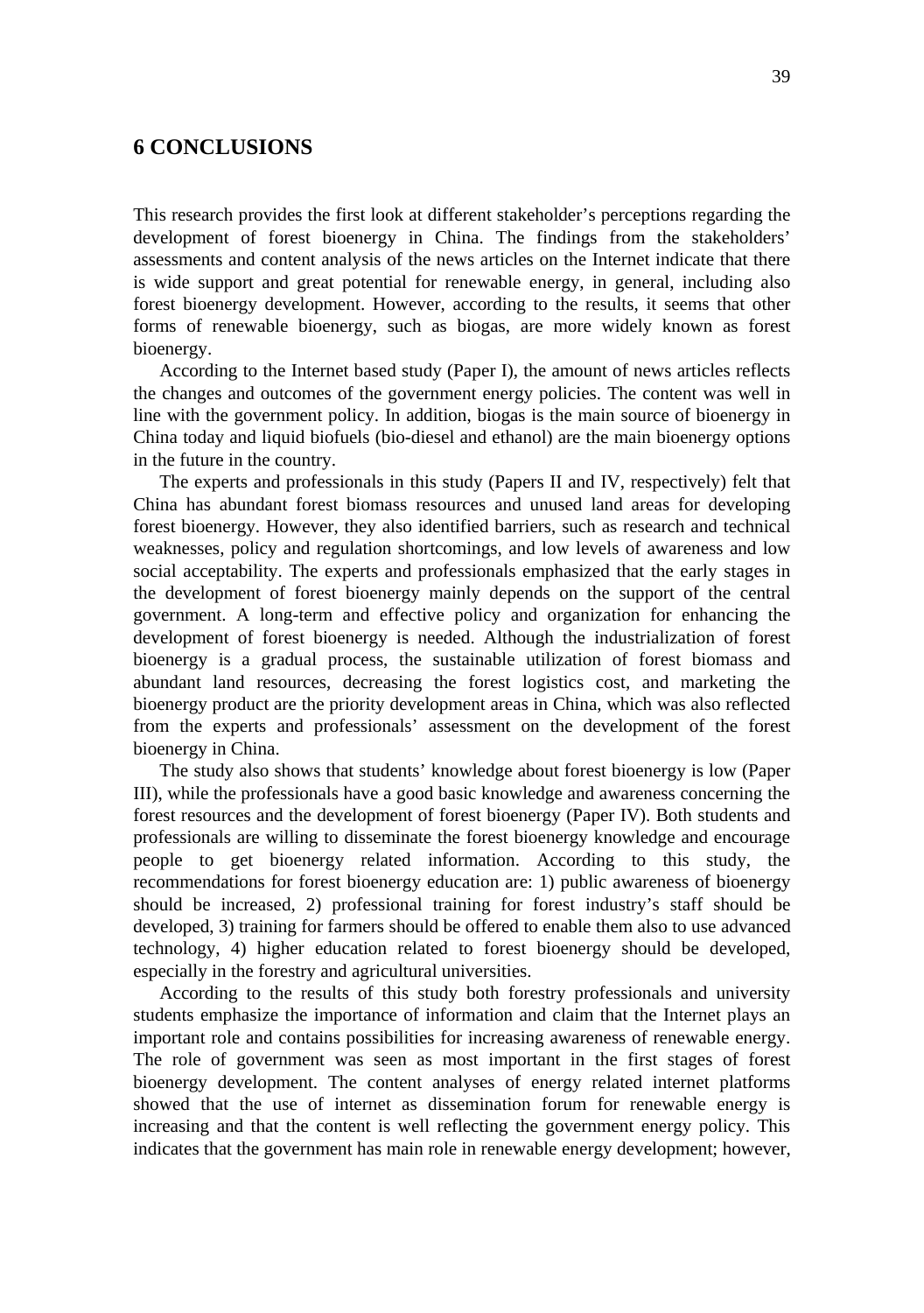# 6 CONCLUSIONS

This research provides the first look at different stakeholder's perceptions regarding the development of forest bioenergy in China. The findings from the stakeholders' assessments and content analysis of the news articles on the Internet indicate that there is wide support and great potential for renewable energy, in general, including also forest bioenergy development. However, according to the results, it seems that other forms of renewable bioenergy, such as biogas, are more widely known as forest bioenergy.

According to the Internet based study (Paper I), the amount of news articles reflects the changes and outcomes of the government energy policies. The content was well in line with the government policy. In addition, biogas is the main source of bioenergy in China today and liquid biofuels (bio-diesel and ethanol) are the main bioenergy options in the future in the country.

The experts and professionals in this study (Papers II and IV, respectively) felt that China has abundant forest biomass resources and unused land areas for developing forest bioenergy. However, they also identified barriers, such as research and technical weaknesses, policy and regulation shortcomings, and low levels of awareness and low social acceptability. The experts and professionals emphasized that the early stages in the development of forest bioenergy mainly depends on the support of the central government. A long-term and effective policy and organization for enhancing the development of forest bioenergy is needed. Although the industrialization of forest bioenergy is a gradual process, the sustainable utilization of forest biomass and abundant land resources, decreasing the forest logistics cost, and marketing the bioenergy product are the priority development areas in China, which was also reflected from the experts and professionals' assessment on the development of the forest bioenergy in China.

The study also shows that students' knowledge about forest bioenergy is low (Paper III), while the professionals have a good basic knowledge and awareness concerning the forest resources and the development of forest bioenergy (Paper IV). Both students and professionals are willing to disseminate the forest bioenergy knowledge and encourage people to get bioenergy related information. According to this study, the recommendations for forest bioenergy education are: 1) public awareness of bioenergy should be increased, 2) professional training for forest industry's staff should be developed, 3) training for farmers should be offered to enable them also to use advanced technology, 4) higher education related to forest bioenergy should be developed, especially in the forestry and agricultural universities.

According to the results of this study both forestry professionals and university students emphasize the importance of information and claim that the Internet plays an important role and contains possibilities for increasing awareness of renewable energy. The role of government was seen as most important in the first stages of forest bioenergy development. The content analyses of energy related internet platforms showed that the use of internet as dissemination forum for renewable energy is increasing and that the content is well reflecting the government energy policy. This indicates that the government has main role in renewable energy development; however,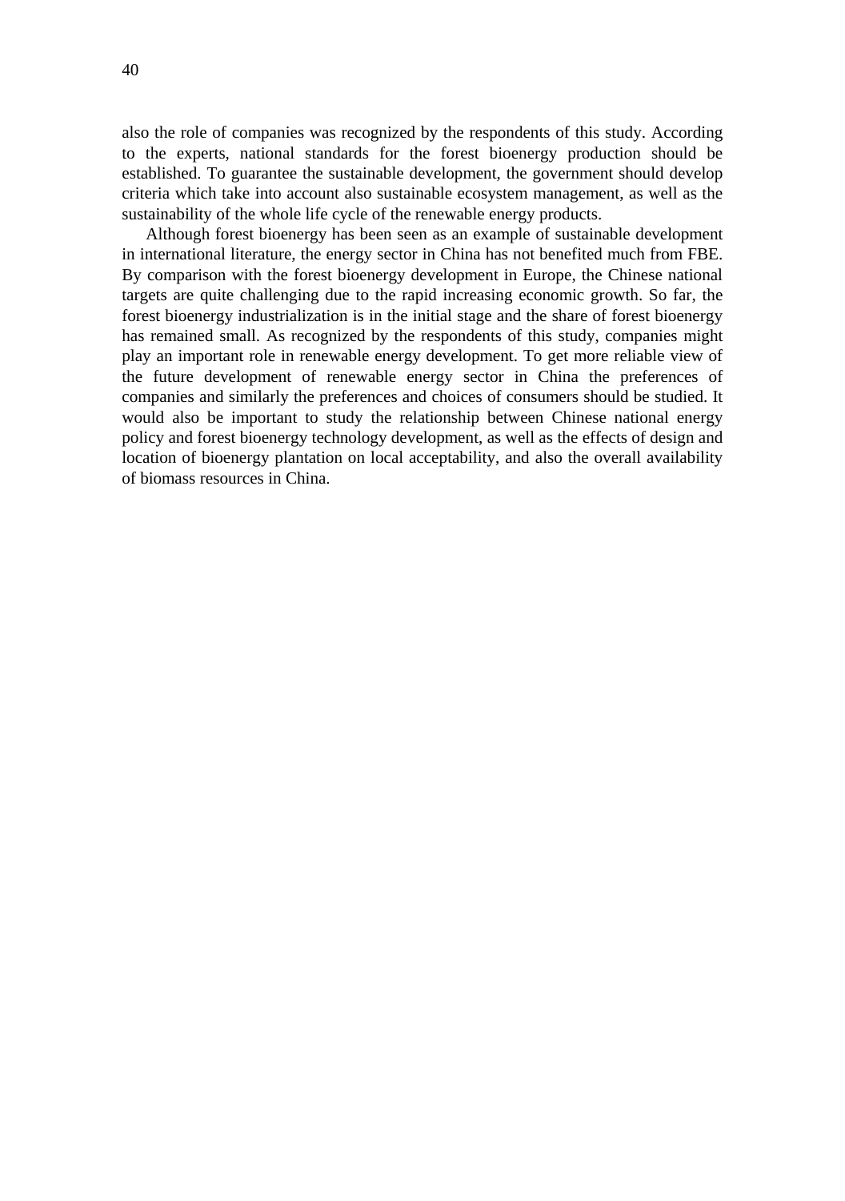also the role of companies was recognized by the respondents of this study. According to the experts, national standards for the forest bioenergy production should be established. To guarantee the sustainable development, the government should develop criteria which take into account also sustainable ecosystem management, as well as the sustainability of the whole life cycle of the renewable energy products.

Although forest bioenergy has been seen as an example of sustainable development in international literature, the energy sector in China has not benefited much from FBE. By comparison with the forest bioenergy development in Europe, the Chinese national targets are quite challenging due to the rapid increasing economic growth. So far, the forest bioenergy industrialization is in the initial stage and the share of forest bioenergy has remained small. As recognized by the respondents of this study, companies might play an important role in renewable energy development. To get more reliable view of the future development of renewable energy sector in China the preferences of companies and similarly the preferences and choices of consumers should be studied. It would also be important to study the relationship between Chinese national energy policy and forest bioenergy technology development, as well as the effects of design and location of bioenergy plantation on local acceptability, and also the overall availability of biomass resources in China.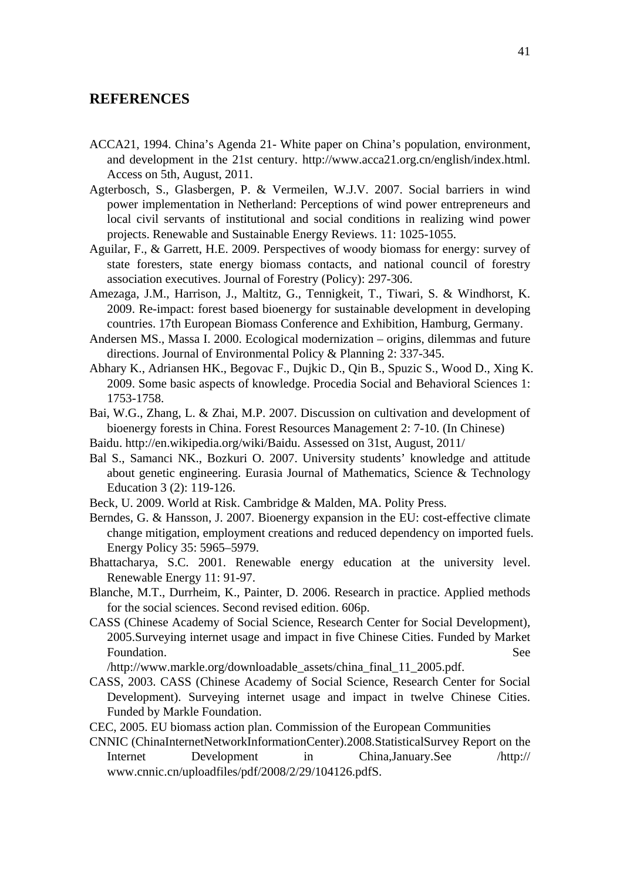## REFERENCES

ACCA21, 1994. China's Agenda 21- White paper on China's population, environment, and development in the 21st century. http://www.acca21.org.cn/english/index.html. Access on 5th, August, 2011.

Agterbosch, S., Glasbergen, P. & Vermeilen, W.J.V. 2007. Social barriers in wind power implementation in Netherland: Perceptions of wind power entrepreneurs and local civil servants of institutional and social conditions in realizing wind power projects. Renewable and Sustainable Energy Reviews. 11: 1025-1055.

Aguilar, F., & Garrett, H.E. 2009. Perspectives of woody biomass for energy: survey of state foresters, state energy biomass contacts, and national council of forestry association executives. Journal of Forestry (Policy): 297-306.

Amezaga, J.M., Harrison, J., Maltitz, G., Tennigkeit, T., Tiwari, S. & Windhorst, K. 2009. Re-impact: forest based bioenergy for sustainable development in developing countries. 17th European Biomass Conference and Exhibition, Hamburg, Germany.

Andersen MS., Massa I. 2000. Ecological modernization – origins, dilemmas and future directions. Journal of Environmental Policy & Planning 2: 337-345.

Abhary K., Adriansen HK., Begovac F., Dujkic D., Qin B., Spuzic S., Wood D., Xing K. 2009. Some basic aspects of knowledge. Procedia Social and Behavioral Sciences 1: 1753-1758.

Bai, W.G., Zhang, L. & Zhai, M.P. 2007. Discussion on cultivation and development of bioenergy forests in China. Forest Resources Management 2: 7-10. (In Chinese)

Baidu. http://en.wikipedia.org/wiki/Baidu. Assessed on 31st, August, 2011/

Bal S., Samanci NK., Bozkuri O. 2007. University students' knowledge and attitude about genetic engineering. Eurasia Journal of Mathematics, Science & Technology Education 3 (2): 119-126.

Beck, U. 2009. World at Risk. Cambridge & Malden, MA. Polity Press.

Berndes, G. & Hansson, J. 2007. Bioenergy expansion in the EU: cost-effective climate change mitigation, employment creations and reduced dependency on imported fuels. Energy Policy 35: 5965–5979.

Bhattacharya, S.C. 2001. Renewable energy education at the university level. Renewable Energy 11: 91-97.

Blanche, M.T., Durrheim, K., Painter, D. 2006. Research in practice. Applied methods for the social sciences. Second revised edition. 606p.

CASS (Chinese Academy of Social Science, Research Center for Social Development), 2005.Surveying internet usage and impact in five Chinese Cities. Funded by Market Foundation. See /http://www.markle.org/downloadable_assets/china_final_11_2005.pdf.

CASS, 2003. CASS (Chinese Academy of Social Science, Research Center for Social Development). Surveying internet usage and impact in twelve Chinese Cities. Funded by Markle Foundation.

CEC, 2005. EU biomass action plan. Commission of the European Communities

CNNIC (ChinaInternetNetworkInformationCenter).2008.StatisticalSurvey Report on the Internet Development in China,January.See /http:// www.cnnic.cn/uploadfiles/pdf/2008/2/29/104126.pdfS.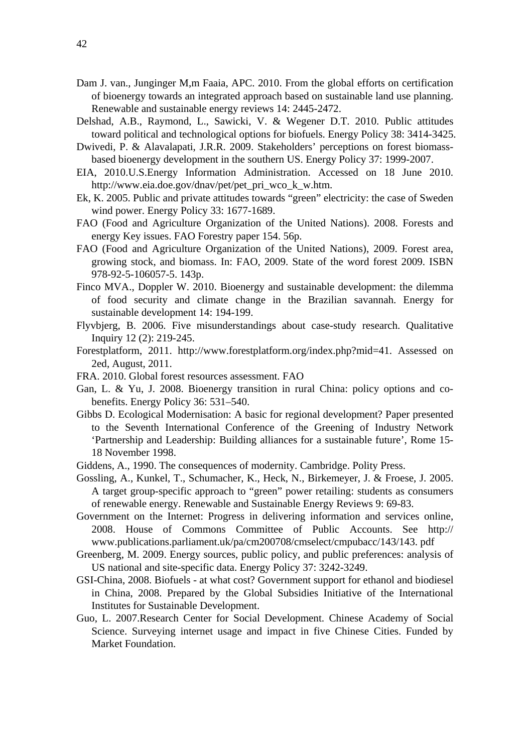Dam J. van., Junginger M,m Faaia, APC. 2010. From the global efforts on certification of bioenergy towards an integrated approach based on sustainable land use planning. Renewable and sustainable energy reviews 14: 2445-2472.

Delshad, A.B., Raymond, L., Sawicki, V. & Wegener D.T. 2010. Public attitudes toward political and technological options for biofuels. Energy Policy 38: 3414-3425.

Dwivedi, P. & Alavalapati, J.R.R. 2009. Stakeholders' perceptions on forest biomass-based bioenergy development in the southern US. Energy Policy 37: 1999-2007.

EIA, 2010.U.S.Energy Information Administration. Accessed on 18 June 2010. http://www.eia.doe.gov/dnav/pet/pet_pri_wco_k_w.htm.

Ek, K. 2005. Public and private attitudes towards "green" electricity: the case of Sweden wind power. Energy Policy 33: 1677-1689.

FAO (Food and Agriculture Organization of the United Nations). 2008. Forests and energy Key issues. FAO Forestry paper 154. 56p.

FAO (Food and Agriculture Organization of the United Nations), 2009. Forest area, growing stock, and biomass. In: FAO, 2009. State of the word forest 2009. ISBN 978-92-5-106057-5. 143p.

Finco MVA., Doppler W. 2010. Bioenergy and sustainable development: the dilemma of food security and climate change in the Brazilian savannah. Energy for sustainable development 14: 194-199.

Flyvbjerg, B. 2006. Five misunderstandings about case-study research. Qualitative Inquiry 12 (2): 219-245.

Forestplatform, 2011. http://www.forestplatform.org/index.php?mid=41. Assessed on 2ed, August, 2011.

FRA. 2010. Global forest resources assessment. FAO

Gan, L. & Yu, J. 2008. Bioenergy transition in rural China: policy options and co-benefits. Energy Policy 36: 531–540.

Gibbs D. Ecological Modernisation: A basic for regional development? Paper presented to the Seventh International Conference of the Greening of Industry Network 'Partnership and Leadership: Building alliances for a sustainable future', Rome 15-18 November 1998.

Giddens, A., 1990. The consequences of modernity. Cambridge. Polity Press.

Gossling, A., Kunkel, T., Schumacher, K., Heck, N., Birkemeyer, J. & Froese, J. 2005. A target group-specific approach to "green" power retailing: students as consumers of renewable energy. Renewable and Sustainable Energy Reviews 9: 69-83.

Government on the Internet: Progress in delivering information and services online, 2008. House of Commons Committee of Public Accounts. See http:// www.publications.parliament.uk/pa/cm200708/cmselect/cmpubacc/143/143. pdf

Greenberg, M. 2009. Energy sources, public policy, and public preferences: analysis of US national and site-specific data. Energy Policy 37: 3242-3249.

GSI-China, 2008. Biofuels - at what cost? Government support for ethanol and biodiesel in China, 2008. Prepared by the Global Subsidies Initiative of the International Institutes for Sustainable Development.

Guo, L. 2007.Research Center for Social Development. Chinese Academy of Social Science. Surveying internet usage and impact in five Chinese Cities. Funded by Market Foundation.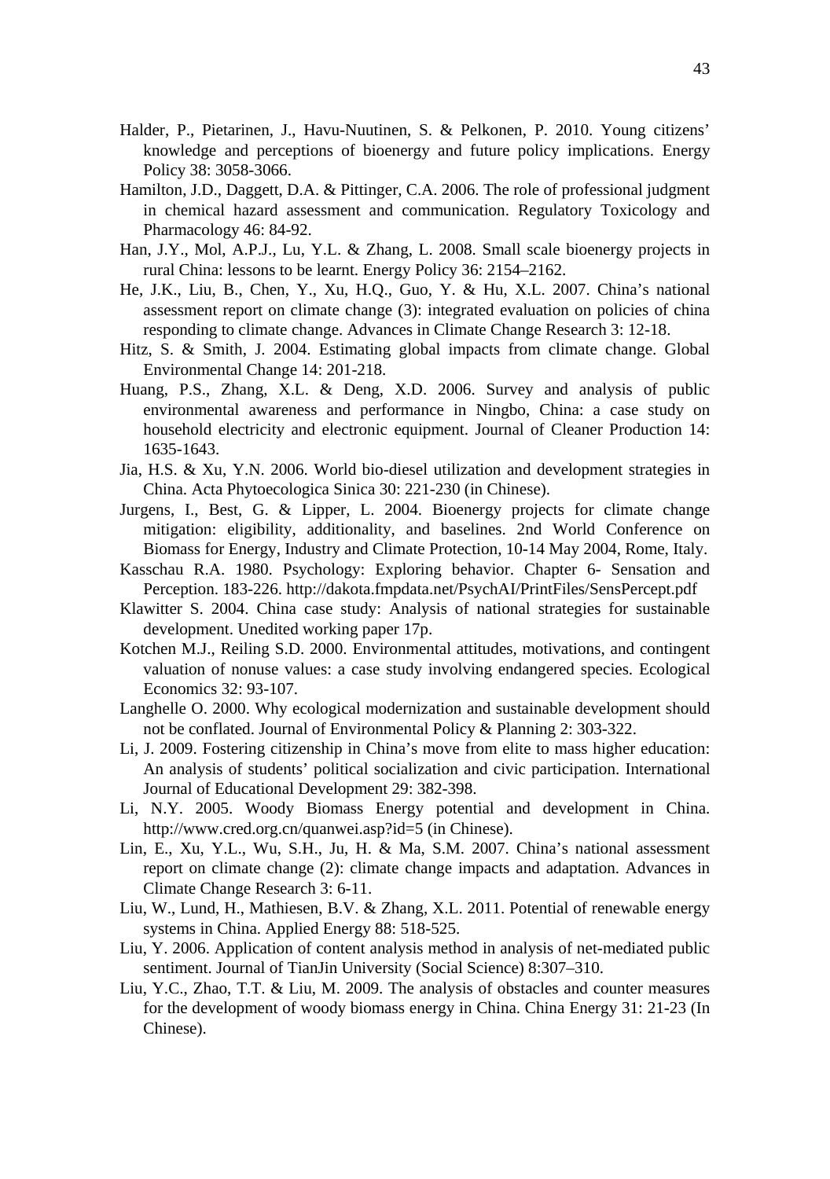Halder, P., Pietarinen, J., Havu-Nuutinen, S. & Pelkonen, P. 2010. Young citizens' knowledge and perceptions of bioenergy and future policy implications. Energy Policy 38: 3058-3066.

Hamilton, J.D., Daggett, D.A. & Pittinger, C.A. 2006. The role of professional judgment in chemical hazard assessment and communication. Regulatory Toxicology and Pharmacology 46: 84-92.

Han, J.Y., Mol, A.P.J., Lu, Y.L. & Zhang, L. 2008. Small scale bioenergy projects in rural China: lessons to be learnt. Energy Policy 36: 2154–2162.

He, J.K., Liu, B., Chen, Y., Xu, H.Q., Guo, Y. & Hu, X.L. 2007. China's national assessment report on climate change (3): integrated evaluation on policies of china responding to climate change. Advances in Climate Change Research 3: 12-18.

Hitz, S. & Smith, J. 2004. Estimating global impacts from climate change. Global Environmental Change 14: 201-218.

Huang, P.S., Zhang, X.L. & Deng, X.D. 2006. Survey and analysis of public environmental awareness and performance in Ningbo, China: a case study on household electricity and electronic equipment. Journal of Cleaner Production 14: 1635-1643.

Jia, H.S. & Xu, Y.N. 2006. World bio-diesel utilization and development strategies in China. Acta Phytoecologica Sinica 30: 221-230 (in Chinese).

Jurgens, I., Best, G. & Lipper, L. 2004. Bioenergy projects for climate change mitigation: eligibility, additionality, and baselines. 2nd World Conference on Biomass for Energy, Industry and Climate Protection, 10-14 May 2004, Rome, Italy.

Kasschau R.A. 1980. Psychology: Exploring behavior. Chapter 6- Sensation and Perception. 183-226. http://dakota.fmpdata.net/PsychAI/PrintFiles/SensPercept.pdf

Klawitter S. 2004. China case study: Analysis of national strategies for sustainable development. Unedited working paper 17p.

Kotchen M.J., Reiling S.D. 2000. Environmental attitudes, motivations, and contingent valuation of nonuse values: a case study involving endangered species. Ecological Economics 32: 93-107.

Langhelle O. 2000. Why ecological modernization and sustainable development should not be conflated. Journal of Environmental Policy & Planning 2: 303-322.

Li, J. 2009. Fostering citizenship in China's move from elite to mass higher education: An analysis of students' political socialization and civic participation. International Journal of Educational Development 29: 382-398.

Li, N.Y. 2005. Woody Biomass Energy potential and development in China. http://www.cred.org.cn/quanwei.asp?id=5 (in Chinese).

Lin, E., Xu, Y.L., Wu, S.H., Ju, H. & Ma, S.M. 2007. China's national assessment report on climate change (2): climate change impacts and adaptation. Advances in Climate Change Research 3: 6-11.

Liu, W., Lund, H., Mathiesen, B.V. & Zhang, X.L. 2011. Potential of renewable energy systems in China. Applied Energy 88: 518-525.

Liu, Y. 2006. Application of content analysis method in analysis of net-mediated public sentiment. Journal of TianJin University (Social Science) 8:307–310.

Liu, Y.C., Zhao, T.T. & Liu, M. 2009. The analysis of obstacles and counter measures for the development of woody biomass energy in China. China Energy 31: 21-23 (In Chinese).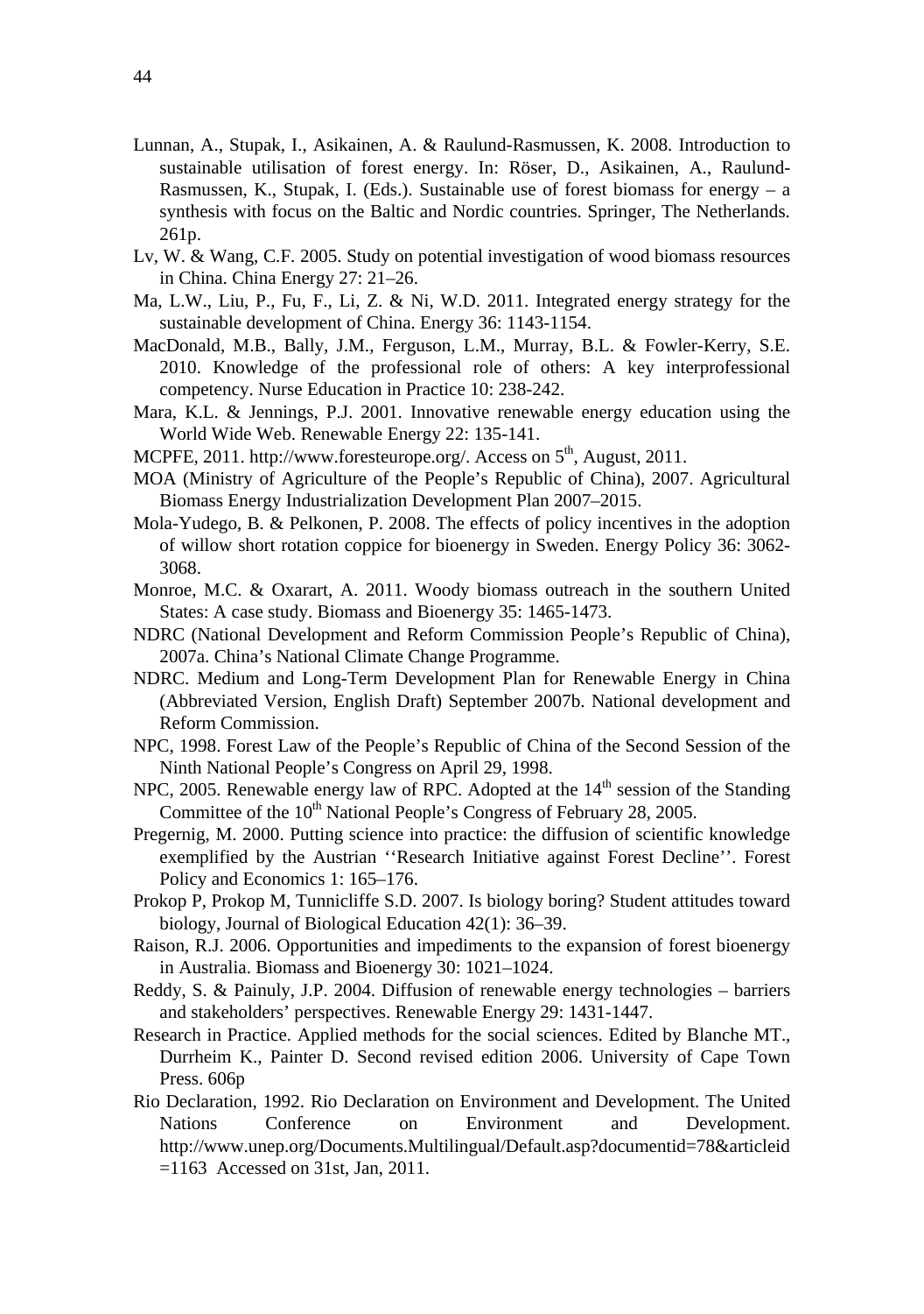Lunnan, A., Stupak, I., Asikainen, A. & Raulund-Rasmussen, K. 2008. Introduction to sustainable utilisation of forest energy. In: Röser, D., Asikainen, A., Raulund-Rasmussen, K., Stupak, I. (Eds.). Sustainable use of forest biomass for energy – a synthesis with focus on the Baltic and Nordic countries. Springer, The Netherlands. 261p.

Lv, W. & Wang, C.F. 2005. Study on potential investigation of wood biomass resources in China. China Energy 27: 21–26.

Ma, L.W., Liu, P., Fu, F., Li, Z. & Ni, W.D. 2011. Integrated energy strategy for the sustainable development of China. Energy 36: 1143-1154.

MacDonald, M.B., Bally, J.M., Ferguson, L.M., Murray, B.L. & Fowler-Kerry, S.E. 2010. Knowledge of the professional role of others: A key interprofessional competency. Nurse Education in Practice 10: 238-242.

Mara, K.L. & Jennings, P.J. 2001. Innovative renewable energy education using the World Wide Web. Renewable Energy 22: 135-141.

MCPFE, 2011. http://www.foresteurope.org/. Access on 5th, August, 2011.

MOA (Ministry of Agriculture of the People's Republic of China), 2007. Agricultural Biomass Energy Industrialization Development Plan 2007–2015.

Mola-Yudego, B. & Pelkonen, P. 2008. The effects of policy incentives in the adoption of willow short rotation coppice for bioenergy in Sweden. Energy Policy 36: 3062-3068.

Monroe, M.C. & Oxarart, A. 2011. Woody biomass outreach in the southern United States: A case study. Biomass and Bioenergy 35: 1465-1473.

NDRC (National Development and Reform Commission People's Republic of China), 2007a. China's National Climate Change Programme.

NDRC. Medium and Long-Term Development Plan for Renewable Energy in China (Abbreviated Version, English Draft) September 2007b. National development and Reform Commission.

NPC, 1998. Forest Law of the People's Republic of China of the Second Session of the Ninth National People's Congress on April 29, 1998.

NPC, 2005. Renewable energy law of RPC. Adopted at the 14th session of the Standing Committee of the 10th National People's Congress of February 28, 2005.

Pregernig, M. 2000. Putting science into practice: the diffusion of scientific knowledge exemplified by the Austrian ''Research Initiative against Forest Decline''. Forest Policy and Economics 1: 165–176.

Prokop P, Prokop M, Tunnicliffe S.D. 2007. Is biology boring? Student attitudes toward biology, Journal of Biological Education 42(1): 36–39.

Raison, R.J. 2006. Opportunities and impediments to the expansion of forest bioenergy in Australia. Biomass and Bioenergy 30: 1021–1024.

Reddy, S. & Painuly, J.P. 2004. Diffusion of renewable energy technologies – barriers and stakeholders' perspectives. Renewable Energy 29: 1431-1447.

Research in Practice. Applied methods for the social sciences. Edited by Blanche MT., Durrheim K., Painter D. Second revised edition 2006. University of Cape Town Press. 606p

Rio Declaration, 1992. Rio Declaration on Environment and Development. The United Nations Conference on Environment and Development. http://www.unep.org/Documents.Multilingual/Default.asp?documentid=78&articleid=1163 Accessed on 31st, Jan, 2011.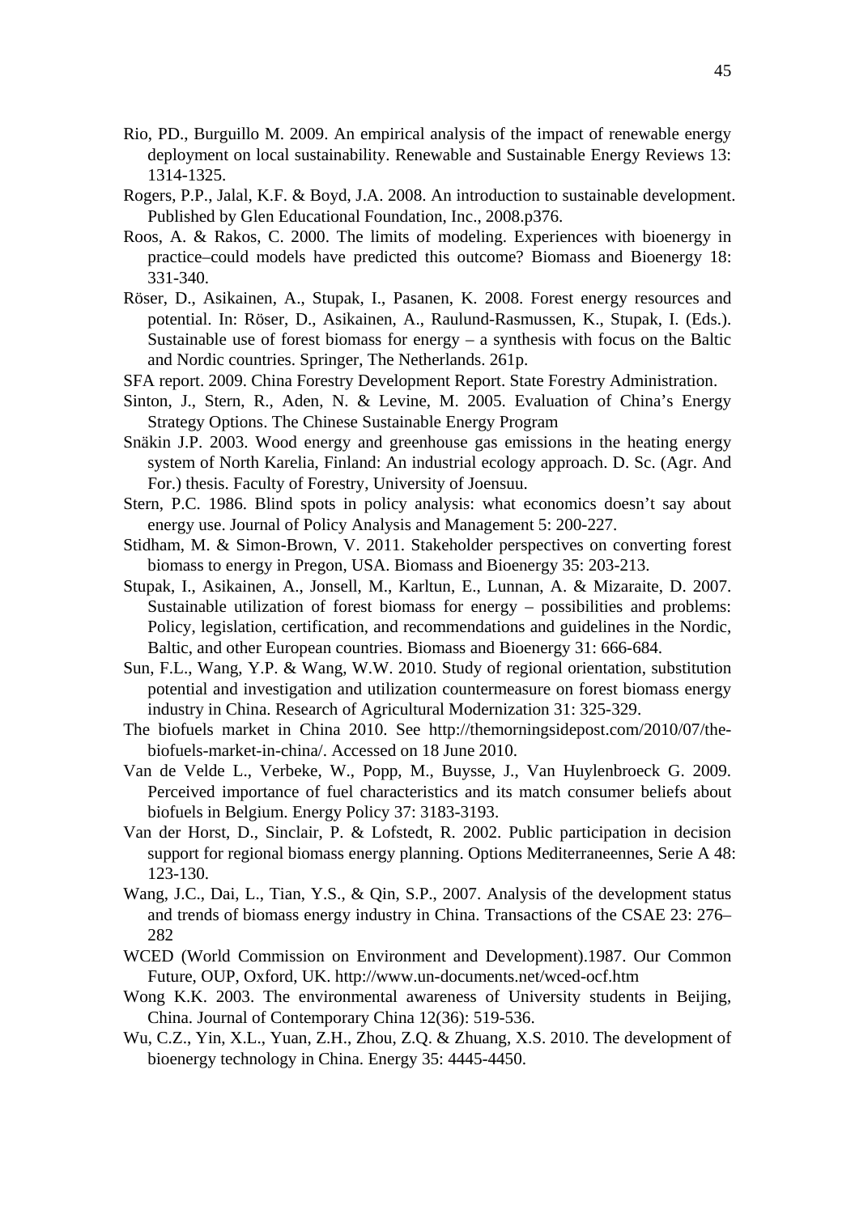Rio, PD., Burguillo M. 2009. An empirical analysis of the impact of renewable energy deployment on local sustainability. Renewable and Sustainable Energy Reviews 13: 1314-1325.

Rogers, P.P., Jalal, K.F. & Boyd, J.A. 2008. An introduction to sustainable development. Published by Glen Educational Foundation, Inc., 2008.p376.

Roos, A. & Rakos, C. 2000. The limits of modeling. Experiences with bioenergy in practice–could models have predicted this outcome? Biomass and Bioenergy 18: 331-340.

Röser, D., Asikainen, A., Stupak, I., Pasanen, K. 2008. Forest energy resources and potential. In: Röser, D., Asikainen, A., Raulund-Rasmussen, K., Stupak, I. (Eds.). Sustainable use of forest biomass for energy – a synthesis with focus on the Baltic and Nordic countries. Springer, The Netherlands. 261p.

SFA report. 2009. China Forestry Development Report. State Forestry Administration.

Sinton, J., Stern, R., Aden, N. & Levine, M. 2005. Evaluation of China's Energy Strategy Options. The Chinese Sustainable Energy Program

Snäkin J.P. 2003. Wood energy and greenhouse gas emissions in the heating energy system of North Karelia, Finland: An industrial ecology approach. D. Sc. (Agr. And For.) thesis. Faculty of Forestry, University of Joensuu.

Stern, P.C. 1986. Blind spots in policy analysis: what economics doesn't say about energy use. Journal of Policy Analysis and Management 5: 200-227.

Stidham, M. & Simon-Brown, V. 2011. Stakeholder perspectives on converting forest biomass to energy in Pregon, USA. Biomass and Bioenergy 35: 203-213.

Stupak, I., Asikainen, A., Jonsell, M., Karltun, E., Lunnan, A. & Mizaraite, D. 2007. Sustainable utilization of forest biomass for energy – possibilities and problems: Policy, legislation, certification, and recommendations and guidelines in the Nordic, Baltic, and other European countries. Biomass and Bioenergy 31: 666-684.

Sun, F.L., Wang, Y.P. & Wang, W.W. 2010. Study of regional orientation, substitution potential and investigation and utilization countermeasure on forest biomass energy industry in China. Research of Agricultural Modernization 31: 325-329.

The biofuels market in China 2010. See http://themorningsidepost.com/2010/07/the-biofuels-market-in-china/. Accessed on 18 June 2010.

Van de Velde L., Verbeke, W., Popp, M., Buysse, J., Van Huylenbroeck G. 2009. Perceived importance of fuel characteristics and its match consumer beliefs about biofuels in Belgium. Energy Policy 37: 3183-3193.

Van der Horst, D., Sinclair, P. & Lofstedt, R. 2002. Public participation in decision support for regional biomass energy planning. Options Mediterraneennes, Serie A 48: 123-130.

Wang, J.C., Dai, L., Tian, Y.S., & Qin, S.P., 2007. Analysis of the development status and trends of biomass energy industry in China. Transactions of the CSAE 23: 276–282

WCED (World Commission on Environment and Development).1987. Our Common Future, OUP, Oxford, UK. http://www.un-documents.net/wced-ocf.htm

Wong K.K. 2003. The environmental awareness of University students in Beijing, China. Journal of Contemporary China 12(36): 519-536.

Wu, C.Z., Yin, X.L., Yuan, Z.H., Zhou, Z.Q. & Zhuang, X.S. 2010. The development of bioenergy technology in China. Energy 35: 4445-4450.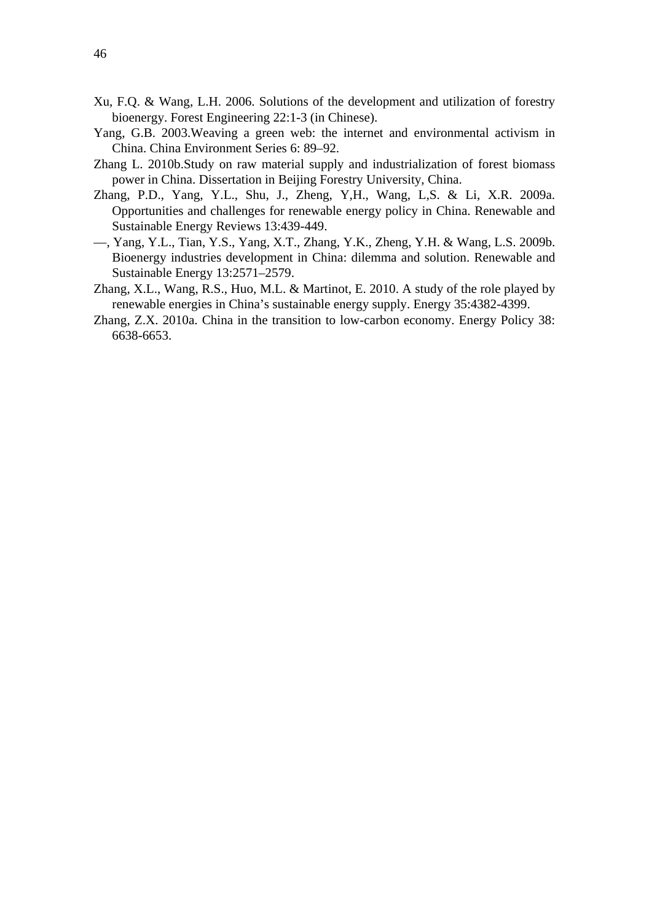Xu, F.Q. & Wang, L.H. 2006. Solutions of the development and utilization of forestry bioenergy. Forest Engineering 22:1-3 (in Chinese).

Yang, G.B. 2003.Weaving a green web: the internet and environmental activism in China. China Environment Series 6: 89–92.

Zhang L. 2010b.Study on raw material supply and industrialization of forest biomass power in China. Dissertation in Beijing Forestry University, China.

Zhang, P.D., Yang, Y.L., Shu, J., Zheng, Y,H., Wang, L,S. & Li, X.R. 2009a. Opportunities and challenges for renewable energy policy in China. Renewable and Sustainable Energy Reviews 13:439-449.

—, Yang, Y.L., Tian, Y.S., Yang, X.T., Zhang, Y.K., Zheng, Y.H. & Wang, L.S. 2009b. Bioenergy industries development in China: dilemma and solution. Renewable and Sustainable Energy 13:2571–2579.

Zhang, X.L., Wang, R.S., Huo, M.L. & Martinot, E. 2010. A study of the role played by renewable energies in China's sustainable energy supply. Energy 35:4382-4399.

Zhang, Z.X. 2010a. China in the transition to low-carbon economy. Energy Policy 38: 6638-6653.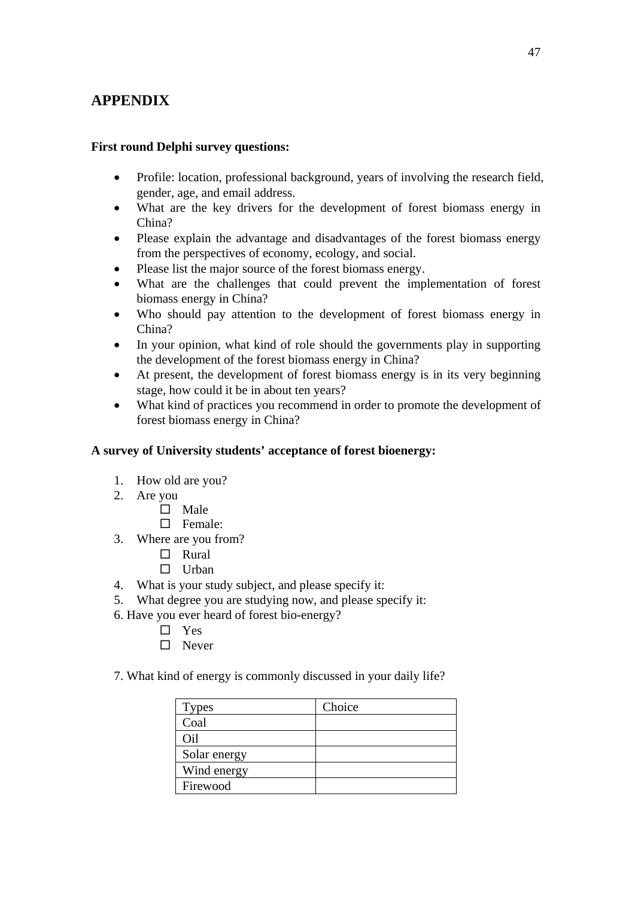# APPENDIX

**First round Delphi survey questions:**

- Profile: location, professional background, years of involving the research field, gender, age, and email address.
- What are the key drivers for the development of forest biomass energy in China?
- Please explain the advantage and disadvantages of the forest biomass energy from the perspectives of economy, ecology, and social.
- Please list the major source of the forest biomass energy.
- What are the challenges that could prevent the implementation of forest biomass energy in China?
- Who should pay attention to the development of forest biomass energy in China?
- In your opinion, what kind of role should the governments play in supporting the development of the forest biomass energy in China?
- At present, the development of forest biomass energy is in its very beginning stage, how could it be in about ten years?
- What kind of practices you recommend in order to promote the development of forest biomass energy in China?

**A survey of University students' acceptance of forest bioenergy:**

1. How old are you?
2. Are you
   - ☐ Male
   - ☐ Female:
3. Where are you from?
   - ☐ Rural
   - ☐ Urban
4. What is your study subject, and please specify it:
5. What degree you are studying now, and please specify it:
6. Have you ever heard of forest bio-energy?
   - ☐ Yes
   - ☐ Never

7. What kind of energy is commonly discussed in your daily life?

| Types | Choice |
|---|---|
| Coal | |
| Oil | |
| Solar energy | |
| Wind energy | |
| Firewood | |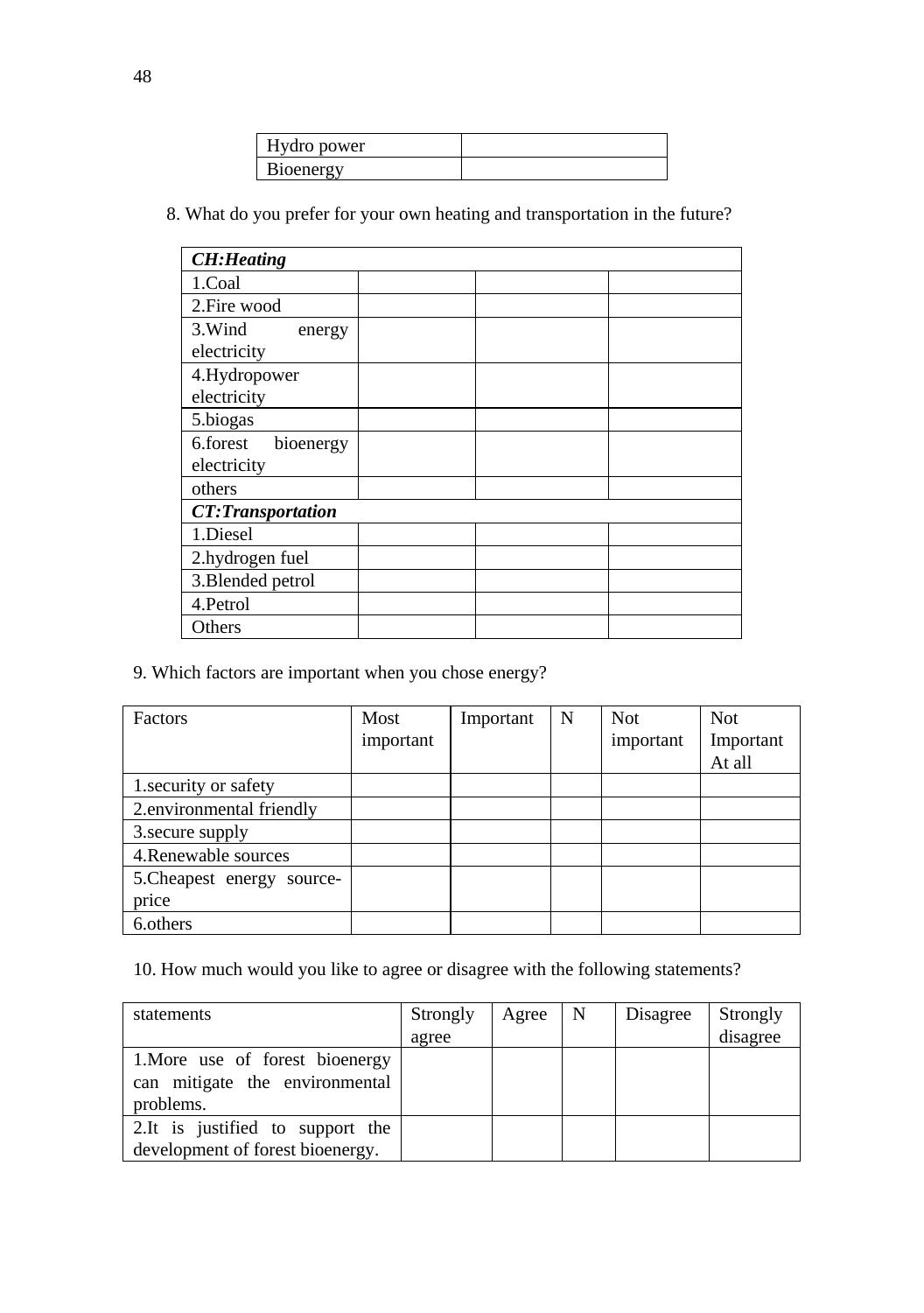| Hydro power | |
|---|---|
| Bioenergy | |

8. What do you prefer for your own heating and transportation in the future?

| ***CH:Heating*** | | | |
|---|---|---|---|
| 1.Coal | | | |
| 2.Fire wood | | | |
| 3.Wind energy electricity | | | |
| 4.Hydropower electricity | | | |
| 5.biogas | | | |
| 6.forest bioenergy electricity | | | |
| others | | | |
| ***CT:Transportation*** | | | |
| 1.Diesel | | | |
| 2.hydrogen fuel | | | |
| 3.Blended petrol | | | |
| 4.Petrol | | | |
| Others | | | |

9. Which factors are important when you chose energy?

| Factors | Most important | Important | N | Not important | Not Important At all |
|---|---|---|---|---|---|
| 1.security or safety | | | | | |
| 2.environmental friendly | | | | | |
| 3.secure supply | | | | | |
| 4.Renewable sources | | | | | |
| 5.Cheapest energy source-price | | | | | |
| 6.others | | | | | |

10. How much would you like to agree or disagree with the following statements?

| statements | Strongly agree | Agree | N | Disagree | Strongly disagree |
|---|---|---|---|---|---|
| 1.More use of forest bioenergy can mitigate the environmental problems. | | | | | |
| 2.It is justified to support the development of forest bioenergy. | | | | | |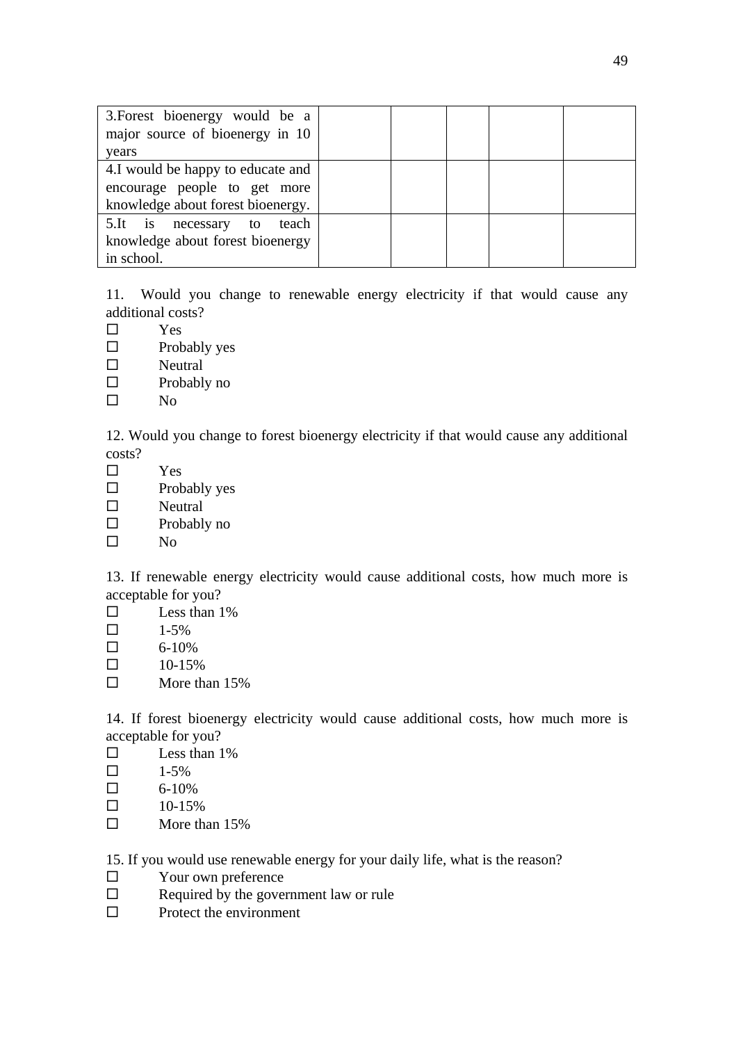| | | | | | |
|---|---|---|---|---|---|
| 3.Forest bioenergy would be a major source of bioenergy in 10 years | | | | | |
| 4.I would be happy to educate and encourage people to get more knowledge about forest bioenergy. | | | | | |
| 5.It is necessary to teach knowledge about forest bioenergy in school. | | | | | |

11. Would you change to renewable energy electricity if that would cause any additional costs?

- ☐ Yes
- ☐ Probably yes
- ☐ Neutral
- ☐ Probably no
- ☐ No

12. Would you change to forest bioenergy electricity if that would cause any additional costs?

- ☐ Yes
- ☐ Probably yes
- ☐ Neutral
- ☐ Probably no
- ☐ No

13. If renewable energy electricity would cause additional costs, how much more is acceptable for you?

- ☐ Less than 1%
- ☐ 1-5%
- ☐ 6-10%
- ☐ 10-15%
- ☐ More than 15%

14. If forest bioenergy electricity would cause additional costs, how much more is acceptable for you?

- ☐ Less than 1%
- ☐ 1-5%
- ☐ 6-10%
- ☐ 10-15%
- ☐ More than 15%

15. If you would use renewable energy for your daily life, what is the reason?

- ☐ Your own preference
- ☐ Required by the government law or rule
- ☐ Protect the environment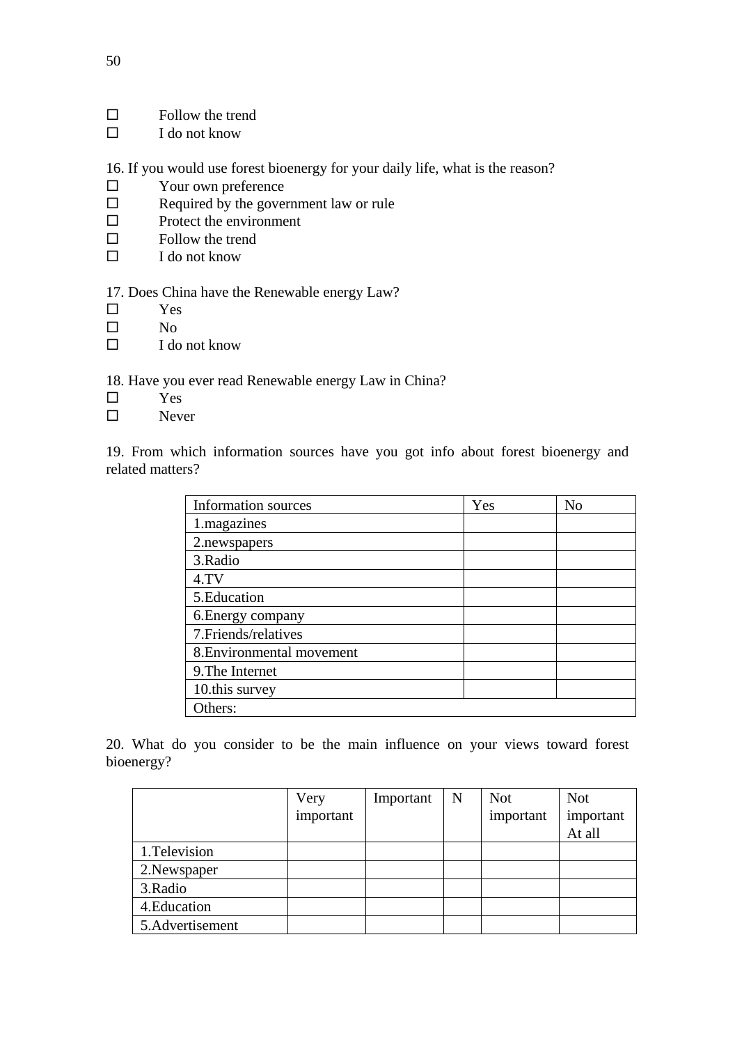- ☐ Follow the trend
- ☐ I do not know

16. If you would use forest bioenergy for your daily life, what is the reason?

- ☐ Your own preference
- ☐ Required by the government law or rule
- ☐ Protect the environment
- ☐ Follow the trend
- ☐ I do not know

17. Does China have the Renewable energy Law?

- ☐ Yes
- ☐ No
- ☐ I do not know

18. Have you ever read Renewable energy Law in China?

- ☐ Yes
- ☐ Never

19. From which information sources have you got info about forest bioenergy and related matters?

| Information sources | Yes | No |
|---|---|---|
| 1.magazines | | |
| 2.newspapers | | |
| 3.Radio | | |
| 4.TV | | |
| 5.Education | | |
| 6.Energy company | | |
| 7.Friends/relatives | | |
| 8.Environmental movement | | |
| 9.The Internet | | |
| 10.this survey | | |
| Others: | | |

20. What do you consider to be the main influence on your views toward forest bioenergy?

| | Very important | Important | N | Not important | Not important At all |
|---|---|---|---|---|---|
| 1.Television | | | | | |
| 2.Newspaper | | | | | |
| 3.Radio | | | | | |
| 4.Education | | | | | |
| 5.Advertisement | | | | | |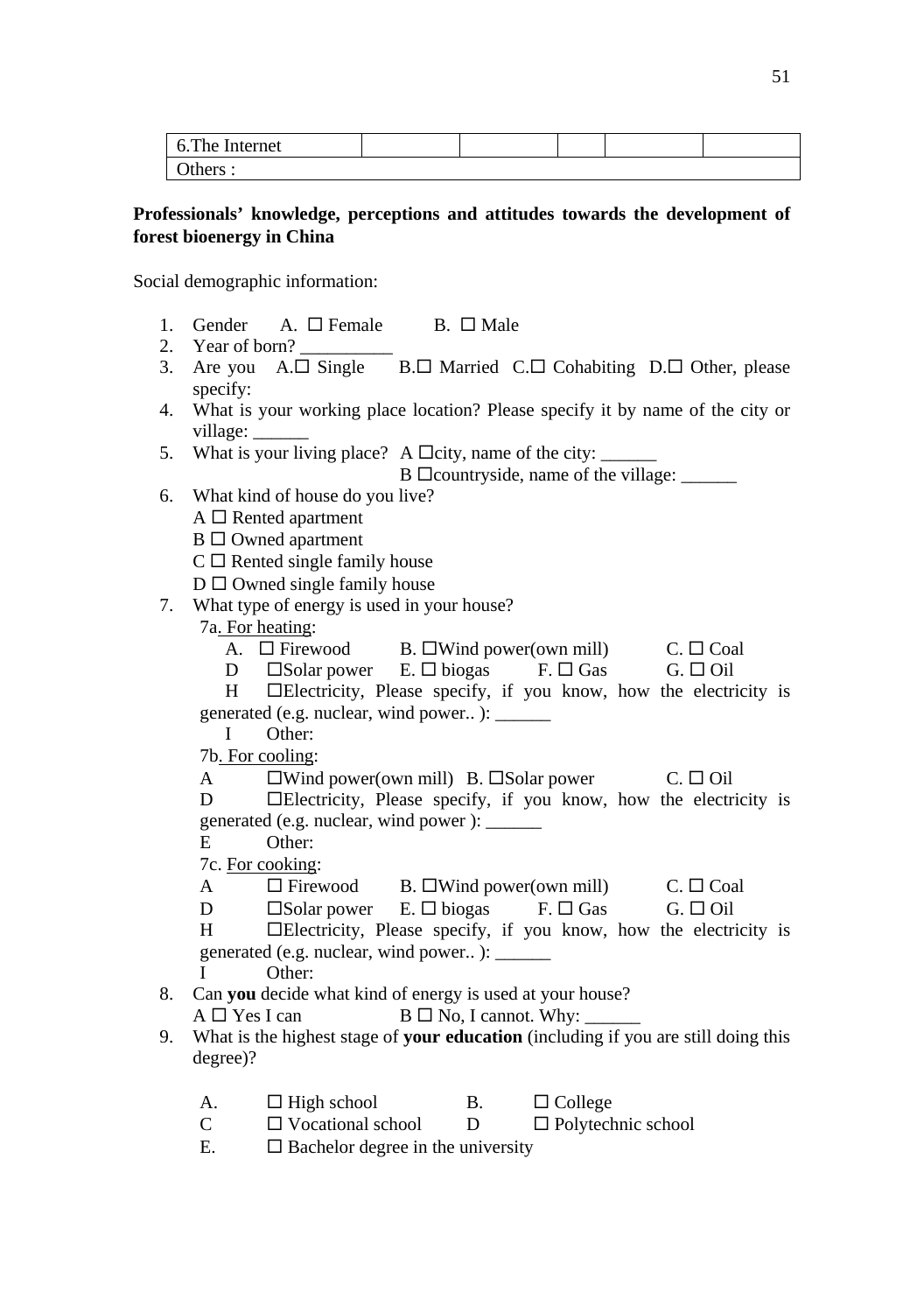| 6.The Internet | | | | | |
|---|---|---|---|---|---|
| Others : | | | | | |

**Professionals' knowledge, perceptions and attitudes towards the development of forest bioenergy in China**

Social demographic information:

1. Gender A. ☐ Female B. ☐ Male
2. Year of born? __________
3. Are you A.☐ Single B.☐ Married C.☐ Cohabiting D.☐ Other, please specify:
4. What is your working place location? Please specify it by name of the city or village: ______
5. What is your living place? A ☐city, name of the city: ______
   B ☐countryside, name of the village: ______
6. What kind of house do you live?
   A ☐ Rented apartment
   B ☐ Owned apartment
   C ☐ Rented single family house
   D ☐ Owned single family house
7. What type of energy is used in your house?
   7a. For heating:
   A. ☐ Firewood B. ☐Wind power(own mill) C. ☐ Coal
   D ☐Solar power E. ☐ biogas F. ☐ Gas G. ☐ Oil
   H ☐Electricity, Please specify, if you know, how the electricity is generated (e.g. nuclear, wind power.. ): ______
   I Other:
   7b. For cooling:
   A ☐Wind power(own mill) B. ☐Solar power C. ☐ Oil
   D ☐Electricity, Please specify, if you know, how the electricity is generated (e.g. nuclear, wind power ): ______
   E Other:
   7c. For cooking:
   A ☐ Firewood B. ☐Wind power(own mill) C. ☐ Coal
   D ☐Solar power E. ☐ biogas F. ☐ Gas G. ☐ Oil
   H ☐Electricity, Please specify, if you know, how the electricity is generated (e.g. nuclear, wind power.. ): ______
   I Other:
8. Can **you** decide what kind of energy is used at your house?
   A ☐ Yes I can B ☐ No, I cannot. Why: ______
9. What is the highest stage of **your education** (including if you are still doing this degree)?

   A. ☐ High school B. ☐ College
   C ☐ Vocational school D ☐ Polytechnic school
   E. ☐ Bachelor degree in the university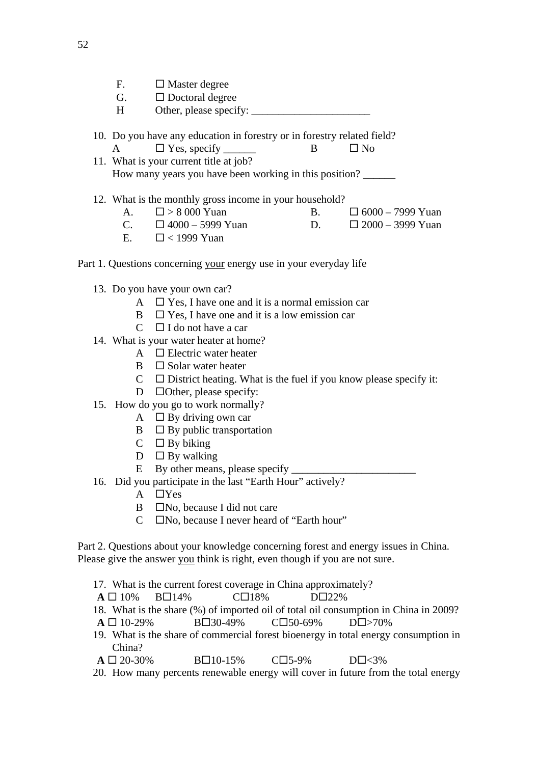F. ☐ Master degree
G. ☐ Doctoral degree
H Other, please specify: ______________________

10. Do you have any education in forestry or in forestry related field?
    A ☐ Yes, specify ______ B ☐ No
11. What is your current title at job?
    How many years you have been working in this position? ______

12. What is the monthly gross income in your household?
    A. ☐ > 8 000 Yuan B. ☐ 6000 – 7999 Yuan
    C. ☐ 4000 – 5999 Yuan D. ☐ 2000 – 3999 Yuan
    E. ☐ < 1999 Yuan

Part 1. Questions concerning <u>your</u> energy use in your everyday life

13. Do you have your own car?
    A ☐ Yes, I have one and it is a normal emission car
    B ☐ Yes, I have one and it is a low emission car
    C ☐ I do not have a car
14. What is your water heater at home?
    A ☐ Electric water heater
    B ☐ Solar water heater
    C ☐ District heating. What is the fuel if you know please specify it:
    D ☐Other, please specify:
15. How do you go to work normally?
    A ☐ By driving own car
    B ☐ By public transportation
    C ☐ By biking
    D ☐ By walking
    E By other means, please specify _______________________
16. Did you participate in the last "Earth Hour" actively?
    A ☐Yes
    B ☐No, because I did not care
    C ☐No, because I never heard of "Earth hour"

Part 2. Questions about your knowledge concerning forest and energy issues in China. Please give the answer <u>you</u> think is right, even though if you are not sure.

17. What is the current forest coverage in China approximately?
    **A** ☐ 10% B☐14% C☐18% D☐22%
18. What is the share (%) of imported oil of total oil consumption in China in 2009?
    **A** ☐ 10-29% B☐30-49% C☐50-69% D☐>70%
19. What is the share of commercial forest bioenergy in total energy consumption in China?
    **A** ☐ 20-30% B☐10-15% C☐5-9% D☐<3%
20. How many percents renewable energy will cover in future from the total energy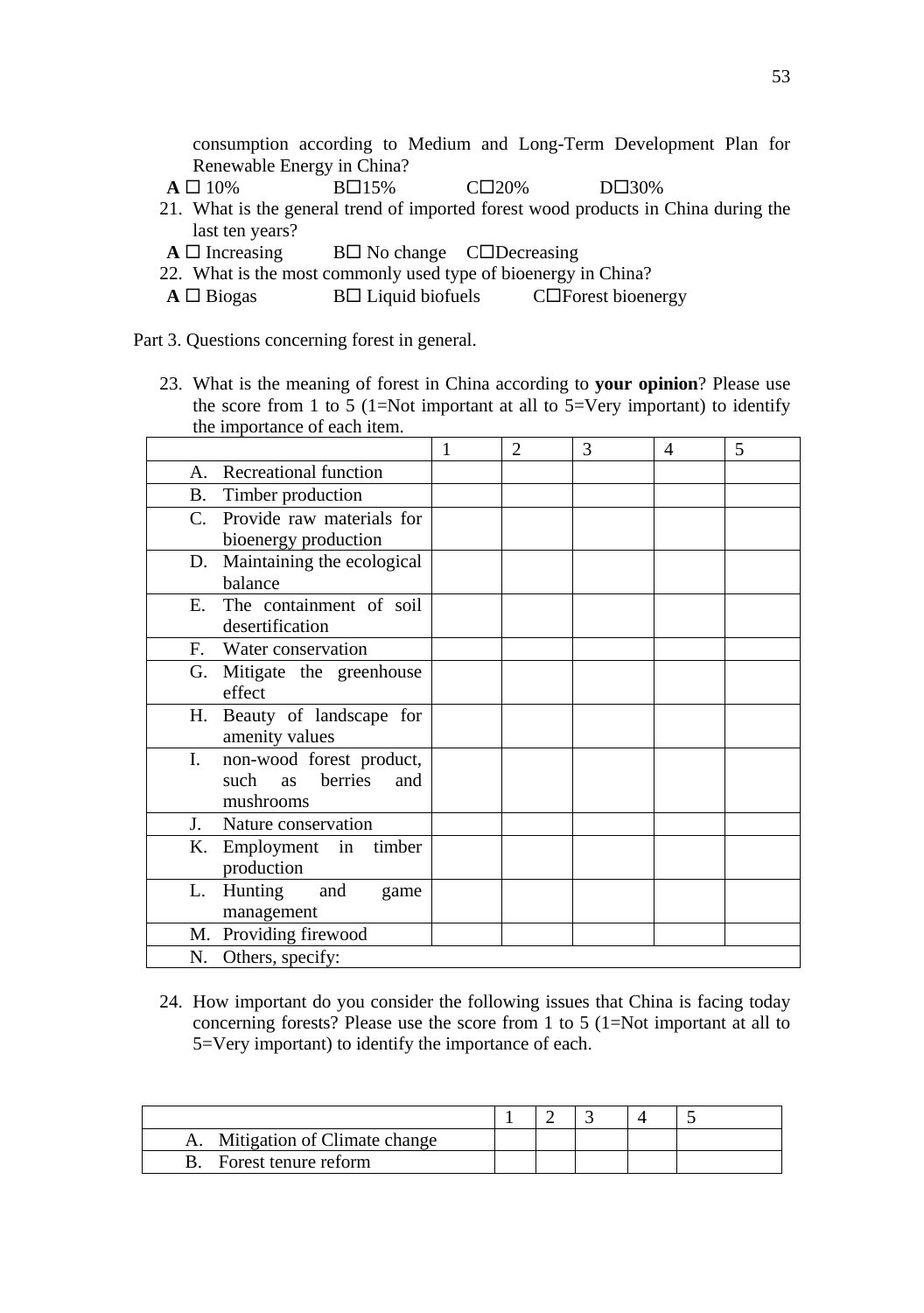consumption according to Medium and Long-Term Development Plan for Renewable Energy in China?

**A** ☐ 10%  B☐15%  C☐20%  D☐30%

21. What is the general trend of imported forest wood products in China during the last ten years?

**A** ☐ Increasing  B☐ No change  C☐Decreasing

22. What is the most commonly used type of bioenergy in China?

**A** ☐ Biogas  B☐ Liquid biofuels  C☐Forest bioenergy

Part 3. Questions concerning forest in general.

23. What is the meaning of forest in China according to **your opinion**? Please use the score from 1 to 5 (1=Not important at all to 5=Very important) to identify the importance of each item.

| | 1 | 2 | 3 | 4 | 5 |
|---|---|---|---|---|---|
| A. Recreational function | | | | | |
| B. Timber production | | | | | |
| C. Provide raw materials for bioenergy production | | | | | |
| D. Maintaining the ecological balance | | | | | |
| E. The containment of soil desertification | | | | | |
| F. Water conservation | | | | | |
| G. Mitigate the greenhouse effect | | | | | |
| H. Beauty of landscape for amenity values | | | | | |
| I. non-wood forest product, such as berries and mushrooms | | | | | |
| J. Nature conservation | | | | | |
| K. Employment in timber production | | | | | |
| L. Hunting and game management | | | | | |
| M. Providing firewood | | | | | |
| N. Others, specify: | | | | | |

24. How important do you consider the following issues that China is facing today concerning forests? Please use the score from 1 to 5 (1=Not important at all to 5=Very important) to identify the importance of each.

| | 1 | 2 | 3 | 4 | 5 |
|---|---|---|---|---|---|
| A. Mitigation of Climate change | | | | | |
| B. Forest tenure reform | | | | | |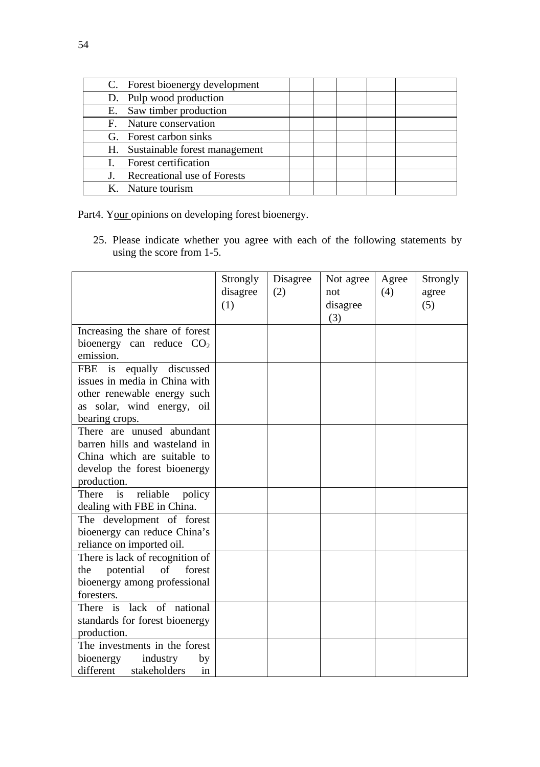| | | | | | |
|---|---|---|---|---|---|
| C. Forest bioenergy development | | | | | |
| D. Pulp wood production | | | | | |
| E. Saw timber production | | | | | |
| F. Nature conservation | | | | | |
| G. Forest carbon sinks | | | | | |
| H. Sustainable forest management | | | | | |
| I. Forest certification | | | | | |
| J. Recreational use of Forests | | | | | |
| K. Nature tourism | | | | | |

Part4. Your opinions on developing forest bioenergy.

25. Please indicate whether you agree with each of the following statements by using the score from 1-5.

| | Strongly disagree (1) | Disagree (2) | Not agree not disagree (3) | Agree (4) | Strongly agree (5) |
|---|---|---|---|---|---|
| Increasing the share of forest bioenergy can reduce $CO_2$ emission. | | | | | |
| FBE is equally discussed issues in media in China with other renewable energy such as solar, wind energy, oil bearing crops. | | | | | |
| There are unused abundant barren hills and wasteland in China which are suitable to develop the forest bioenergy production. | | | | | |
| There is reliable policy dealing with FBE in China. | | | | | |
| The development of forest bioenergy can reduce China's reliance on imported oil. | | | | | |
| There is lack of recognition of the potential of forest bioenergy among professional foresters. | | | | | |
| There is lack of national standards for forest bioenergy production. | | | | | |
| The investments in the forest bioenergy industry by different stakeholders in | | | | | |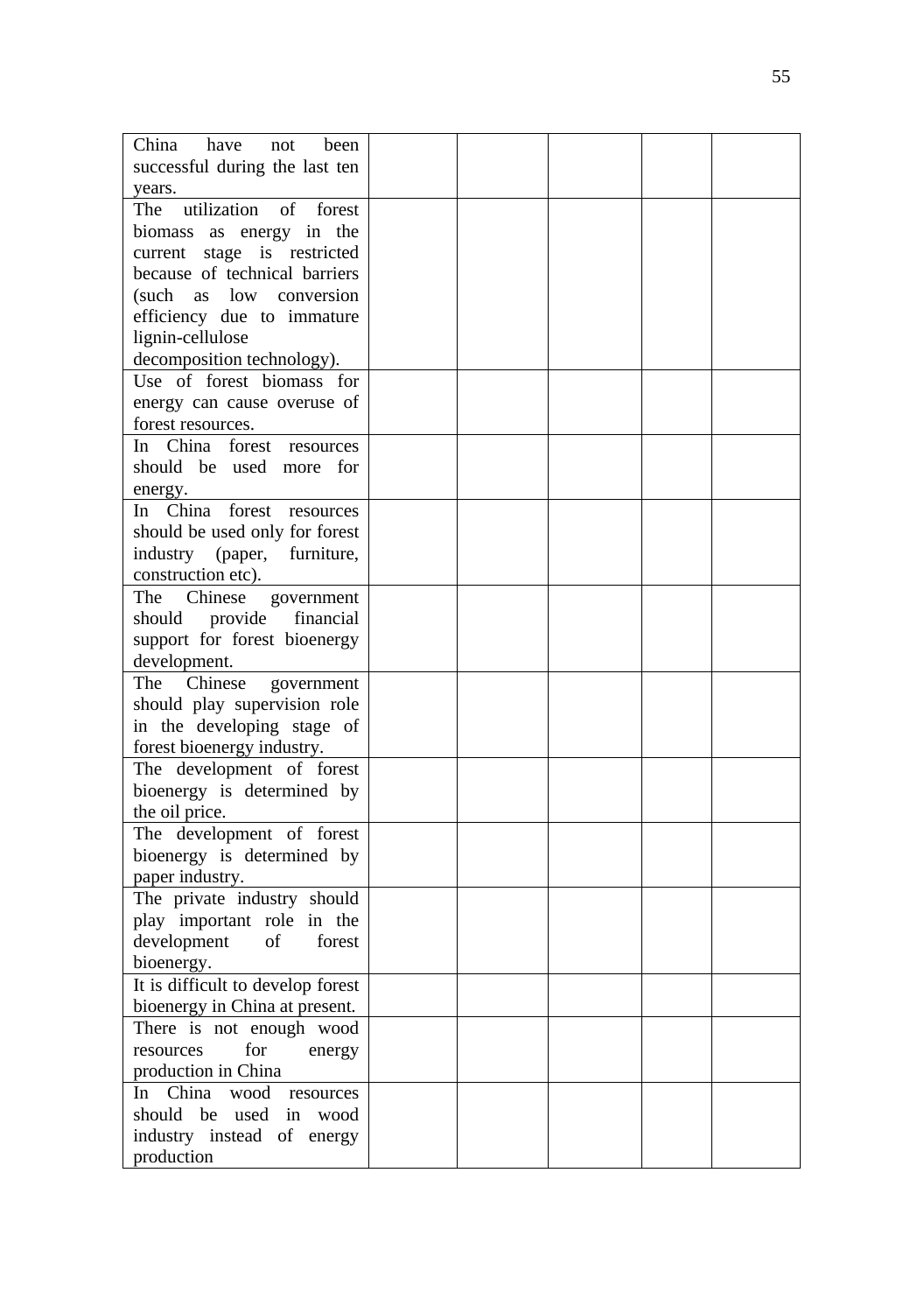| | | | | | |
|---|---|---|---|---|---|
| China have not been successful during the last ten years. | | | | | |
| The utilization of forest biomass as energy in the current stage is restricted because of technical barriers (such as low conversion efficiency due to immature lignin-cellulose decomposition technology). | | | | | |
| Use of forest biomass for energy can cause overuse of forest resources. | | | | | |
| In China forest resources should be used more for energy. | | | | | |
| In China forest resources should be used only for forest industry (paper, furniture, construction etc). | | | | | |
| The Chinese government should provide financial support for forest bioenergy development. | | | | | |
| The Chinese government should play supervision role in the developing stage of forest bioenergy industry. | | | | | |
| The development of forest bioenergy is determined by the oil price. | | | | | |
| The development of forest bioenergy is determined by paper industry. | | | | | |
| The private industry should play important role in the development of forest bioenergy. | | | | | |
| It is difficult to develop forest bioenergy in China at present. | | | | | |
| There is not enough wood resources for energy production in China | | | | | |
| In China wood resources should be used in wood industry instead of energy production | | | | | |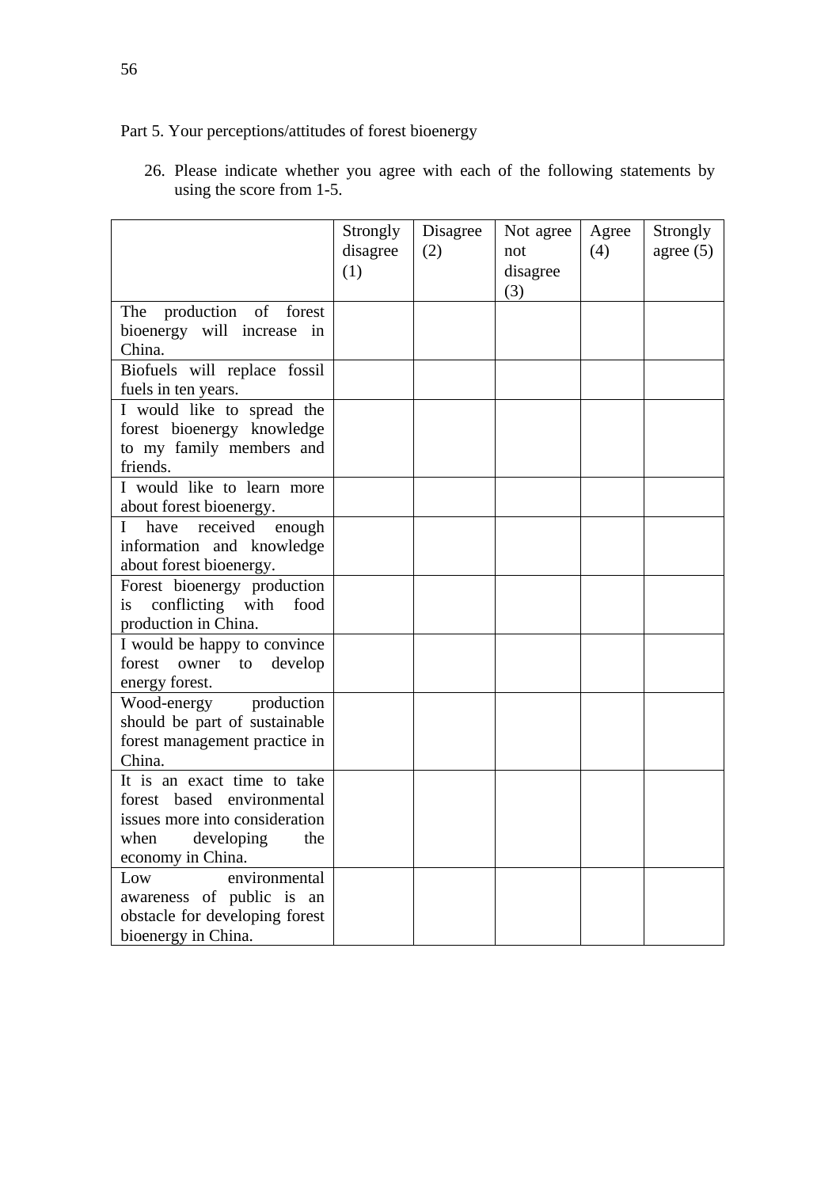Part 5. Your perceptions/attitudes of forest bioenergy

26. Please indicate whether you agree with each of the following statements by using the score from 1-5.

| | Strongly disagree (1) | Disagree (2) | Not agree not disagree (3) | Agree (4) | Strongly agree (5) |
|---|---|---|---|---|---|
| The production of forest bioenergy will increase in China. | | | | | |
| Biofuels will replace fossil fuels in ten years. | | | | | |
| I would like to spread the forest bioenergy knowledge to my family members and friends. | | | | | |
| I would like to learn more about forest bioenergy. | | | | | |
| I have received enough information and knowledge about forest bioenergy. | | | | | |
| Forest bioenergy production is conflicting with food production in China. | | | | | |
| I would be happy to convince forest owner to develop energy forest. | | | | | |
| Wood-energy production should be part of sustainable forest management practice in China. | | | | | |
| It is an exact time to take forest based environmental issues more into consideration when developing the economy in China. | | | | | |
| Low environmental awareness of public is an obstacle for developing forest bioenergy in China. | | | | | |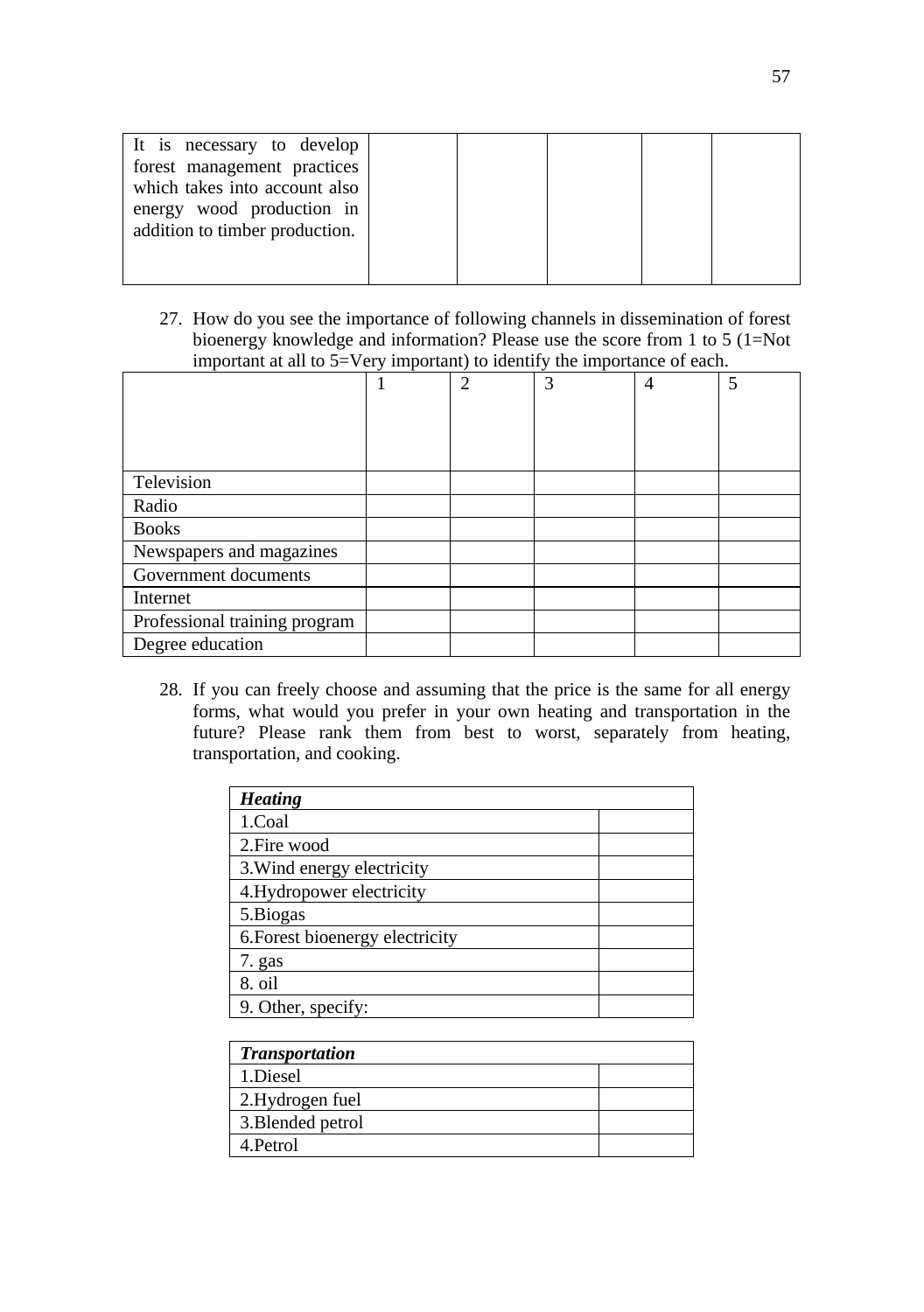| It is necessary to develop forest management practices which takes into account also energy wood production in addition to timber production. | | | | | |
|---|---|---|---|---|---|

27. How do you see the importance of following channels in dissemination of forest bioenergy knowledge and information? Please use the score from 1 to 5 (1=Not important at all to 5=Very important) to identify the importance of each.

| | 1 | 2 | 3 | 4 | 5 |
|---|---|---|---|---|---|
| Television | | | | | |
| Radio | | | | | |
| Books | | | | | |
| Newspapers and magazines | | | | | |
| Government documents | | | | | |
| Internet | | | | | |
| Professional training program | | | | | |
| Degree education | | | | | |

28. If you can freely choose and assuming that the price is the same for all energy forms, what would you prefer in your own heating and transportation in the future? Please rank them from best to worst, separately from heating, transportation, and cooking.

| ***Heating*** | |
|---|---|
| 1.Coal | |
| 2.Fire wood | |
| 3.Wind energy electricity | |
| 4.Hydropower electricity | |
| 5.Biogas | |
| 6.Forest bioenergy electricity | |
| 7. gas | |
| 8. oil | |
| 9. Other, specify: | |

| ***Transportation*** | |
|---|---|
| 1.Diesel | |
| 2.Hydrogen fuel | |
| 3.Blended petrol | |
| 4.Petrol | |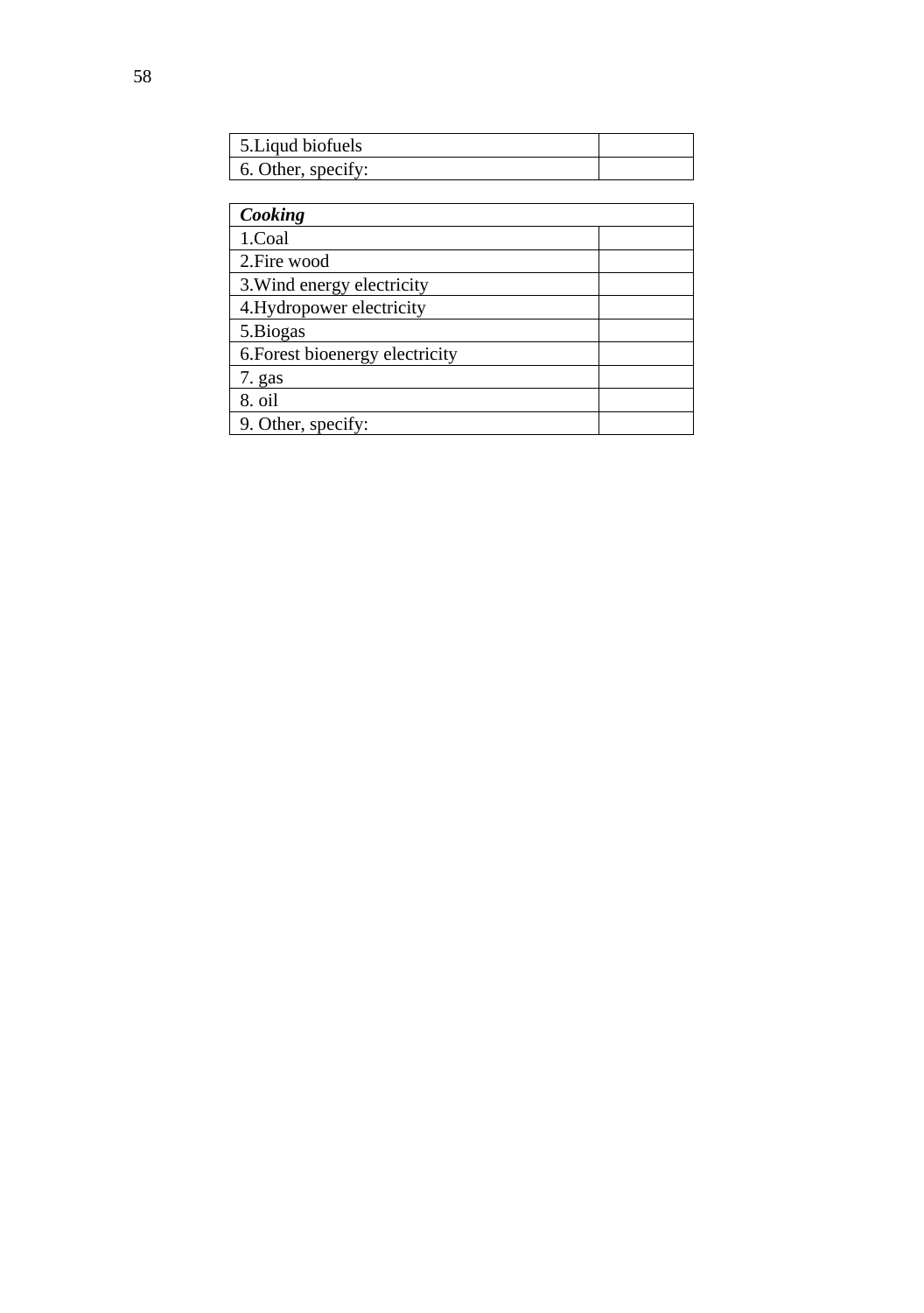| | |
|---|---|
| 5.Liqud biofuels | |
| 6. Other, specify: | |

| ***Cooking*** | |
|---|---|
| 1.Coal | |
| 2.Fire wood | |
| 3.Wind energy electricity | |
| 4.Hydropower electricity | |
| 5.Biogas | |
| 6.Forest bioenergy electricity | |
| 7. gas | |
| 8. oil | |
| 9. Other, specify: | |